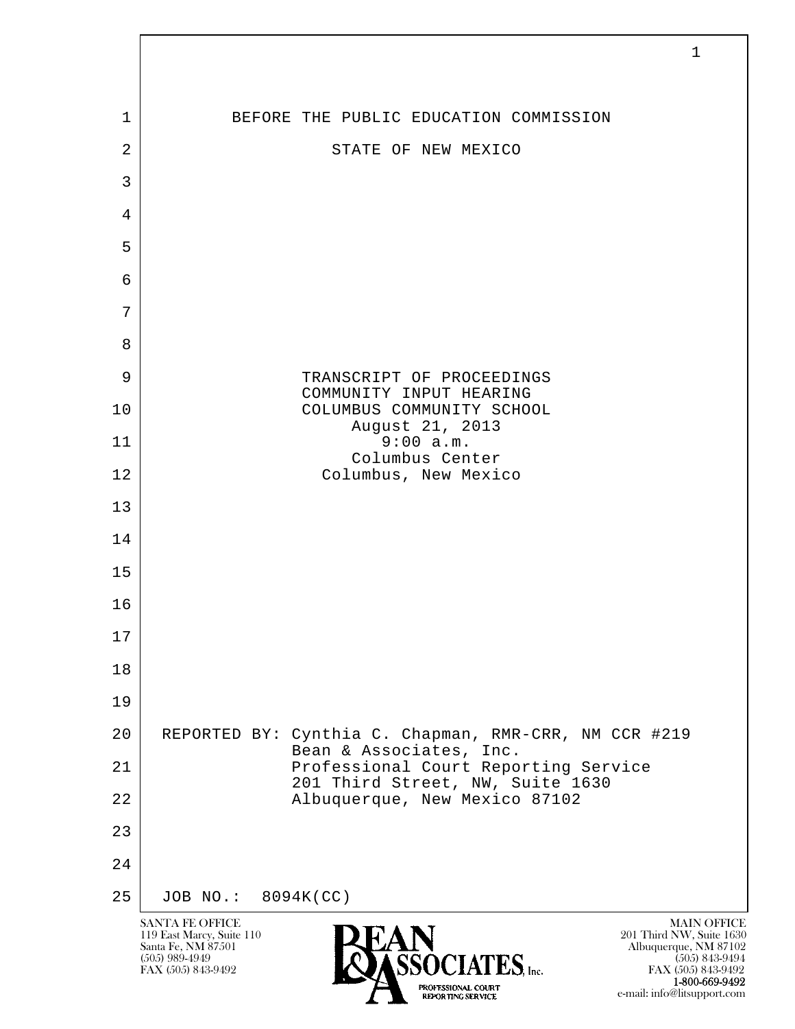BEFORE THE PUBLIC EDUCATION COMMISSION

STATE OF NEW MEXICO

TRANSCRIPT OF PROCEEDINGS
COMMUNITY INPUT HEARING
COLUMBUS COMMUNITY SCHOOL
August 21, 2013
9:00 a.m.
Columbus Center
Columbus, New Mexico

REPORTED BY: Cynthia C. Chapman, RMR-CRR, NM CCR #219
Bean & Associates, Inc.
Professional Court Reporting Service
201 Third Street, NW, Suite 1630
Albuquerque, New Mexico 87102

JOB NO.: 8094K(CC)

SANTA FE OFFICE
119 East Marcy, Suite 110
Santa Fe, NM 87501
(505) 989-4949
FAX (505) 843-9492

BEAN & ASSOCIATES, Inc.
PROFESSIONAL COURT REPORTING SERVICE

MAIN OFFICE
201 Third NW, Suite 1630
Albuquerque, NM 87102
(505) 843-9494
FAX (505) 843-9492
1-800-669-9492
e-mail: info@litsupport.com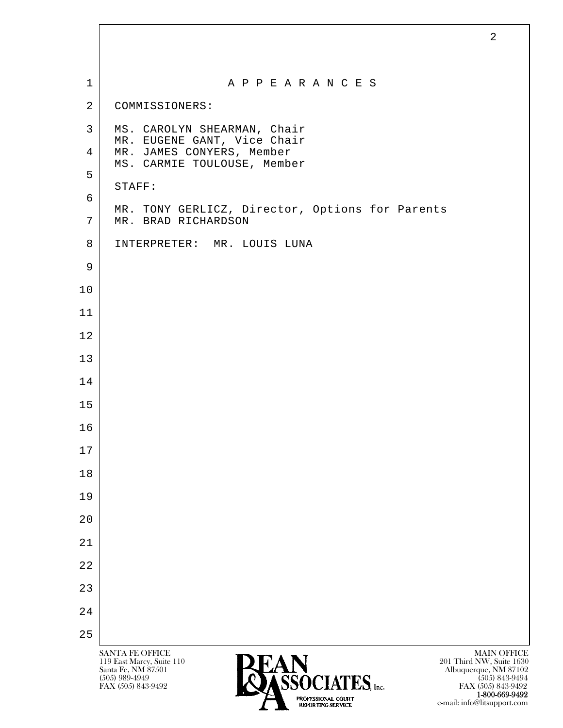# A P P E A R A N C E S

COMMISSIONERS:

MS. CAROLYN SHEARMAN, Chair
MR. EUGENE GANT, Vice Chair
MR. JAMES CONYERS, Member
MS. CARMIE TOULOUSE, Member

STAFF:

MR. TONY GERLICZ, Director, Options for Parents
MR. BRAD RICHARDSON

INTERPRETER: MR. LOUIS LUNA

SANTA FE OFFICE
119 East Marcy, Suite 110
Santa Fe, NM 87501
(505) 989-4949
FAX (505) 843-9492

BEAN & ASSOCIATES, Inc.
PROFESSIONAL COURT REPORTING SERVICE

MAIN OFFICE
201 Third NW, Suite 1630
Albuquerque, NM 87102
(505) 843-9494
FAX (505) 843-9492
1-800-669-9492
e-mail: info@litsupport.com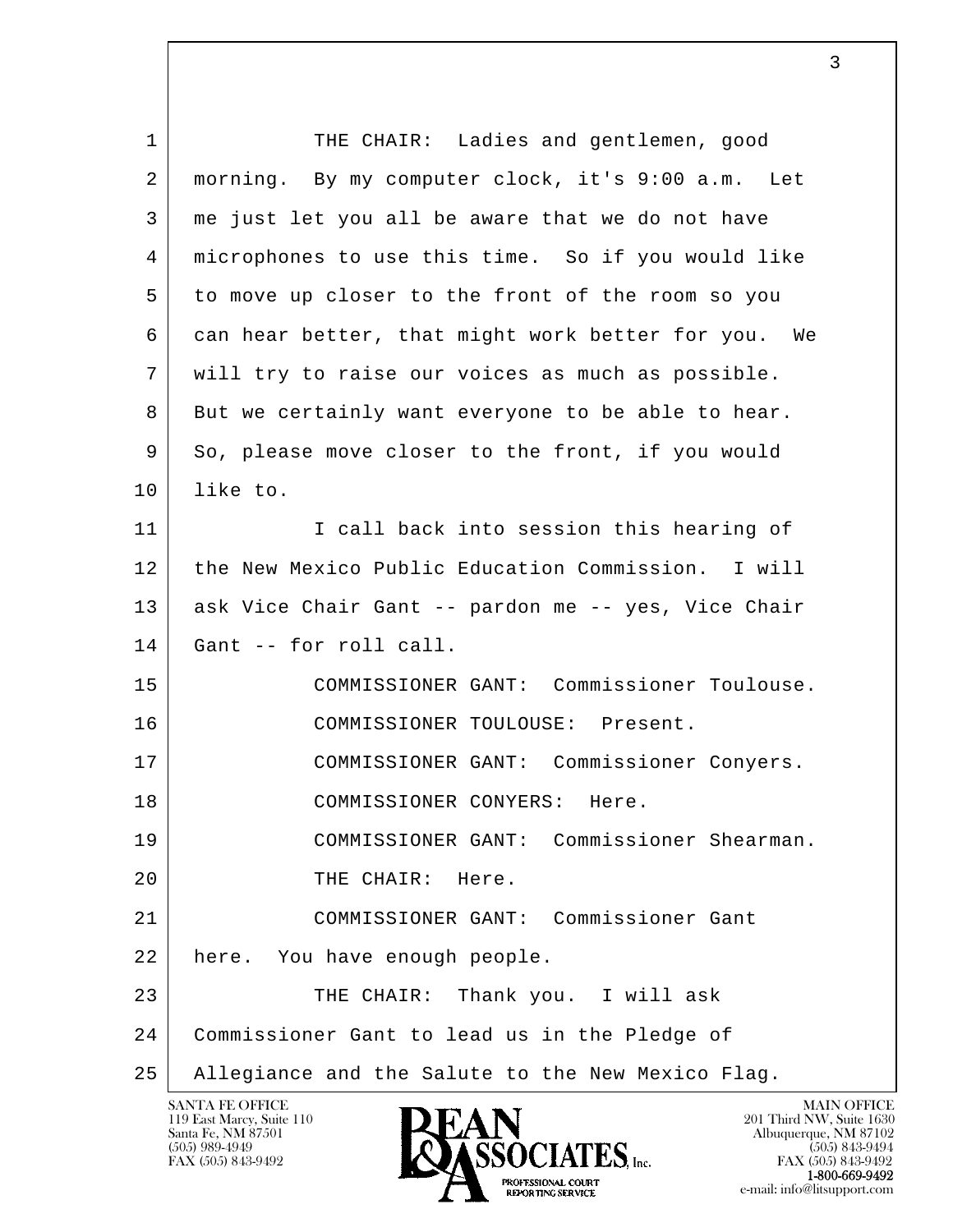THE CHAIR: Ladies and gentlemen, good morning. By my computer clock, it's 9:00 a.m. Let me just let you all be aware that we do not have microphones to use this time. So if you would like to move up closer to the front of the room so you can hear better, that might work better for you. We will try to raise our voices as much as possible. But we certainly want everyone to be able to hear. So, please move closer to the front, if you would like to.

I call back into session this hearing of the New Mexico Public Education Commission. I will ask Vice Chair Gant -- pardon me -- yes, Vice Chair Gant -- for roll call.

COMMISSIONER GANT: Commissioner Toulouse.

COMMISSIONER TOULOUSE: Present.

COMMISSIONER GANT: Commissioner Conyers.

COMMISSIONER CONYERS: Here.

COMMISSIONER GANT: Commissioner Shearman.

THE CHAIR: Here.

COMMISSIONER GANT: Commissioner Gant here. You have enough people.

THE CHAIR: Thank you. I will ask Commissioner Gant to lead us in the Pledge of Allegiance and the Salute to the New Mexico Flag.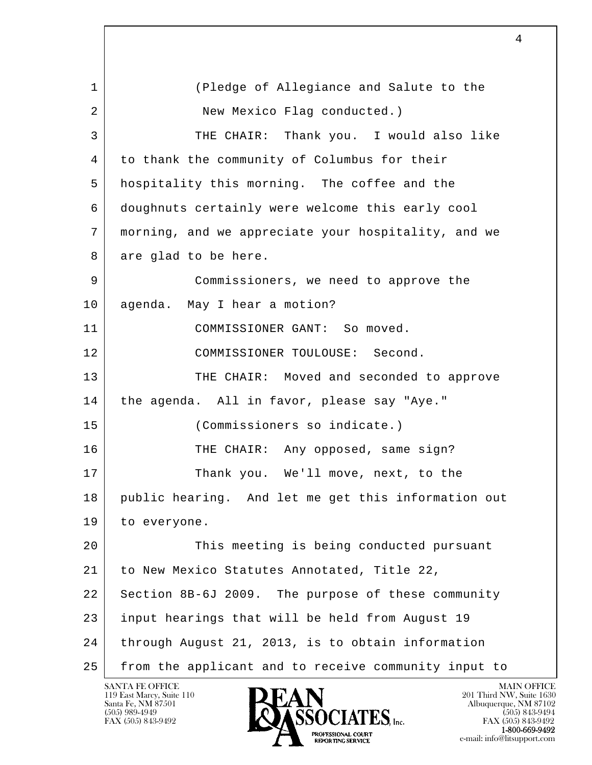(Pledge of Allegiance and Salute to the New Mexico Flag conducted.)

THE CHAIR: Thank you. I would also like to thank the community of Columbus for their hospitality this morning. The coffee and the doughnuts certainly were welcome this early cool morning, and we appreciate your hospitality, and we are glad to be here.

Commissioners, we need to approve the agenda. May I hear a motion?

COMMISSIONER GANT: So moved.

COMMISSIONER TOULOUSE: Second.

THE CHAIR: Moved and seconded to approve the agenda. All in favor, please say "Aye."

(Commissioners so indicate.)

THE CHAIR: Any opposed, same sign?

Thank you. We'll move, next, to the public hearing. And let me get this information out to everyone.

This meeting is being conducted pursuant to New Mexico Statutes Annotated, Title 22, Section 8B-6J 2009. The purpose of these community input hearings that will be held from August 19 through August 21, 2013, is to obtain information from the applicant and to receive community input to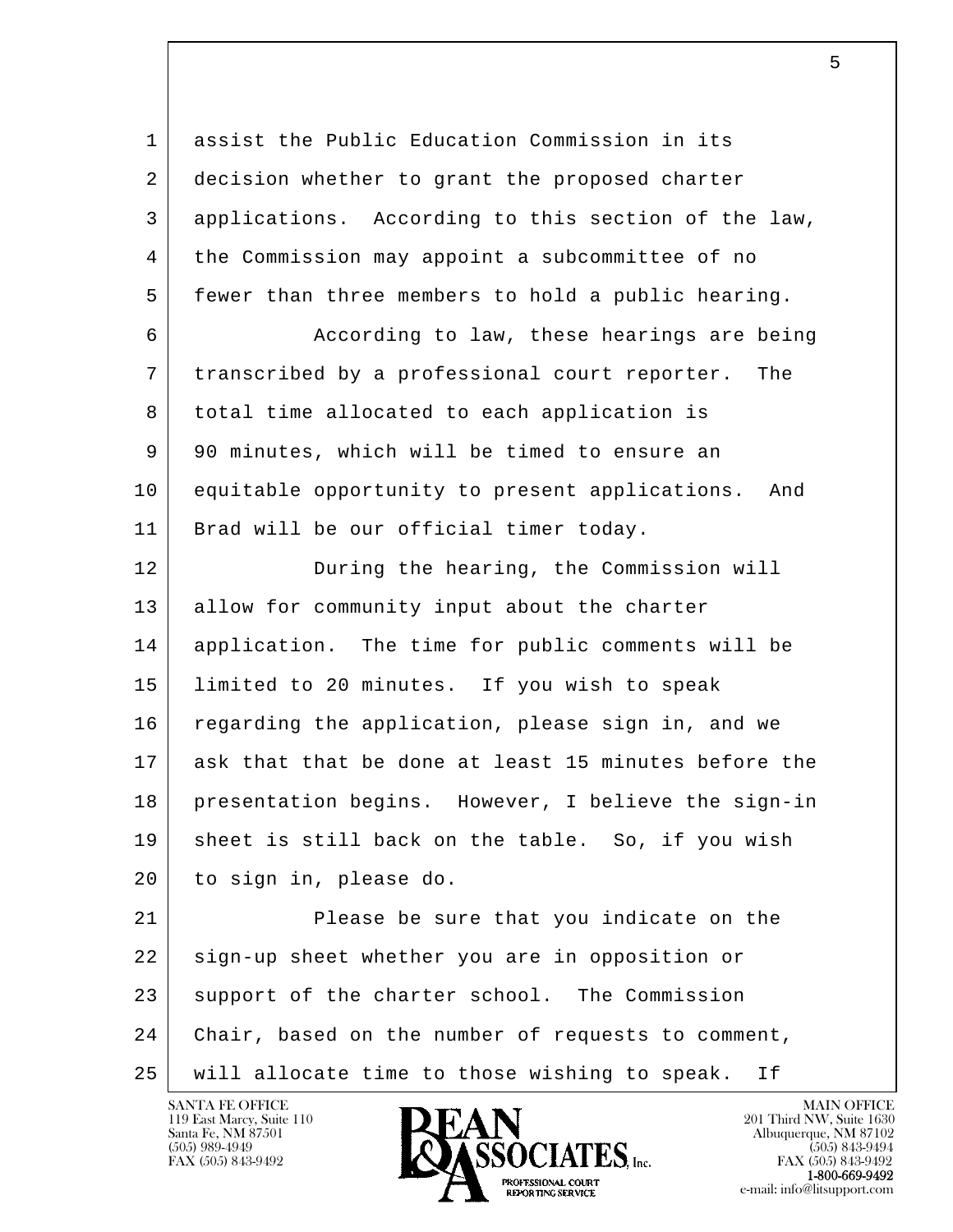assist the Public Education Commission in its decision whether to grant the proposed charter applications. According to this section of the law, the Commission may appoint a subcommittee of no fewer than three members to hold a public hearing.

According to law, these hearings are being transcribed by a professional court reporter. The total time allocated to each application is 90 minutes, which will be timed to ensure an equitable opportunity to present applications. And Brad will be our official timer today.

During the hearing, the Commission will allow for community input about the charter application. The time for public comments will be limited to 20 minutes. If you wish to speak regarding the application, please sign in, and we ask that that be done at least 15 minutes before the presentation begins. However, I believe the sign-in sheet is still back on the table. So, if you wish to sign in, please do.

Please be sure that you indicate on the sign-up sheet whether you are in opposition or support of the charter school. The Commission Chair, based on the number of requests to comment, will allocate time to those wishing to speak. If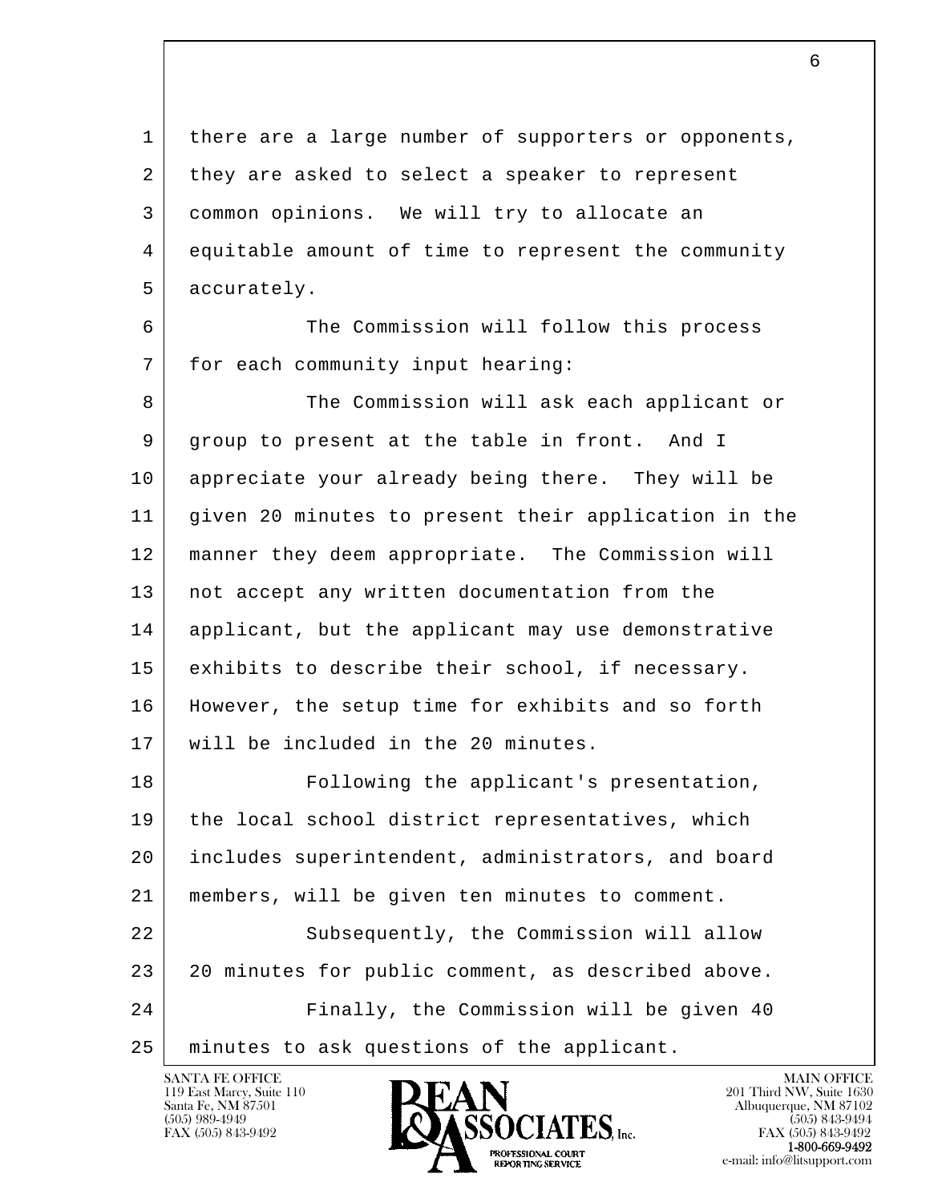there are a large number of supporters or opponents, they are asked to select a speaker to represent common opinions. We will try to allocate an equitable amount of time to represent the community accurately.

The Commission will follow this process for each community input hearing:

The Commission will ask each applicant or group to present at the table in front. And I appreciate your already being there. They will be given 20 minutes to present their application in the manner they deem appropriate. The Commission will not accept any written documentation from the applicant, but the applicant may use demonstrative exhibits to describe their school, if necessary. However, the setup time for exhibits and so forth will be included in the 20 minutes.

Following the applicant's presentation, the local school district representatives, which includes superintendent, administrators, and board members, will be given ten minutes to comment.

Subsequently, the Commission will allow 20 minutes for public comment, as described above.

Finally, the Commission will be given 40 minutes to ask questions of the applicant.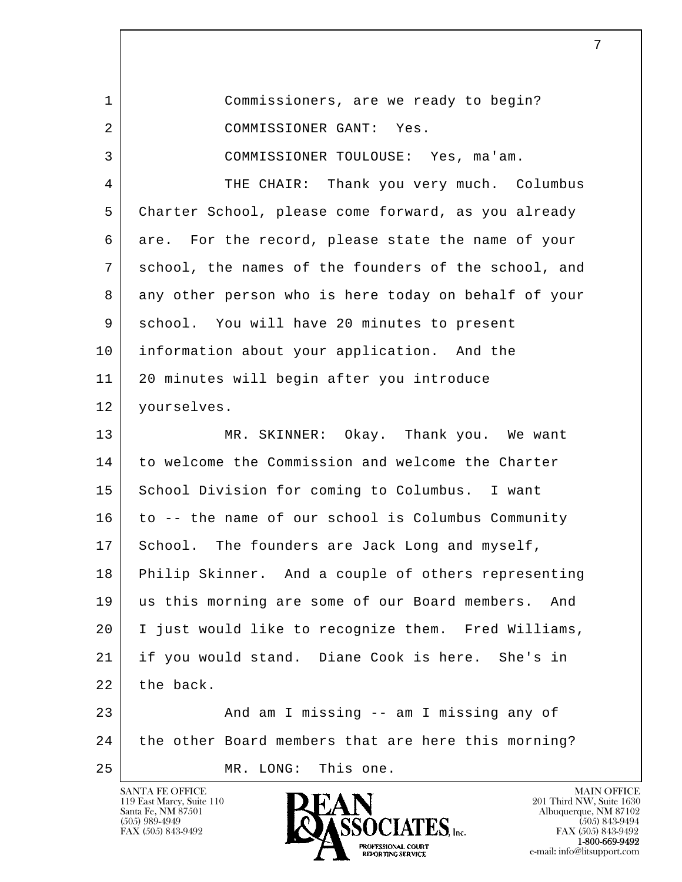1 Commissioners, are we ready to begin?

2 COMMISSIONER GANT: Yes.

3 COMMISSIONER TOULOUSE: Yes, ma'am.

4 THE CHAIR: Thank you very much. Columbus
5 Charter School, please come forward, as you already
6 are. For the record, please state the name of your
7 school, the names of the founders of the school, and
8 any other person who is here today on behalf of your
9 school. You will have 20 minutes to present
10 information about your application. And the
11 20 minutes will begin after you introduce
12 yourselves.

13 MR. SKINNER: Okay. Thank you. We want
14 to welcome the Commission and welcome the Charter
15 School Division for coming to Columbus. I want
16 to -- the name of our school is Columbus Community
17 School. The founders are Jack Long and myself,
18 Philip Skinner. And a couple of others representing
19 us this morning are some of our Board members. And
20 I just would like to recognize them. Fred Williams,
21 if you would stand. Diane Cook is here. She's in
22 the back.

23 And am I missing -- am I missing any of
24 the other Board members that are here this morning?

25 MR. LONG: This one.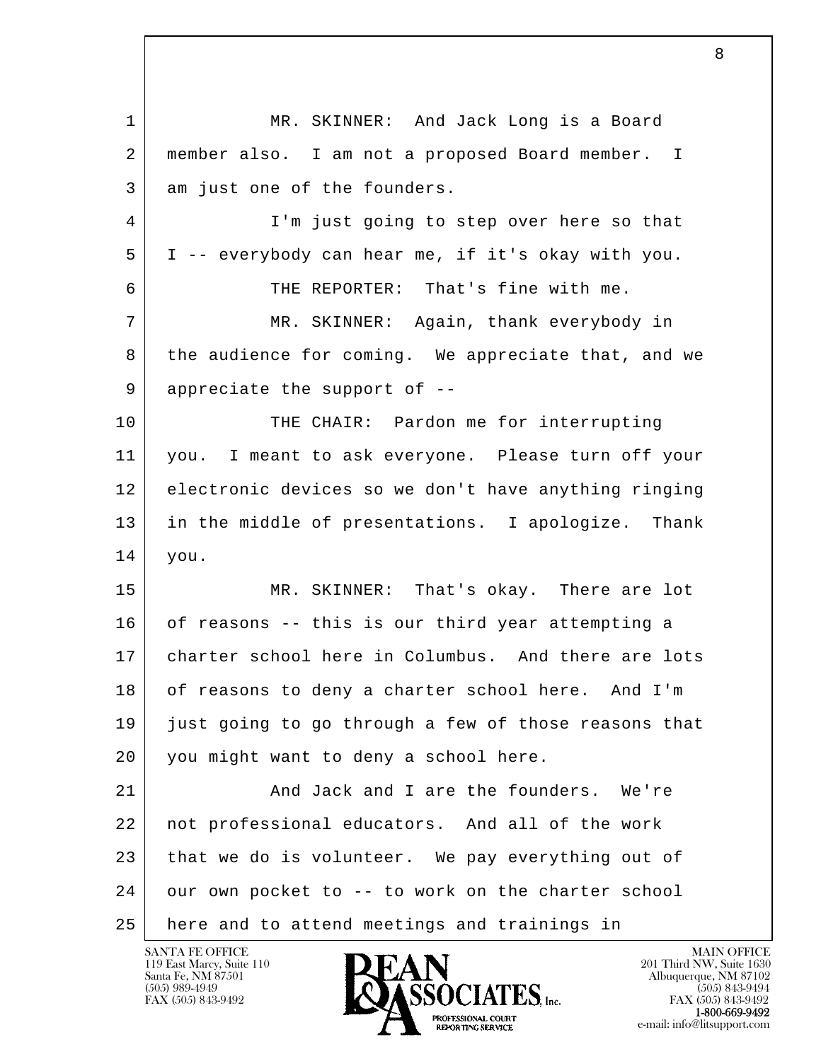1 MR. SKINNER: And Jack Long is a Board
2 member also. I am not a proposed Board member. I
3 am just one of the founders.
4 I'm just going to step over here so that
5 I -- everybody can hear me, if it's okay with you.
6 THE REPORTER: That's fine with me.
7 MR. SKINNER: Again, thank everybody in
8 the audience for coming. We appreciate that, and we
9 appreciate the support of --
10 THE CHAIR: Pardon me for interrupting
11 you. I meant to ask everyone. Please turn off your
12 electronic devices so we don't have anything ringing
13 in the middle of presentations. I apologize. Thank
14 you.
15 MR. SKINNER: That's okay. There are lot
16 of reasons -- this is our third year attempting a
17 charter school here in Columbus. And there are lots
18 of reasons to deny a charter school here. And I'm
19 just going to go through a few of those reasons that
20 you might want to deny a school here.
21 And Jack and I are the founders. We're
22 not professional educators. And all of the work
23 that we do is volunteer. We pay everything out of
24 our own pocket to -- to work on the charter school
25 here and to attend meetings and trainings in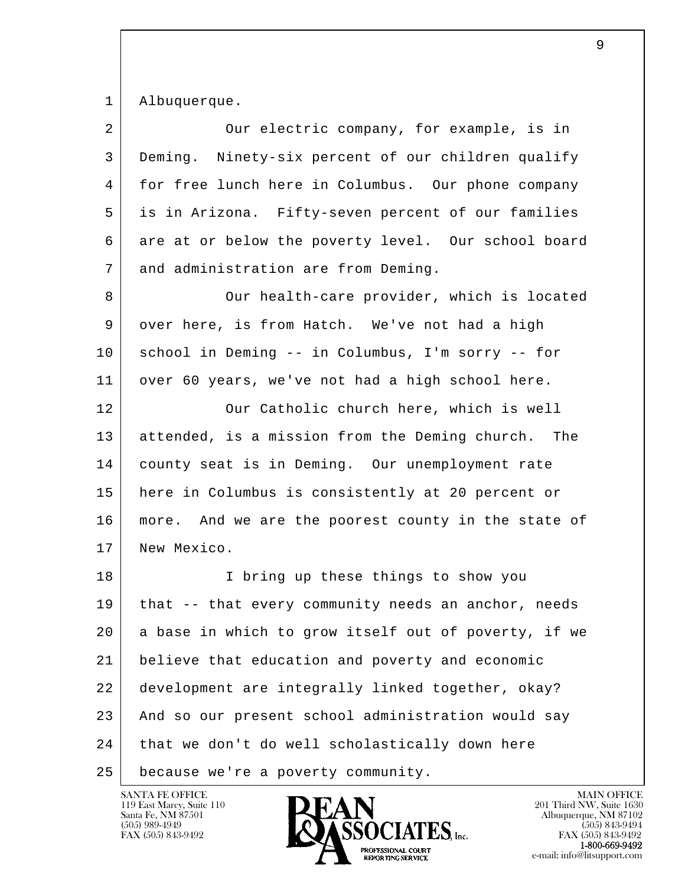Albuquerque.

Our electric company, for example, is in Deming. Ninety-six percent of our children qualify for free lunch here in Columbus. Our phone company is in Arizona. Fifty-seven percent of our families are at or below the poverty level. Our school board and administration are from Deming.

Our health-care provider, which is located over here, is from Hatch. We've not had a high school in Deming -- in Columbus, I'm sorry -- for over 60 years, we've not had a high school here.

Our Catholic church here, which is well attended, is a mission from the Deming church. The county seat is in Deming. Our unemployment rate here in Columbus is consistently at 20 percent or more. And we are the poorest county in the state of New Mexico.

I bring up these things to show you that -- that every community needs an anchor, needs a base in which to grow itself out of poverty, if we believe that education and poverty and economic development are integrally linked together, okay? And so our present school administration would say that we don't do well scholastically down here because we're a poverty community.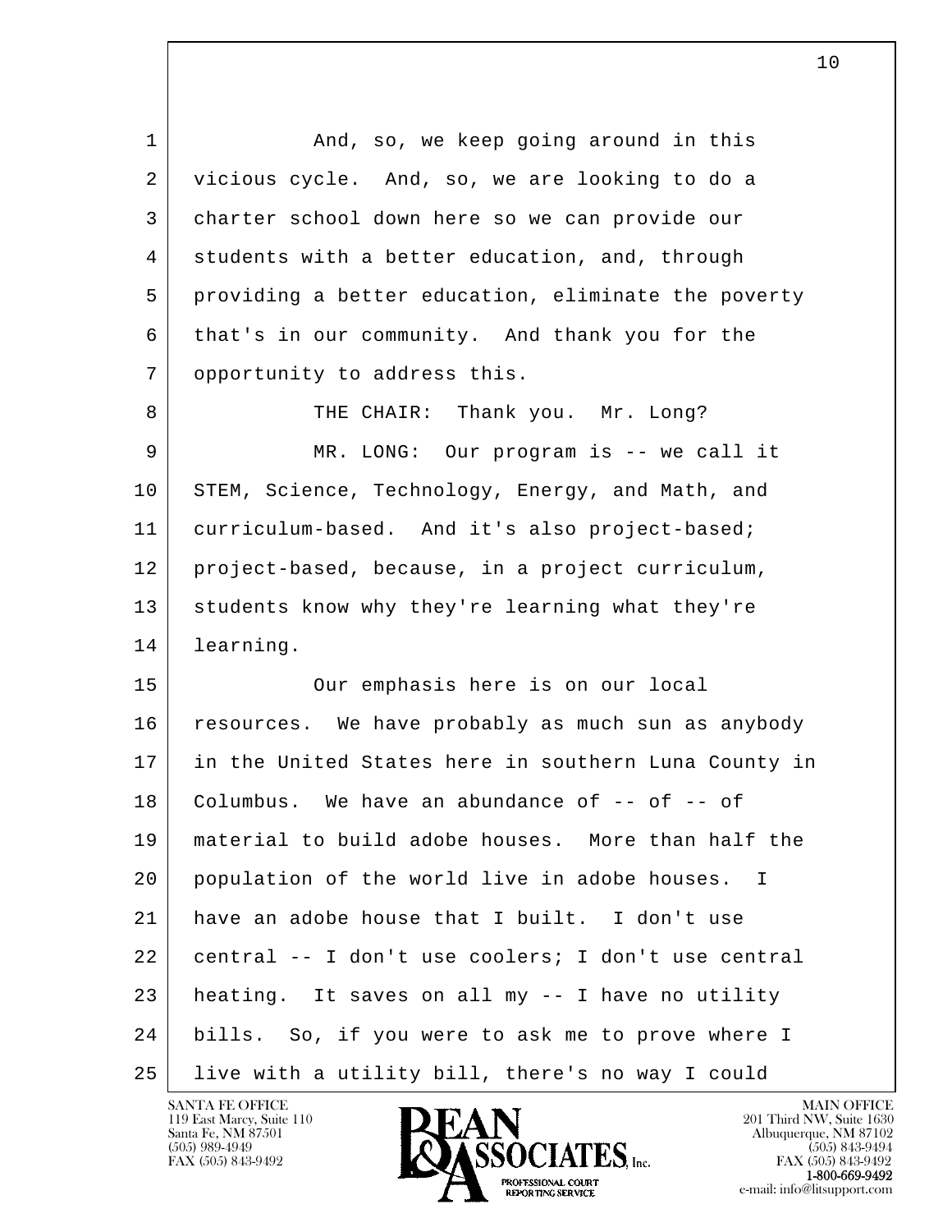And, so, we keep going around in this vicious cycle. And, so, we are looking to do a charter school down here so we can provide our students with a better education, and, through providing a better education, eliminate the poverty that's in our community. And thank you for the opportunity to address this.

THE CHAIR: Thank you. Mr. Long?

MR. LONG: Our program is -- we call it STEM, Science, Technology, Energy, and Math, and curriculum-based. And it's also project-based; project-based, because, in a project curriculum, students know why they're learning what they're learning.

Our emphasis here is on our local resources. We have probably as much sun as anybody in the United States here in southern Luna County in Columbus. We have an abundance of -- of -- of material to build adobe houses. More than half the population of the world live in adobe houses. I have an adobe house that I built. I don't use central -- I don't use coolers; I don't use central heating. It saves on all my -- I have no utility bills. So, if you were to ask me to prove where I live with a utility bill, there's no way I could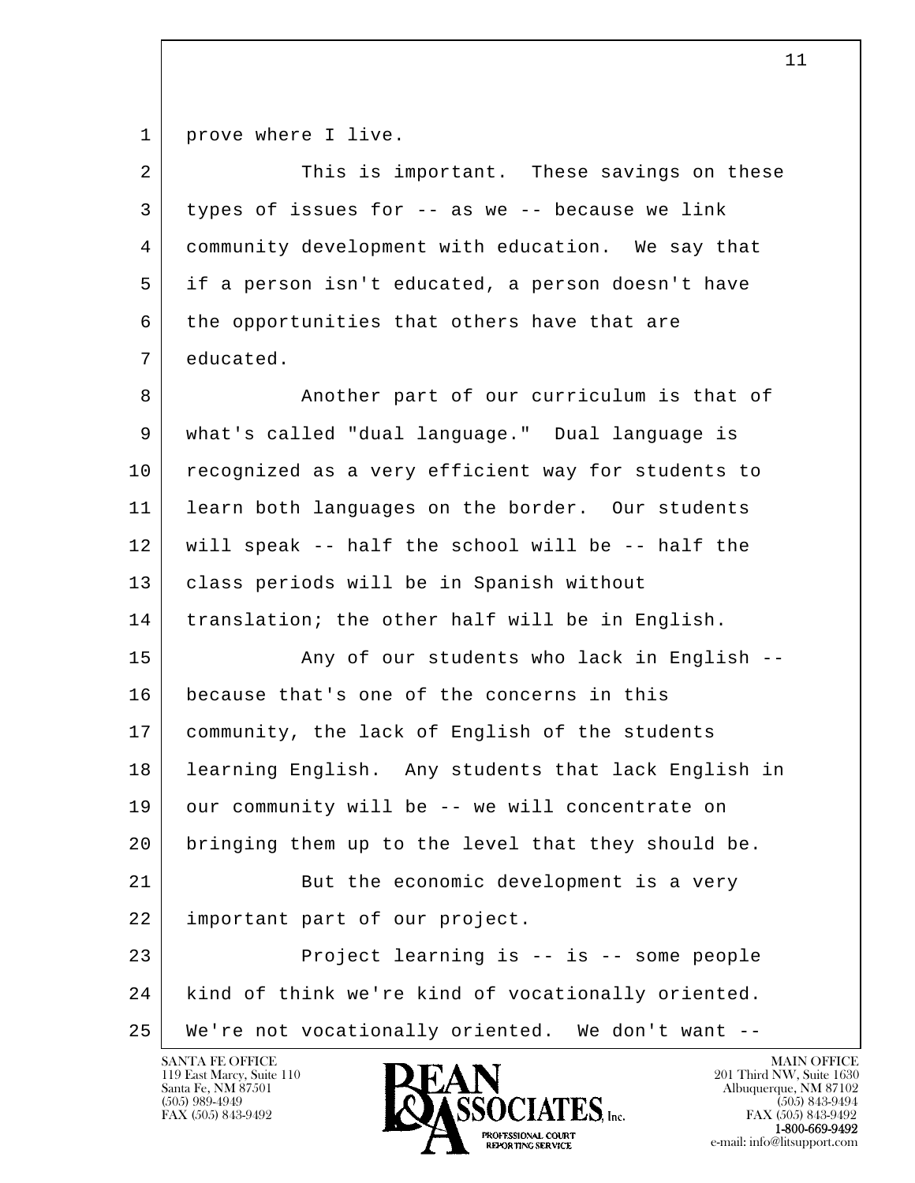prove where I live.

This is important. These savings on these types of issues for -- as we -- because we link community development with education. We say that if a person isn't educated, a person doesn't have the opportunities that others have that are educated.

Another part of our curriculum is that of what's called "dual language." Dual language is recognized as a very efficient way for students to learn both languages on the border. Our students will speak -- half the school will be -- half the class periods will be in Spanish without translation; the other half will be in English.

Any of our students who lack in English -- because that's one of the concerns in this community, the lack of English of the students learning English. Any students that lack English in our community will be -- we will concentrate on bringing them up to the level that they should be.

But the economic development is a very important part of our project.

Project learning is -- is -- some people kind of think we're kind of vocationally oriented. We're not vocationally oriented. We don't want --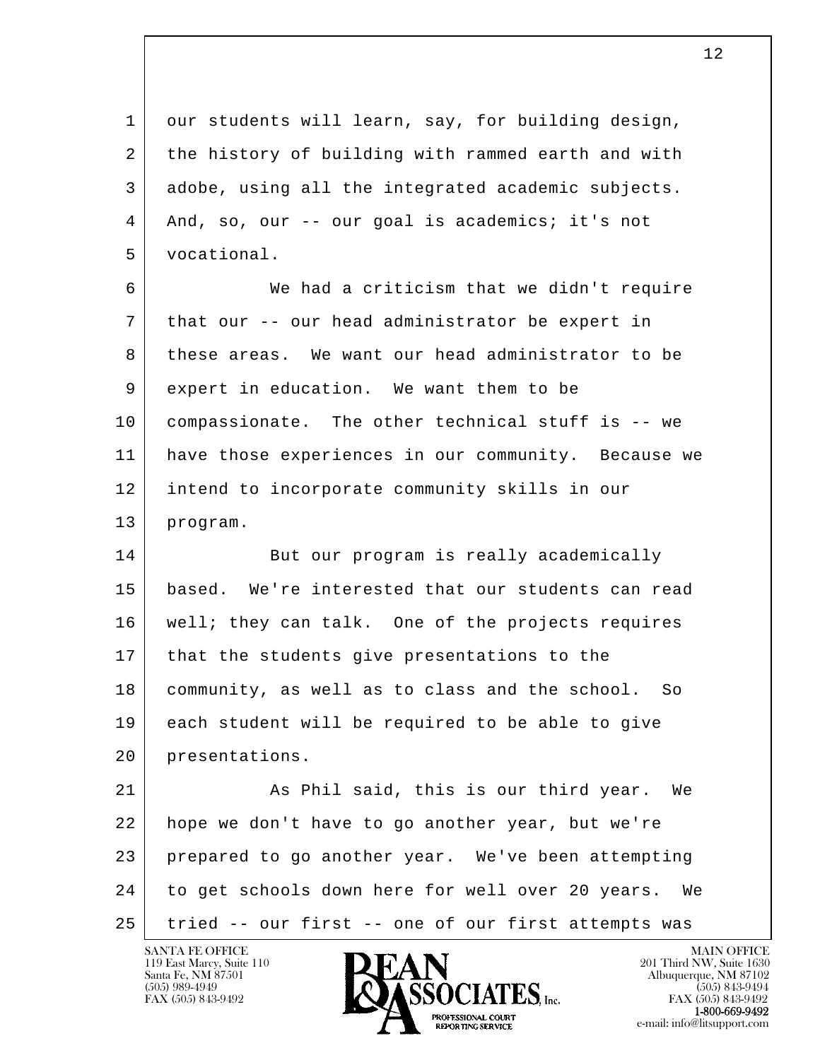our students will learn, say, for building design, the history of building with rammed earth and with adobe, using all the integrated academic subjects. And, so, our -- our goal is academics; it's not vocational.

We had a criticism that we didn't require that our -- our head administrator be expert in these areas. We want our head administrator to be expert in education. We want them to be compassionate. The other technical stuff is -- we have those experiences in our community. Because we intend to incorporate community skills in our program.

But our program is really academically based. We're interested that our students can read well; they can talk. One of the projects requires that the students give presentations to the community, as well as to class and the school. So each student will be required to be able to give presentations.

As Phil said, this is our third year. We hope we don't have to go another year, but we're prepared to go another year. We've been attempting to get schools down here for well over 20 years. We tried -- our first -- one of our first attempts was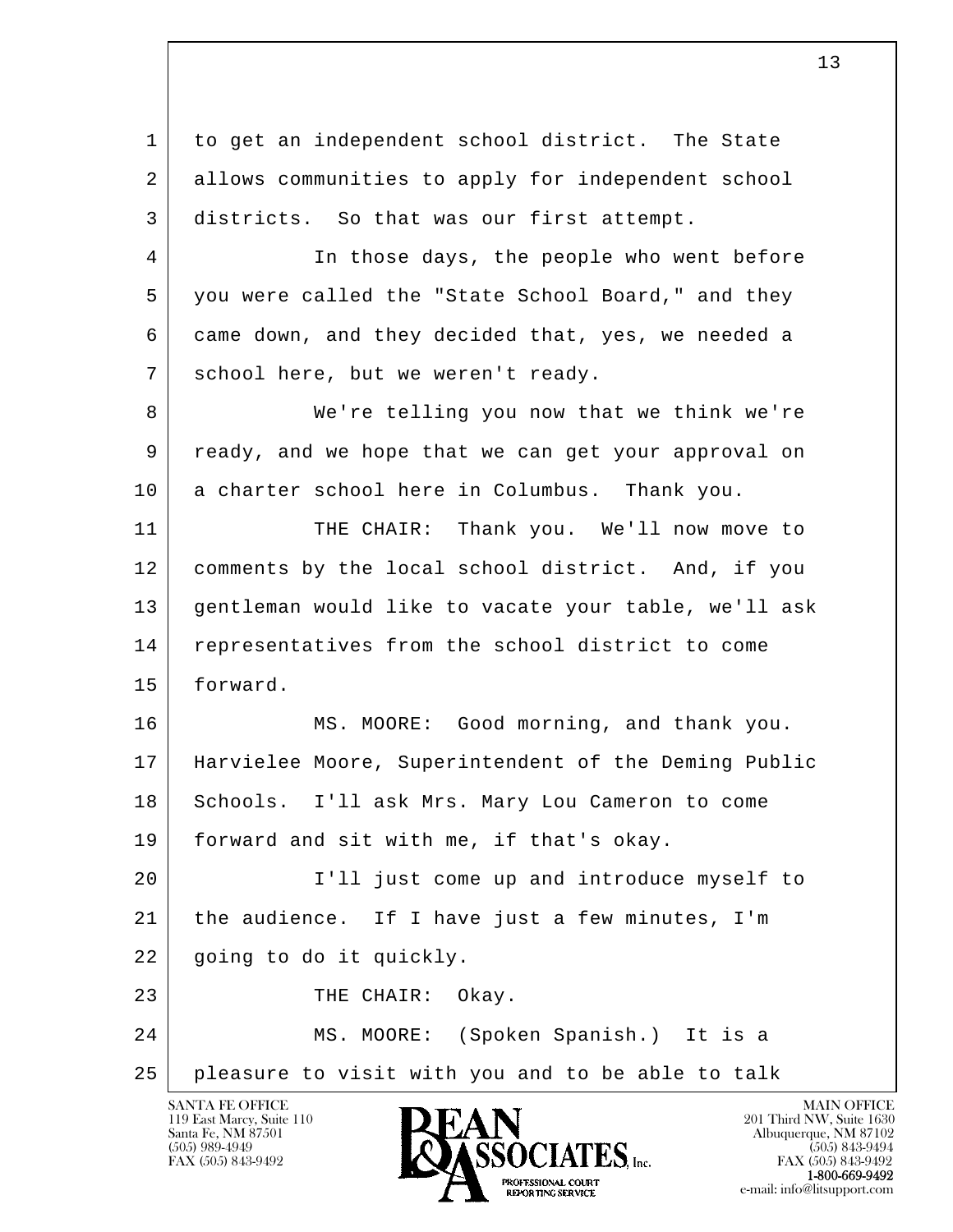to get an independent school district. The State allows communities to apply for independent school districts. So that was our first attempt.

In those days, the people who went before you were called the "State School Board," and they came down, and they decided that, yes, we needed a school here, but we weren't ready.

We're telling you now that we think we're ready, and we hope that we can get your approval on a charter school here in Columbus. Thank you.

THE CHAIR: Thank you. We'll now move to comments by the local school district. And, if you gentleman would like to vacate your table, we'll ask representatives from the school district to come forward.

MS. MOORE: Good morning, and thank you. Harvielee Moore, Superintendent of the Deming Public Schools. I'll ask Mrs. Mary Lou Cameron to come forward and sit with me, if that's okay.

I'll just come up and introduce myself to the audience. If I have just a few minutes, I'm going to do it quickly.

THE CHAIR: Okay.

MS. MOORE: (Spoken Spanish.) It is a pleasure to visit with you and to be able to talk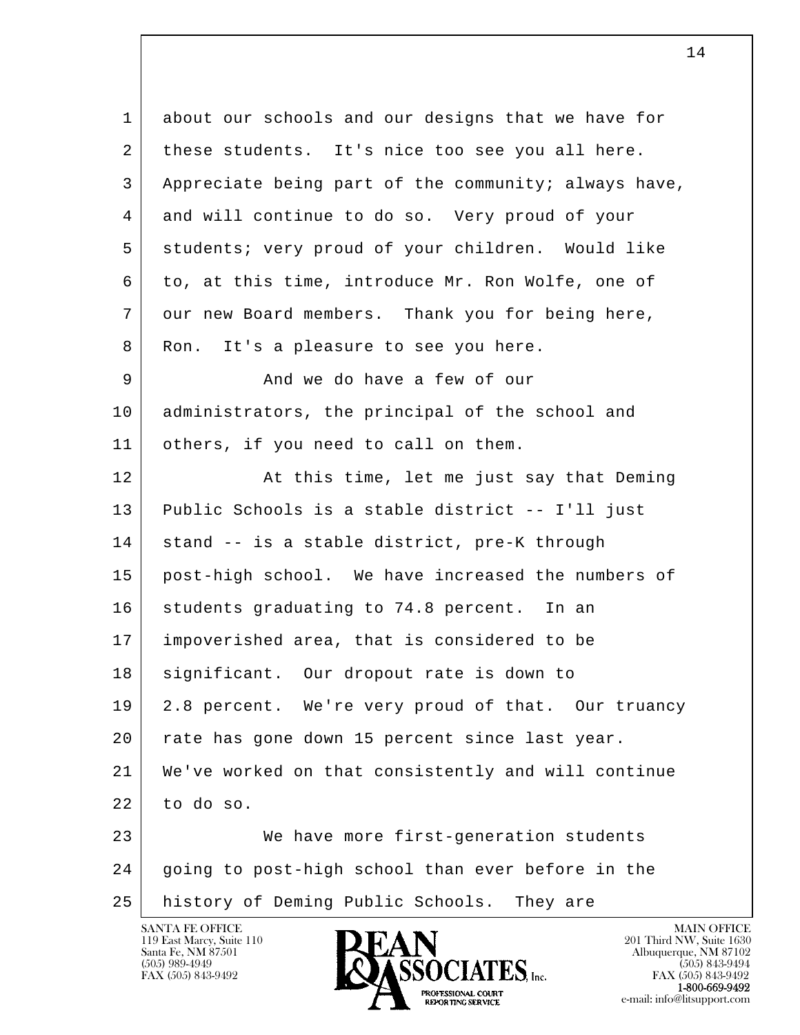1 about our schools and our designs that we have for
2 these students. It's nice too see you all here.
3 Appreciate being part of the community; always have,
4 and will continue to do so. Very proud of your
5 students; very proud of your children. Would like
6 to, at this time, introduce Mr. Ron Wolfe, one of
7 our new Board members. Thank you for being here,
8 Ron. It's a pleasure to see you here.
9 And we do have a few of our
10 administrators, the principal of the school and
11 others, if you need to call on them.
12 At this time, let me just say that Deming
13 Public Schools is a stable district -- I'll just
14 stand -- is a stable district, pre-K through
15 post-high school. We have increased the numbers of
16 students graduating to 74.8 percent. In an
17 impoverished area, that is considered to be
18 significant. Our dropout rate is down to
19 2.8 percent. We're very proud of that. Our truancy
20 rate has gone down 15 percent since last year.
21 We've worked on that consistently and will continue
22 to do so.
23 We have more first-generation students
24 going to post-high school than ever before in the
25 history of Deming Public Schools. They are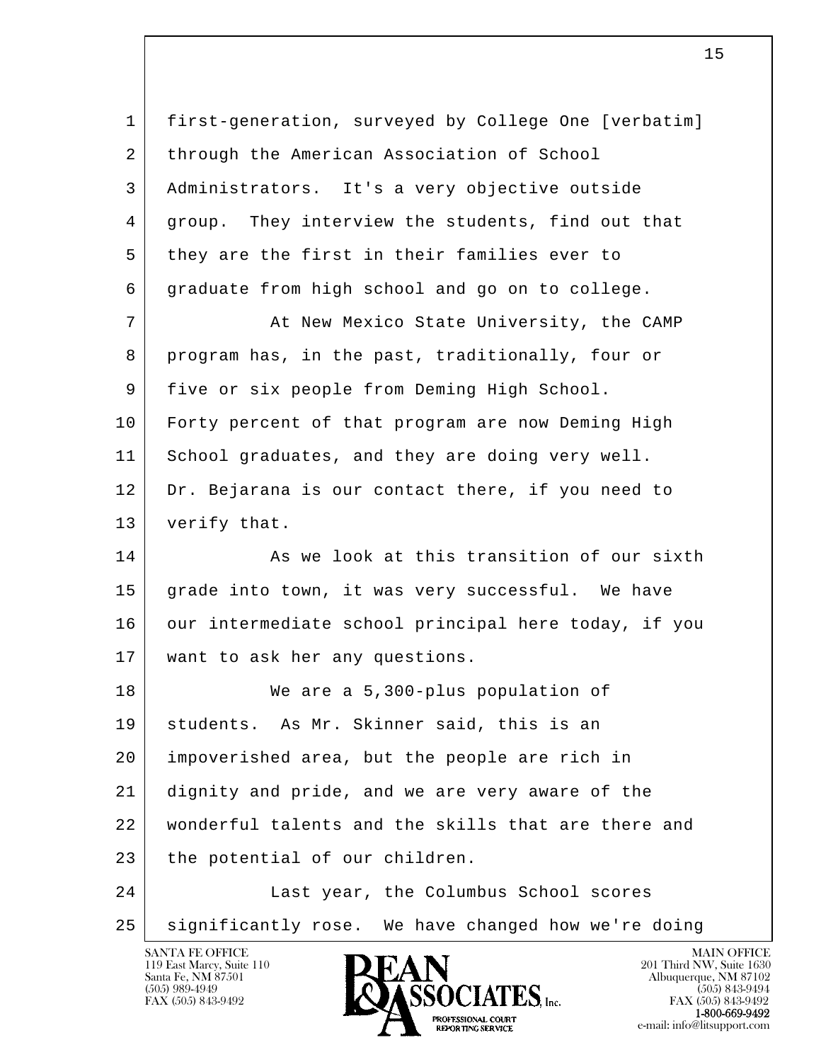first-generation, surveyed by College One [verbatim] through the American Association of School Administrators. It's a very objective outside group. They interview the students, find out that they are the first in their families ever to graduate from high school and go on to college.

At New Mexico State University, the CAMP program has, in the past, traditionally, four or five or six people from Deming High School. Forty percent of that program are now Deming High School graduates, and they are doing very well. Dr. Bejarana is our contact there, if you need to verify that.

As we look at this transition of our sixth grade into town, it was very successful. We have our intermediate school principal here today, if you want to ask her any questions.

We are a 5,300-plus population of students. As Mr. Skinner said, this is an impoverished area, but the people are rich in dignity and pride, and we are very aware of the wonderful talents and the skills that are there and the potential of our children.

Last year, the Columbus School scores significantly rose. We have changed how we're doing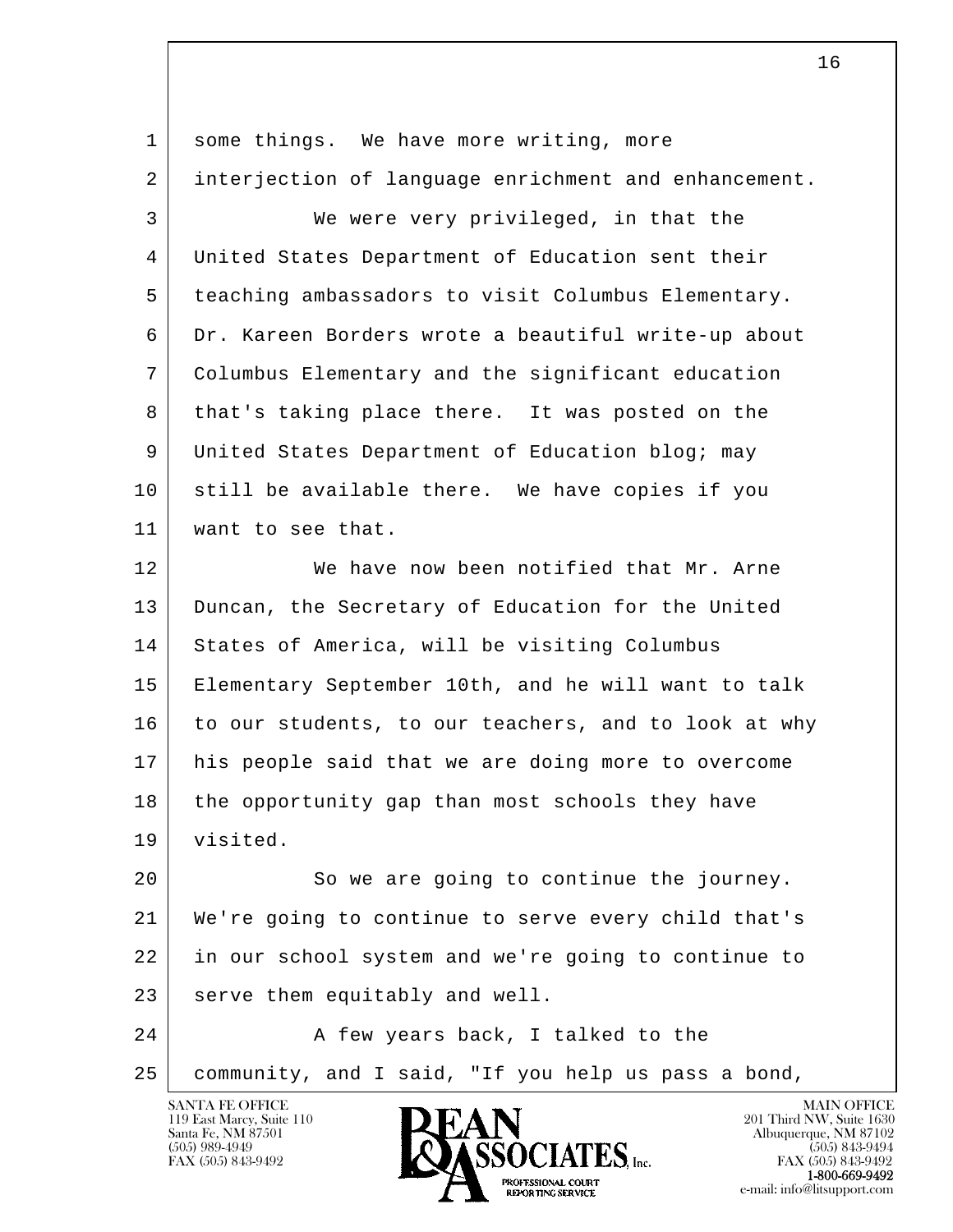some things. We have more writing, more interjection of language enrichment and enhancement.

We were very privileged, in that the United States Department of Education sent their teaching ambassadors to visit Columbus Elementary. Dr. Kareen Borders wrote a beautiful write-up about Columbus Elementary and the significant education that's taking place there. It was posted on the United States Department of Education blog; may still be available there. We have copies if you want to see that.

We have now been notified that Mr. Arne Duncan, the Secretary of Education for the United States of America, will be visiting Columbus Elementary September 10th, and he will want to talk to our students, to our teachers, and to look at why his people said that we are doing more to overcome the opportunity gap than most schools they have visited.

So we are going to continue the journey. We're going to continue to serve every child that's in our school system and we're going to continue to serve them equitably and well.

A few years back, I talked to the community, and I said, "If you help us pass a bond,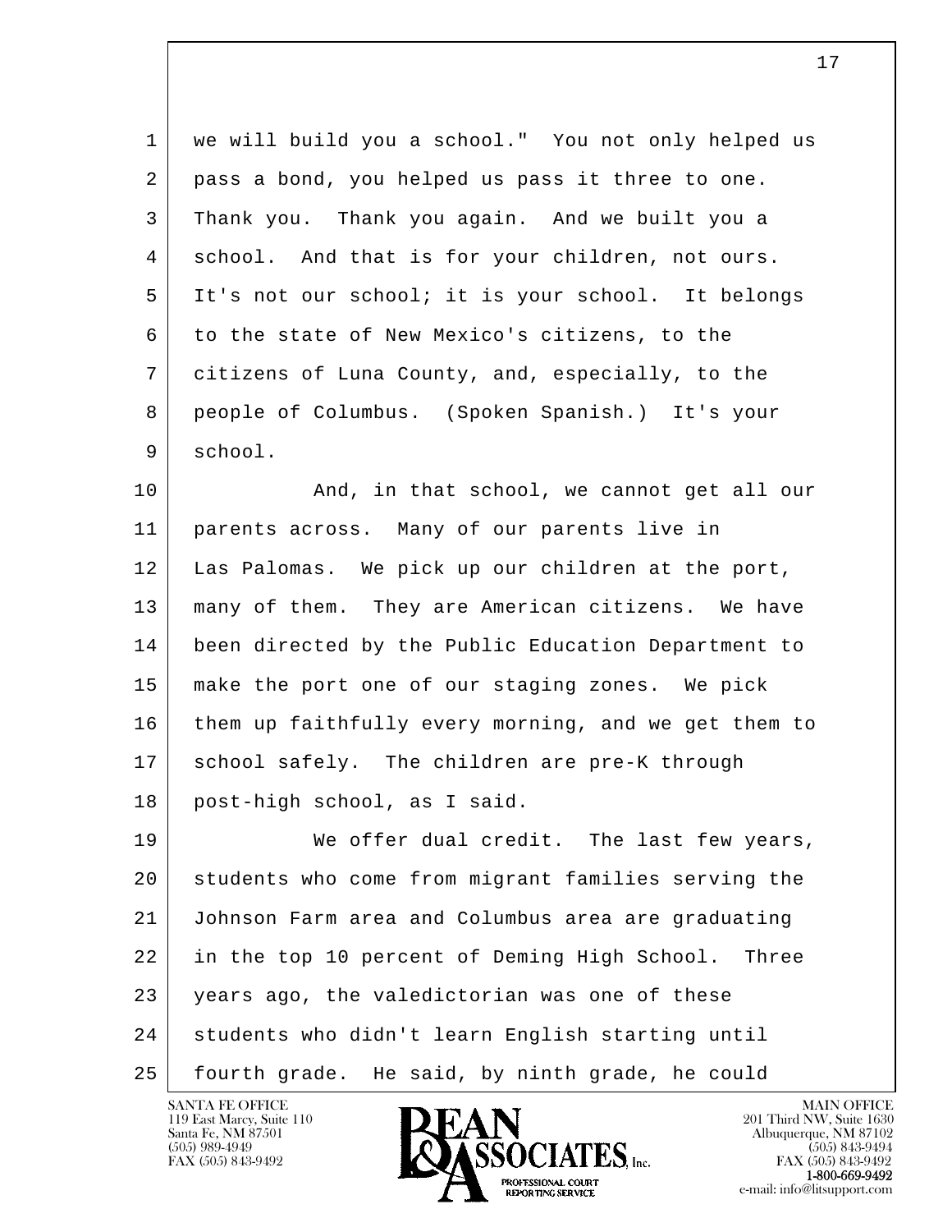we will build you a school." You not only helped us pass a bond, you helped us pass it three to one. Thank you. Thank you again. And we built you a school. And that is for your children, not ours. It's not our school; it is your school. It belongs to the state of New Mexico's citizens, to the citizens of Luna County, and, especially, to the people of Columbus. (Spoken Spanish.) It's your school.

And, in that school, we cannot get all our parents across. Many of our parents live in Las Palomas. We pick up our children at the port, many of them. They are American citizens. We have been directed by the Public Education Department to make the port one of our staging zones. We pick them up faithfully every morning, and we get them to school safely. The children are pre-K through post-high school, as I said.

We offer dual credit. The last few years, students who come from migrant families serving the Johnson Farm area and Columbus area are graduating in the top 10 percent of Deming High School. Three years ago, the valedictorian was one of these students who didn't learn English starting until fourth grade. He said, by ninth grade, he could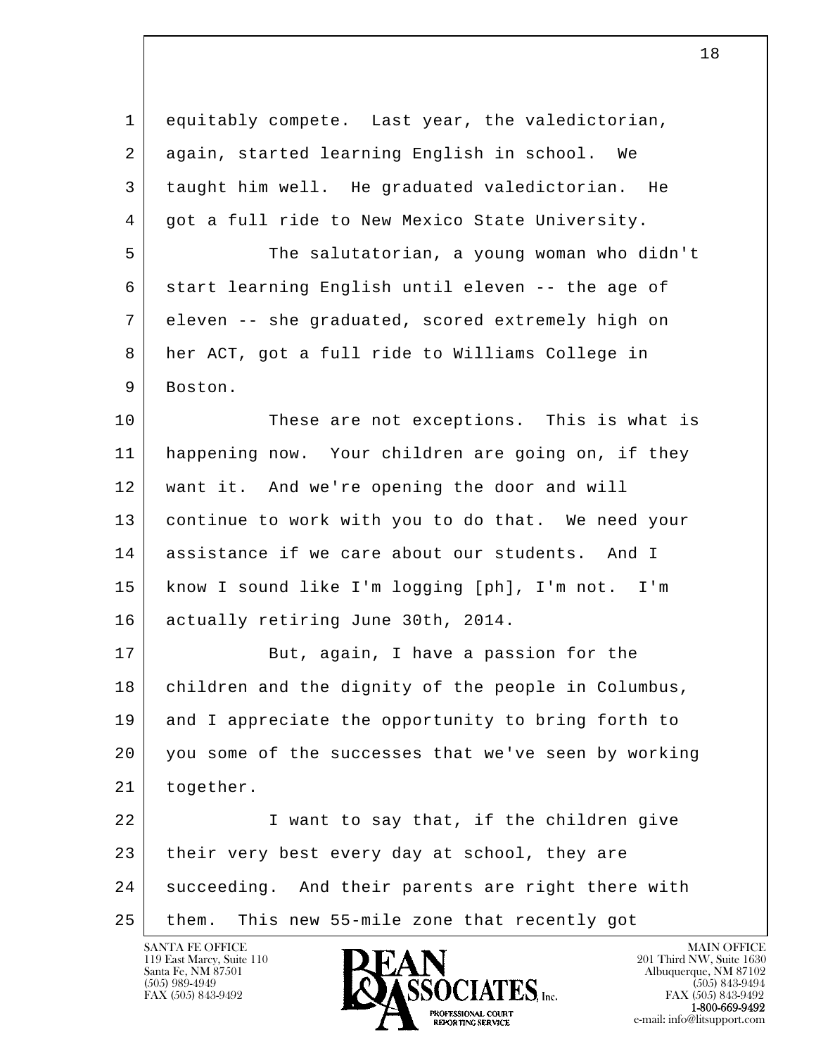equitably compete. Last year, the valedictorian, again, started learning English in school. We taught him well. He graduated valedictorian. He got a full ride to New Mexico State University.

The salutatorian, a young woman who didn't start learning English until eleven -- the age of eleven -- she graduated, scored extremely high on her ACT, got a full ride to Williams College in Boston.

These are not exceptions. This is what is happening now. Your children are going on, if they want it. And we're opening the door and will continue to work with you to do that. We need your assistance if we care about our students. And I know I sound like I'm logging [ph], I'm not. I'm actually retiring June 30th, 2014.

But, again, I have a passion for the children and the dignity of the people in Columbus, and I appreciate the opportunity to bring forth to you some of the successes that we've seen by working together.

I want to say that, if the children give their very best every day at school, they are succeeding. And their parents are right there with them. This new 55-mile zone that recently got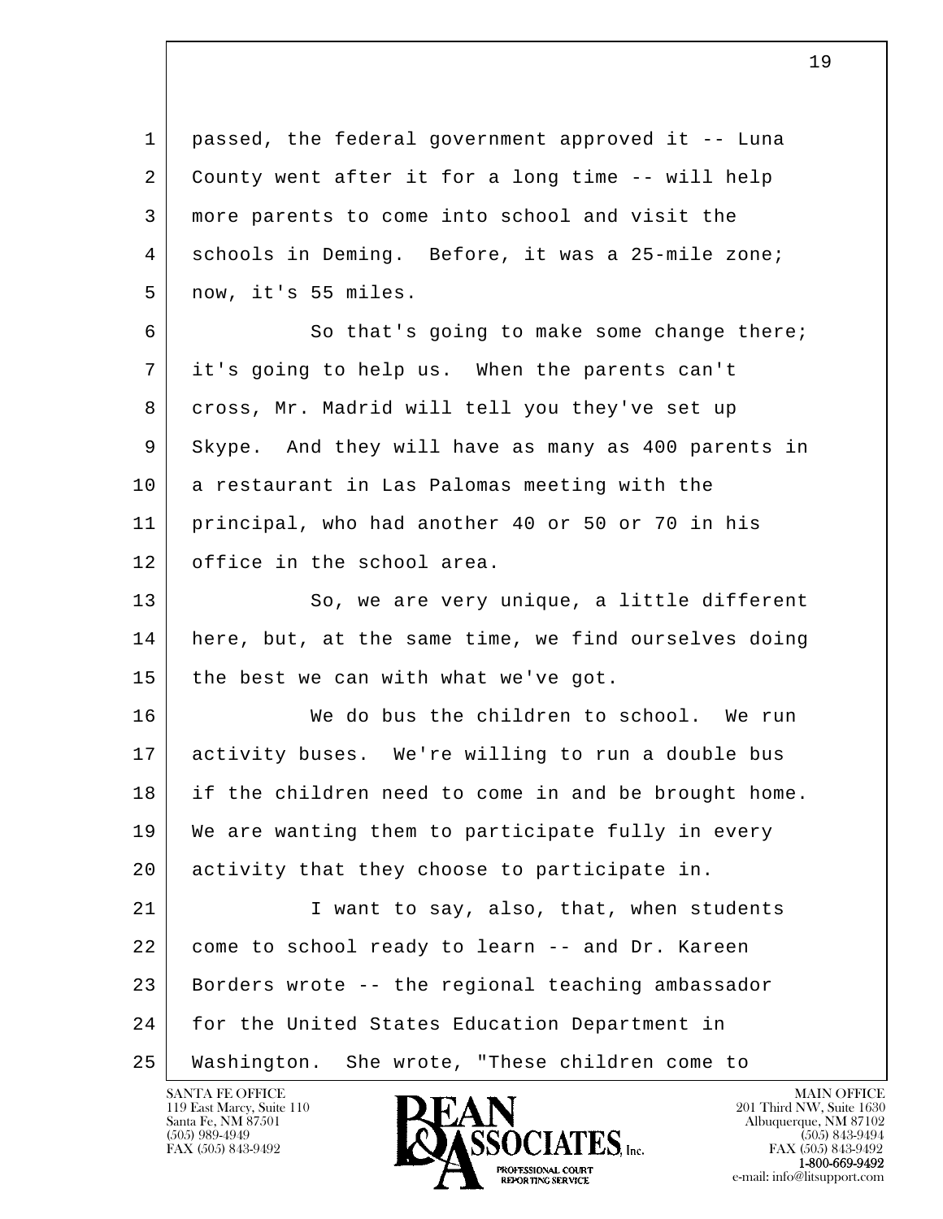passed, the federal government approved it -- Luna County went after it for a long time -- will help more parents to come into school and visit the schools in Deming. Before, it was a 25-mile zone; now, it's 55 miles.

So that's going to make some change there; it's going to help us. When the parents can't cross, Mr. Madrid will tell you they've set up Skype. And they will have as many as 400 parents in a restaurant in Las Palomas meeting with the principal, who had another 40 or 50 or 70 in his office in the school area.

So, we are very unique, a little different here, but, at the same time, we find ourselves doing the best we can with what we've got.

We do bus the children to school. We run activity buses. We're willing to run a double bus if the children need to come in and be brought home. We are wanting them to participate fully in every activity that they choose to participate in.

I want to say, also, that, when students come to school ready to learn -- and Dr. Kareen Borders wrote -- the regional teaching ambassador for the United States Education Department in Washington. She wrote, "These children come to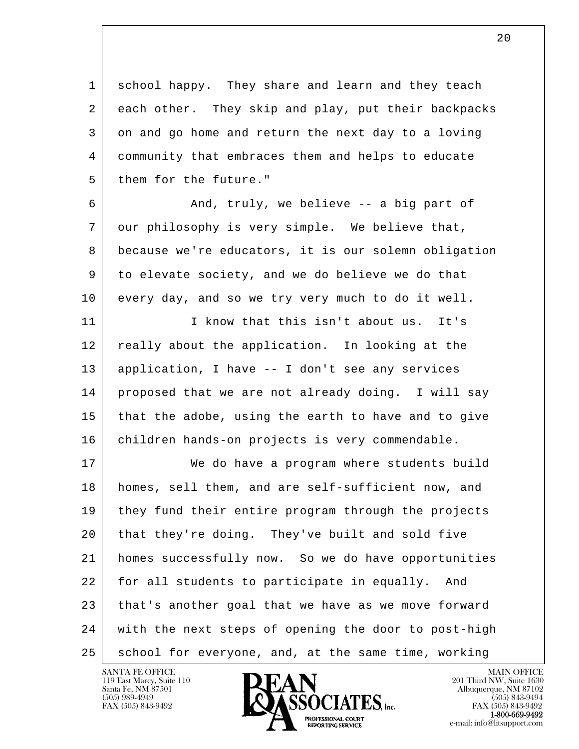school happy. They share and learn and they teach each other. They skip and play, put their backpacks on and go home and return the next day to a loving community that embraces them and helps to educate them for the future."

And, truly, we believe -- a big part of our philosophy is very simple. We believe that, because we're educators, it is our solemn obligation to elevate society, and we do believe we do that every day, and so we try very much to do it well.

I know that this isn't about us. It's really about the application. In looking at the application, I have -- I don't see any services proposed that we are not already doing. I will say that the adobe, using the earth to have and to give children hands-on projects is very commendable.

We do have a program where students build homes, sell them, and are self-sufficient now, and they fund their entire program through the projects that they're doing. They've built and sold five homes successfully now. So we do have opportunities for all students to participate in equally. And that's another goal that we have as we move forward with the next steps of opening the door to post-high school for everyone, and, at the same time, working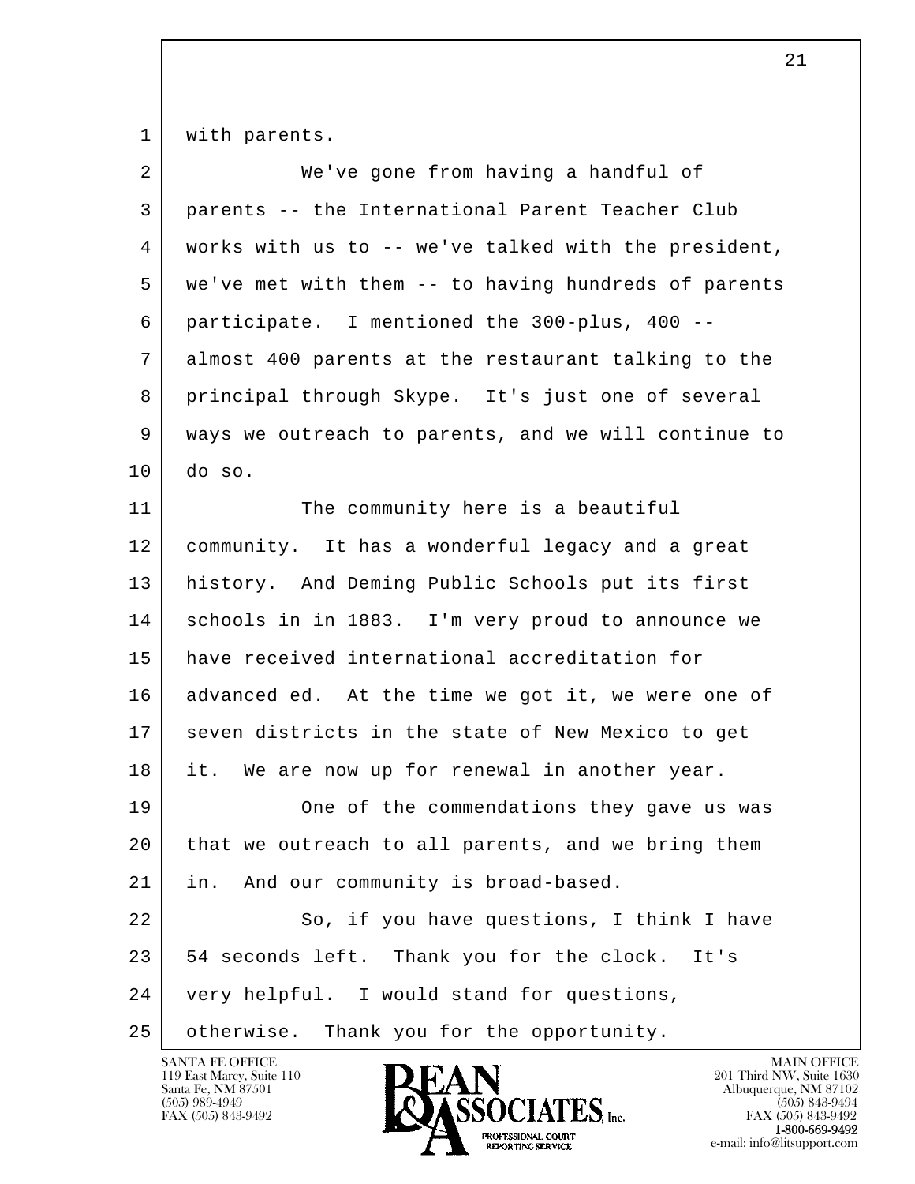with parents.

We've gone from having a handful of parents -- the International Parent Teacher Club works with us to -- we've talked with the president, we've met with them -- to having hundreds of parents participate. I mentioned the 300-plus, 400 -- almost 400 parents at the restaurant talking to the principal through Skype. It's just one of several ways we outreach to parents, and we will continue to do so.

The community here is a beautiful community. It has a wonderful legacy and a great history. And Deming Public Schools put its first schools in in 1883. I'm very proud to announce we have received international accreditation for advanced ed. At the time we got it, we were one of seven districts in the state of New Mexico to get it. We are now up for renewal in another year.

One of the commendations they gave us was that we outreach to all parents, and we bring them in. And our community is broad-based.

So, if you have questions, I think I have 54 seconds left. Thank you for the clock. It's very helpful. I would stand for questions, otherwise. Thank you for the opportunity.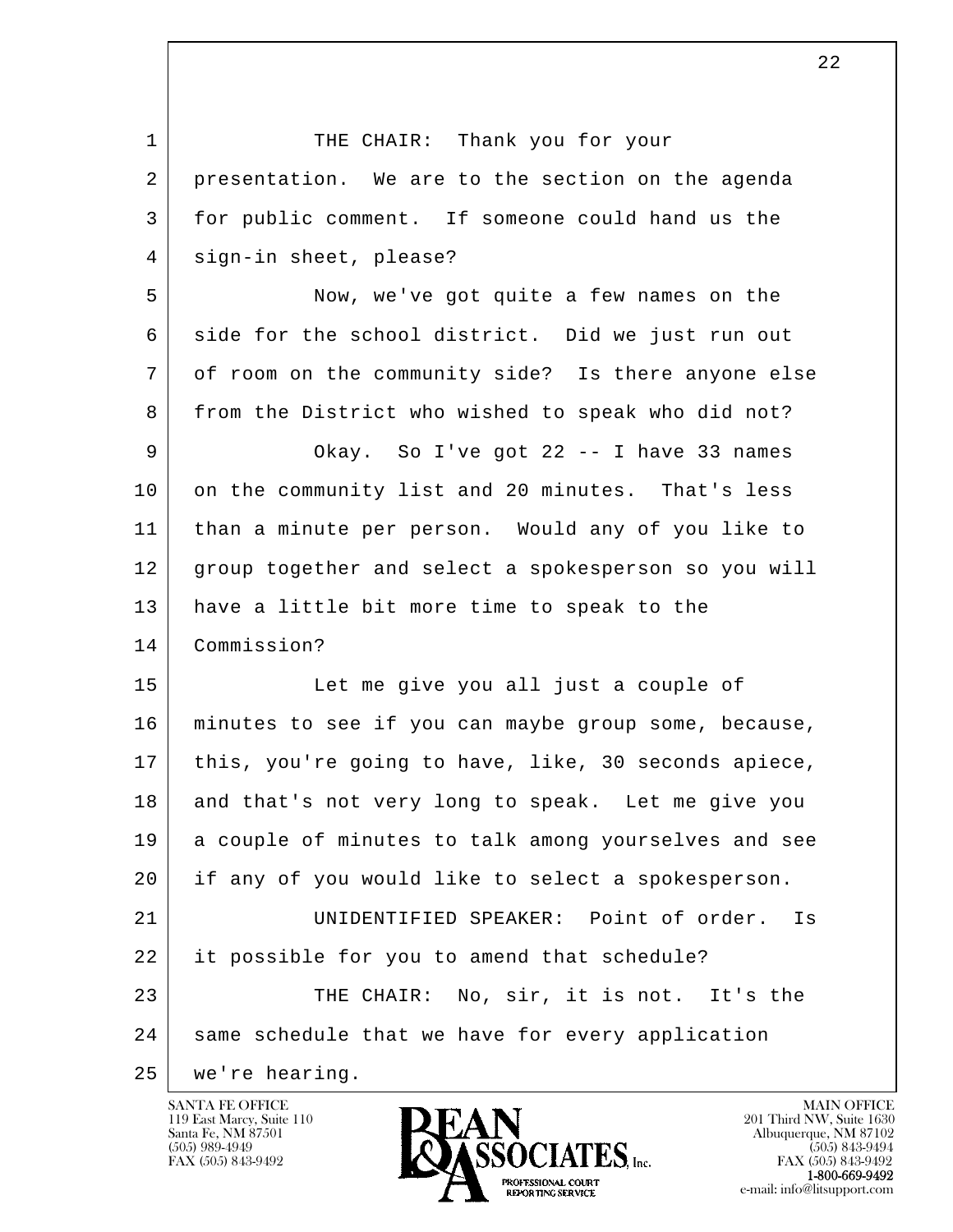THE CHAIR: Thank you for your presentation. We are to the section on the agenda for public comment. If someone could hand us the sign-in sheet, please?

Now, we've got quite a few names on the side for the school district. Did we just run out of room on the community side? Is there anyone else from the District who wished to speak who did not?

Okay. So I've got 22 -- I have 33 names on the community list and 20 minutes. That's less than a minute per person. Would any of you like to group together and select a spokesperson so you will have a little bit more time to speak to the Commission?

Let me give you all just a couple of minutes to see if you can maybe group some, because, this, you're going to have, like, 30 seconds apiece, and that's not very long to speak. Let me give you a couple of minutes to talk among yourselves and see if any of you would like to select a spokesperson.

UNIDENTIFIED SPEAKER: Point of order. Is it possible for you to amend that schedule?

THE CHAIR: No, sir, it is not. It's the same schedule that we have for every application we're hearing.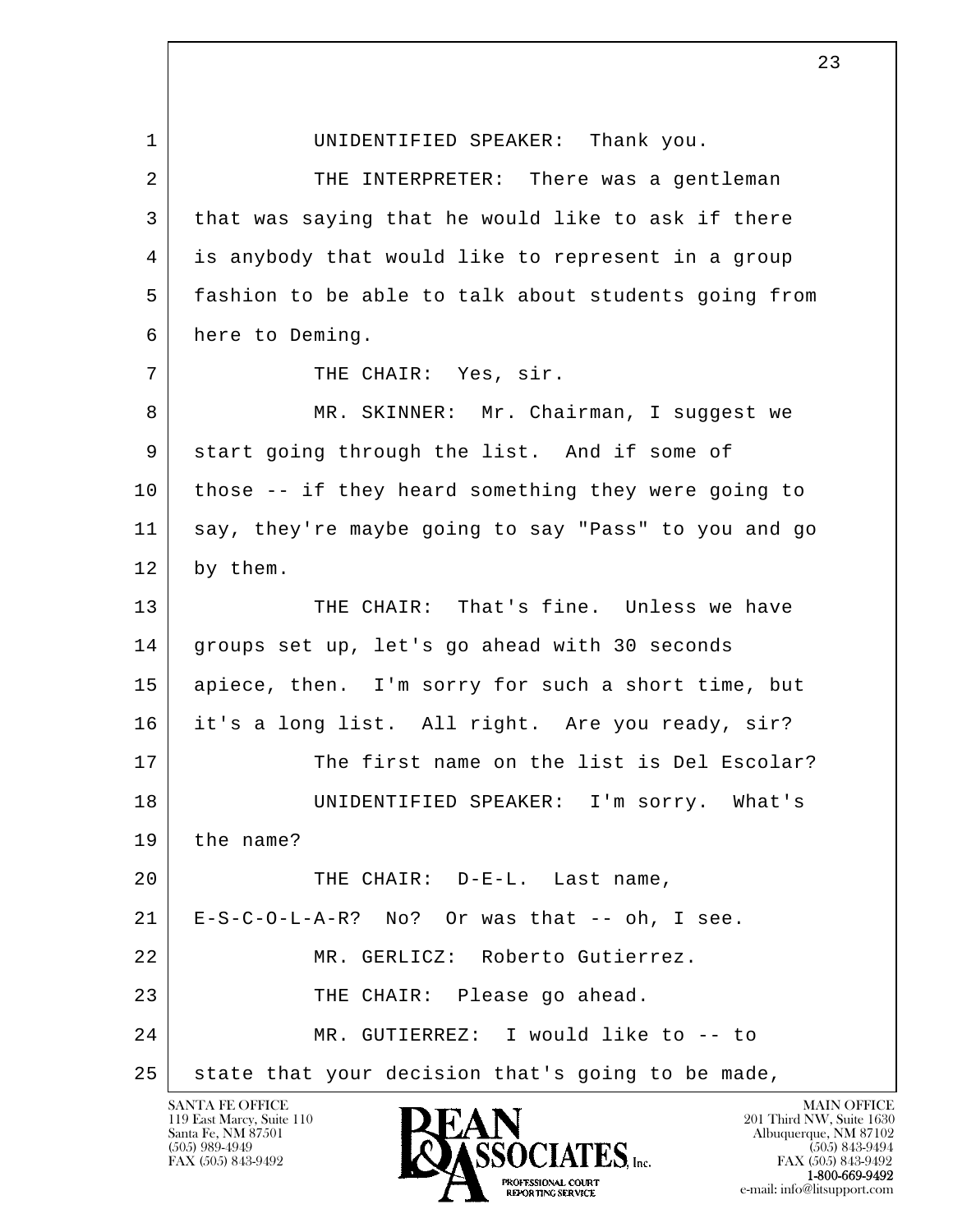UNIDENTIFIED SPEAKER: Thank you.

THE INTERPRETER: There was a gentleman that was saying that he would like to ask if there is anybody that would like to represent in a group fashion to be able to talk about students going from here to Deming.

THE CHAIR: Yes, sir.

MR. SKINNER: Mr. Chairman, I suggest we start going through the list. And if some of those -- if they heard something they were going to say, they're maybe going to say "Pass" to you and go by them.

THE CHAIR: That's fine. Unless we have groups set up, let's go ahead with 30 seconds apiece, then. I'm sorry for such a short time, but it's a long list. All right. Are you ready, sir?

The first name on the list is Del Escolar?

UNIDENTIFIED SPEAKER: I'm sorry. What's the name?

THE CHAIR: D-E-L. Last name, E-S-C-O-L-A-R? No? Or was that -- oh, I see.

MR. GERLICZ: Roberto Gutierrez.

THE CHAIR: Please go ahead.

MR. GUTIERREZ: I would like to -- to state that your decision that's going to be made,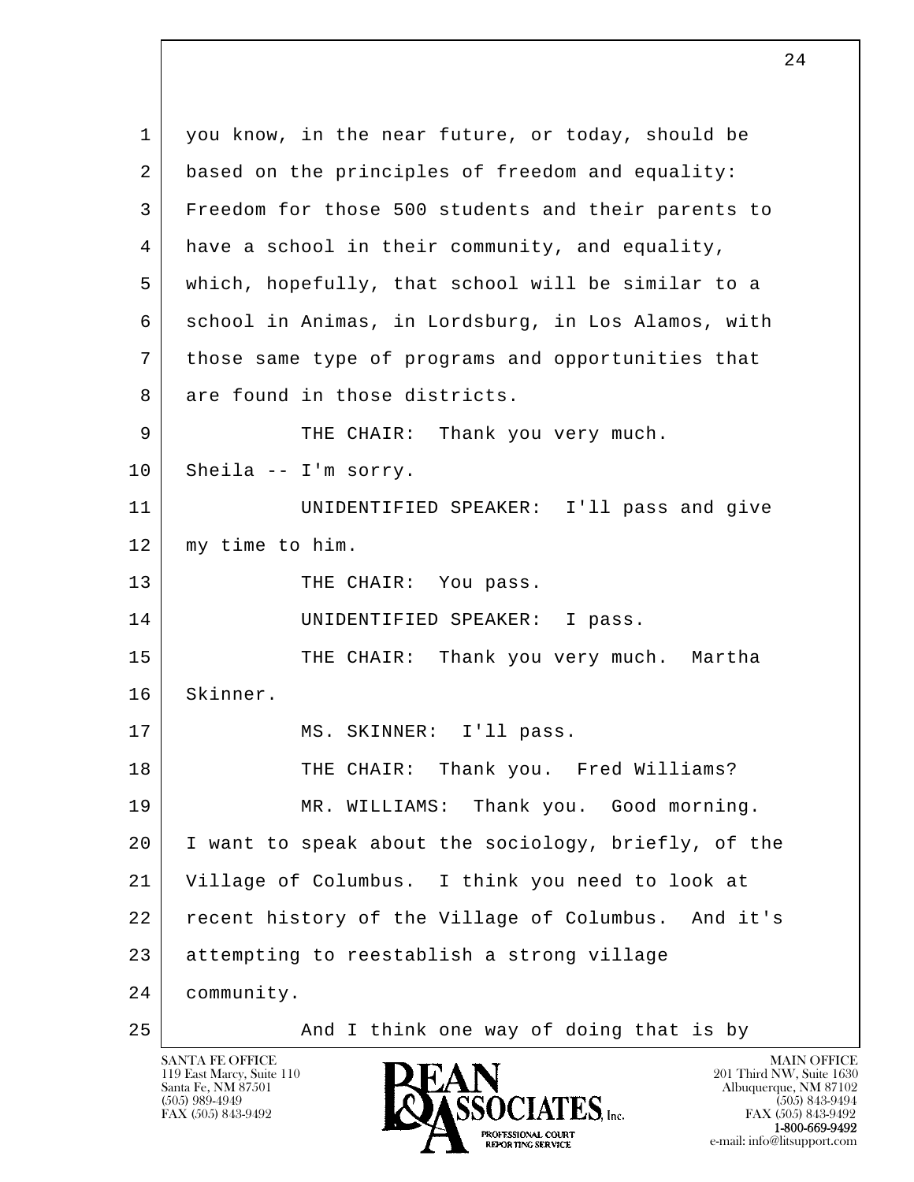you know, in the near future, or today, should be based on the principles of freedom and equality: Freedom for those 500 students and their parents to have a school in their community, and equality, which, hopefully, that school will be similar to a school in Animas, in Lordsburg, in Los Alamos, with those same type of programs and opportunities that are found in those districts.

THE CHAIR: Thank you very much. Sheila -- I'm sorry.

UNIDENTIFIED SPEAKER: I'll pass and give my time to him.

THE CHAIR: You pass.

UNIDENTIFIED SPEAKER: I pass.

THE CHAIR: Thank you very much. Martha Skinner.

MS. SKINNER: I'll pass.

THE CHAIR: Thank you. Fred Williams?

MR. WILLIAMS: Thank you. Good morning. I want to speak about the sociology, briefly, of the Village of Columbus. I think you need to look at recent history of the Village of Columbus. And it's attempting to reestablish a strong village community.

And I think one way of doing that is by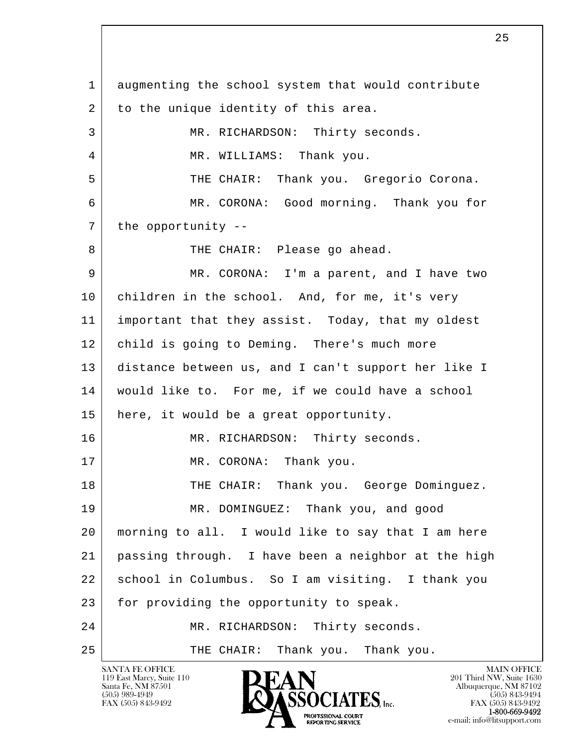1 augmenting the school system that would contribute
2 to the unique identity of this area.
3 MR. RICHARDSON: Thirty seconds.
4 MR. WILLIAMS: Thank you.
5 THE CHAIR: Thank you. Gregorio Corona.
6 MR. CORONA: Good morning. Thank you for
7 the opportunity --
8 THE CHAIR: Please go ahead.
9 MR. CORONA: I'm a parent, and I have two
10 children in the school. And, for me, it's very
11 important that they assist. Today, that my oldest
12 child is going to Deming. There's much more
13 distance between us, and I can't support her like I
14 would like to. For me, if we could have a school
15 here, it would be a great opportunity.
16 MR. RICHARDSON: Thirty seconds.
17 MR. CORONA: Thank you.
18 THE CHAIR: Thank you. George Dominguez.
19 MR. DOMINGUEZ: Thank you, and good
20 morning to all. I would like to say that I am here
21 passing through. I have been a neighbor at the high
22 school in Columbus. So I am visiting. I thank you
23 for providing the opportunity to speak.
24 MR. RICHARDSON: Thirty seconds.
25 THE CHAIR: Thank you. Thank you.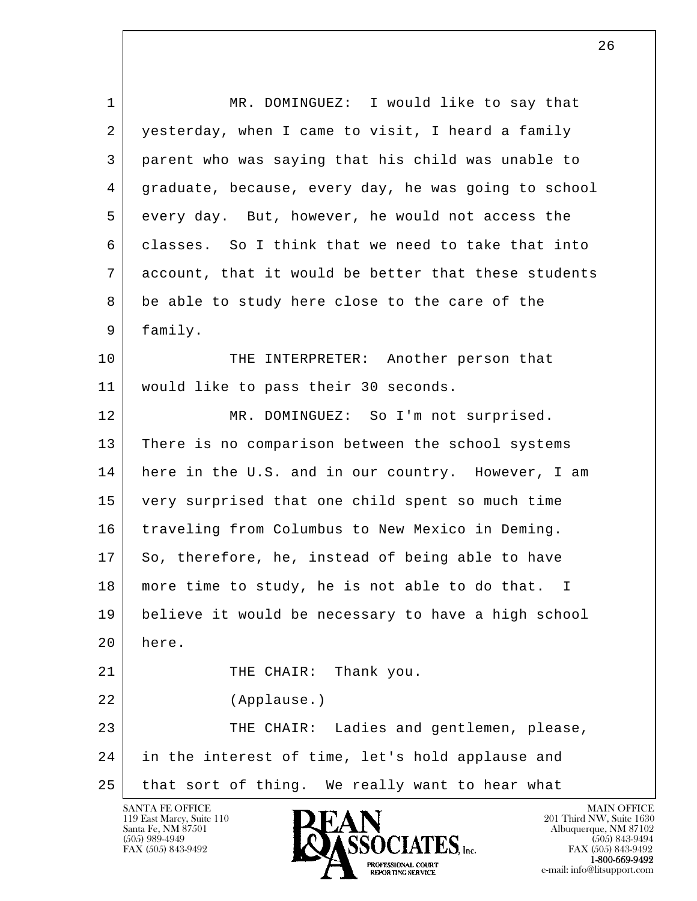MR. DOMINGUEZ: I would like to say that yesterday, when I came to visit, I heard a family parent who was saying that his child was unable to graduate, because, every day, he was going to school every day. But, however, he would not access the classes. So I think that we need to take that into account, that it would be better that these students be able to study here close to the care of the family.

THE INTERPRETER: Another person that would like to pass their 30 seconds.

MR. DOMINGUEZ: So I'm not surprised. There is no comparison between the school systems here in the U.S. and in our country. However, I am very surprised that one child spent so much time traveling from Columbus to New Mexico in Deming. So, therefore, he, instead of being able to have more time to study, he is not able to do that. I believe it would be necessary to have a high school here.

THE CHAIR: Thank you.

(Applause.)

THE CHAIR: Ladies and gentlemen, please, in the interest of time, let's hold applause and that sort of thing. We really want to hear what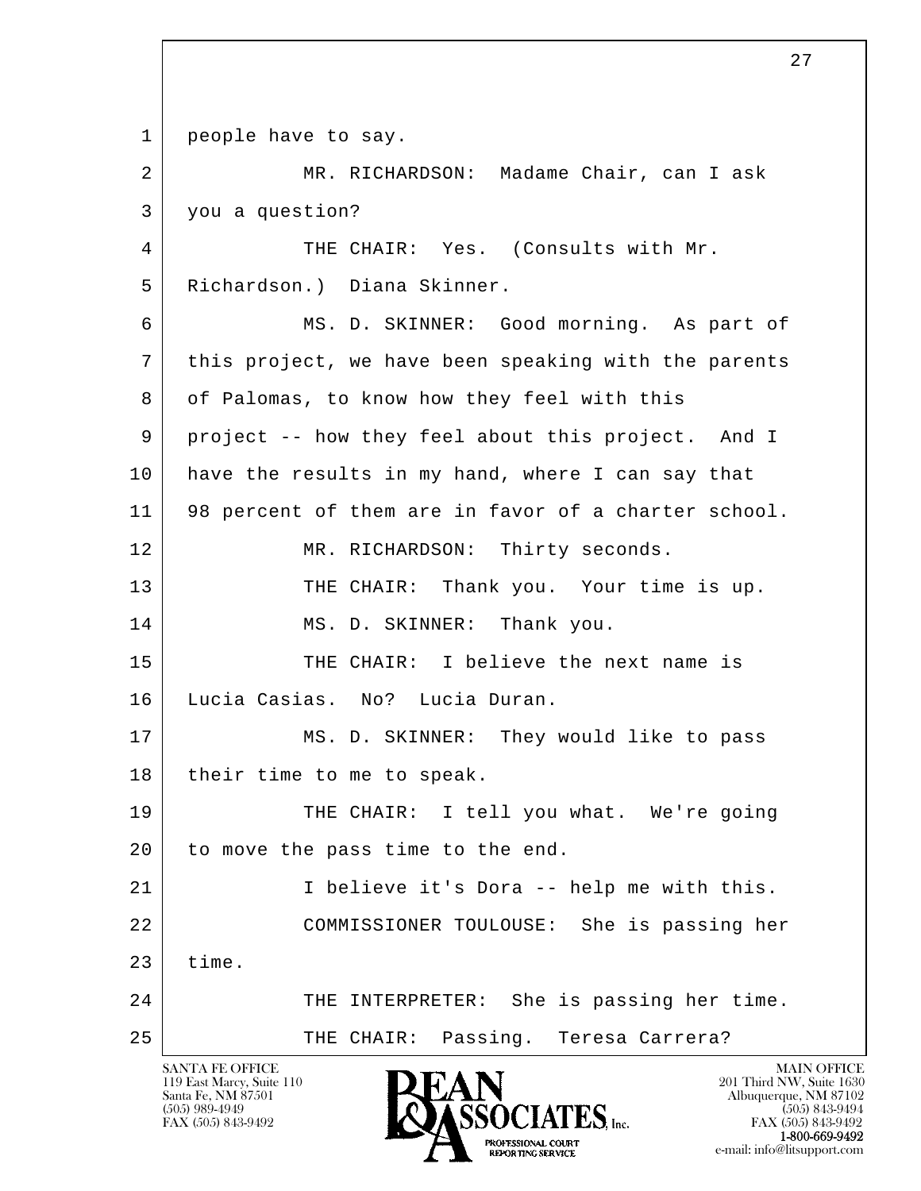1 people have to say.

2 MR. RICHARDSON: Madame Chair, can I ask

3 you a question?

4 THE CHAIR: Yes. (Consults with Mr.

5 Richardson.) Diana Skinner.

6 MS. D. SKINNER: Good morning. As part of

7 this project, we have been speaking with the parents

8 of Palomas, to know how they feel with this

9 project -- how they feel about this project. And I

10 have the results in my hand, where I can say that

11 98 percent of them are in favor of a charter school.

12 MR. RICHARDSON: Thirty seconds.

13 THE CHAIR: Thank you. Your time is up.

14 MS. D. SKINNER: Thank you.

15 THE CHAIR: I believe the next name is

16 Lucia Casias. No? Lucia Duran.

17 MS. D. SKINNER: They would like to pass

18 their time to me to speak.

19 THE CHAIR: I tell you what. We're going

20 to move the pass time to the end.

21 I believe it's Dora -- help me with this.

22 COMMISSIONER TOULOUSE: She is passing her

23 time.

24 THE INTERPRETER: She is passing her time.

25 THE CHAIR: Passing. Teresa Carrera?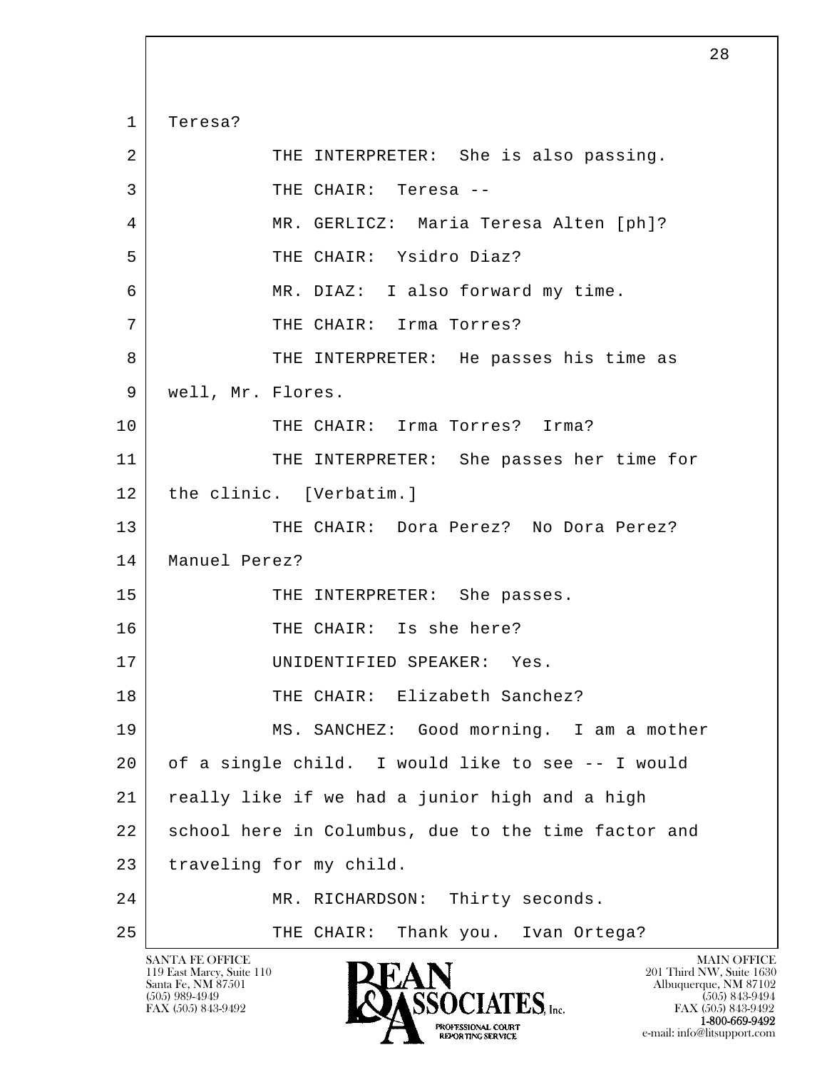1 Teresa?

2 THE INTERPRETER: She is also passing.

3 THE CHAIR: Teresa --

4 MR. GERLICZ: Maria Teresa Alten [ph]?

5 THE CHAIR: Ysidro Diaz?

6 MR. DIAZ: I also forward my time.

7 THE CHAIR: Irma Torres?

8 THE INTERPRETER: He passes his time as

9 well, Mr. Flores.

10 THE CHAIR: Irma Torres? Irma?

11 THE INTERPRETER: She passes her time for

12 the clinic. [Verbatim.]

13 THE CHAIR: Dora Perez? No Dora Perez?

14 Manuel Perez?

15 THE INTERPRETER: She passes.

16 THE CHAIR: Is she here?

17 UNIDENTIFIED SPEAKER: Yes.

18 THE CHAIR: Elizabeth Sanchez?

19 MS. SANCHEZ: Good morning. I am a mother

20 of a single child. I would like to see -- I would

21 really like if we had a junior high and a high

22 school here in Columbus, due to the time factor and

23 traveling for my child.

24 MR. RICHARDSON: Thirty seconds.

25 THE CHAIR: Thank you. Ivan Ortega?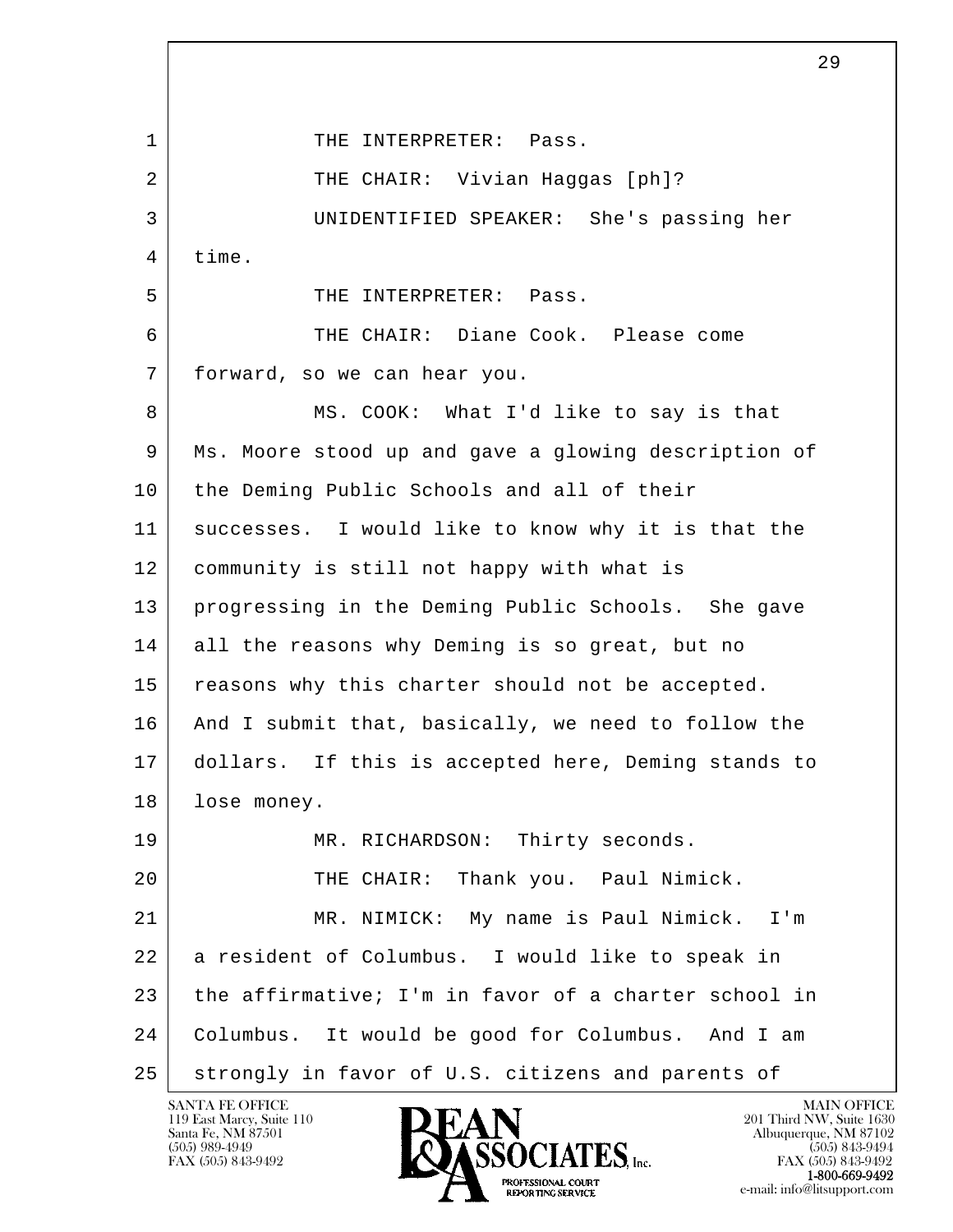1 THE INTERPRETER: Pass.

2 THE CHAIR: Vivian Haggas [ph]?

3 UNIDENTIFIED SPEAKER: She's passing her

4 time.

5 THE INTERPRETER: Pass.

6 THE CHAIR: Diane Cook. Please come

7 forward, so we can hear you.

8 MS. COOK: What I'd like to say is that

9 Ms. Moore stood up and gave a glowing description of

10 the Deming Public Schools and all of their

11 successes. I would like to know why it is that the

12 community is still not happy with what is

13 progressing in the Deming Public Schools. She gave

14 all the reasons why Deming is so great, but no

15 reasons why this charter should not be accepted.

16 And I submit that, basically, we need to follow the

17 dollars. If this is accepted here, Deming stands to

18 lose money.

19 MR. RICHARDSON: Thirty seconds.

20 THE CHAIR: Thank you. Paul Nimick.

21 MR. NIMICK: My name is Paul Nimick. I'm

22 a resident of Columbus. I would like to speak in

23 the affirmative; I'm in favor of a charter school in

24 Columbus. It would be good for Columbus. And I am

25 strongly in favor of U.S. citizens and parents of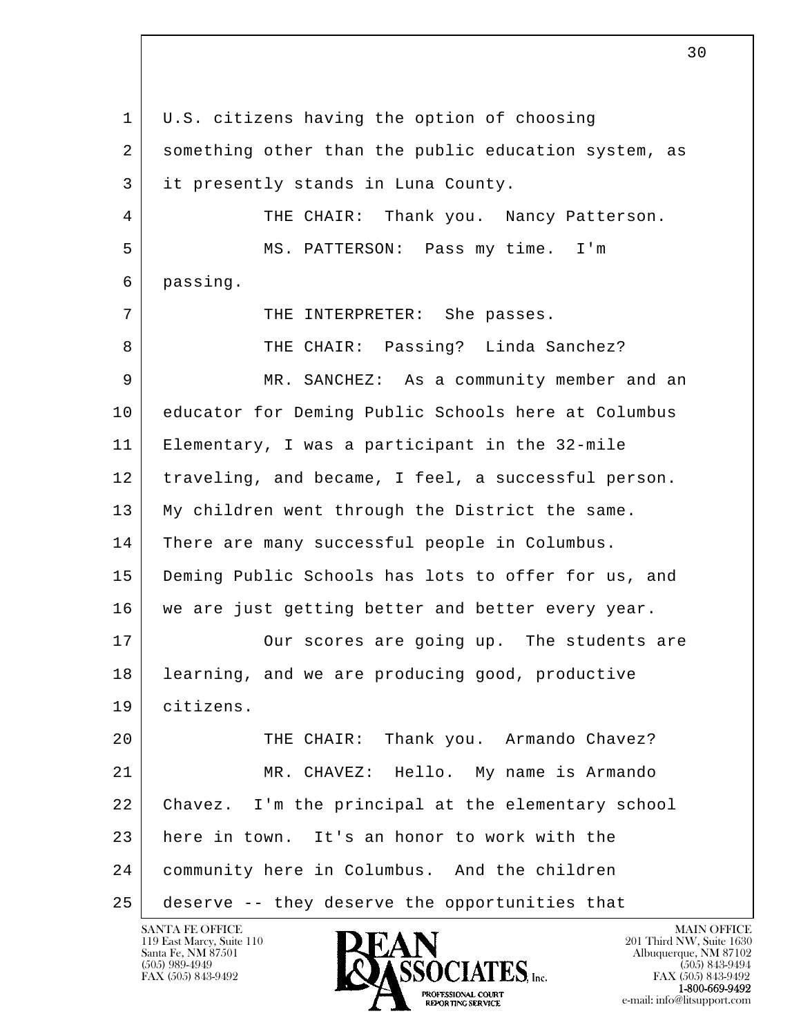U.S. citizens having the option of choosing something other than the public education system, as it presently stands in Luna County.

THE CHAIR: Thank you. Nancy Patterson.

MS. PATTERSON: Pass my time. I'm passing.

THE INTERPRETER: She passes.

THE CHAIR: Passing? Linda Sanchez?

MR. SANCHEZ: As a community member and an educator for Deming Public Schools here at Columbus Elementary, I was a participant in the 32-mile traveling, and became, I feel, a successful person. My children went through the District the same. There are many successful people in Columbus. Deming Public Schools has lots to offer for us, and we are just getting better and better every year.

Our scores are going up. The students are learning, and we are producing good, productive citizens.

THE CHAIR: Thank you. Armando Chavez?

MR. CHAVEZ: Hello. My name is Armando Chavez. I'm the principal at the elementary school here in town. It's an honor to work with the community here in Columbus. And the children deserve -- they deserve the opportunities that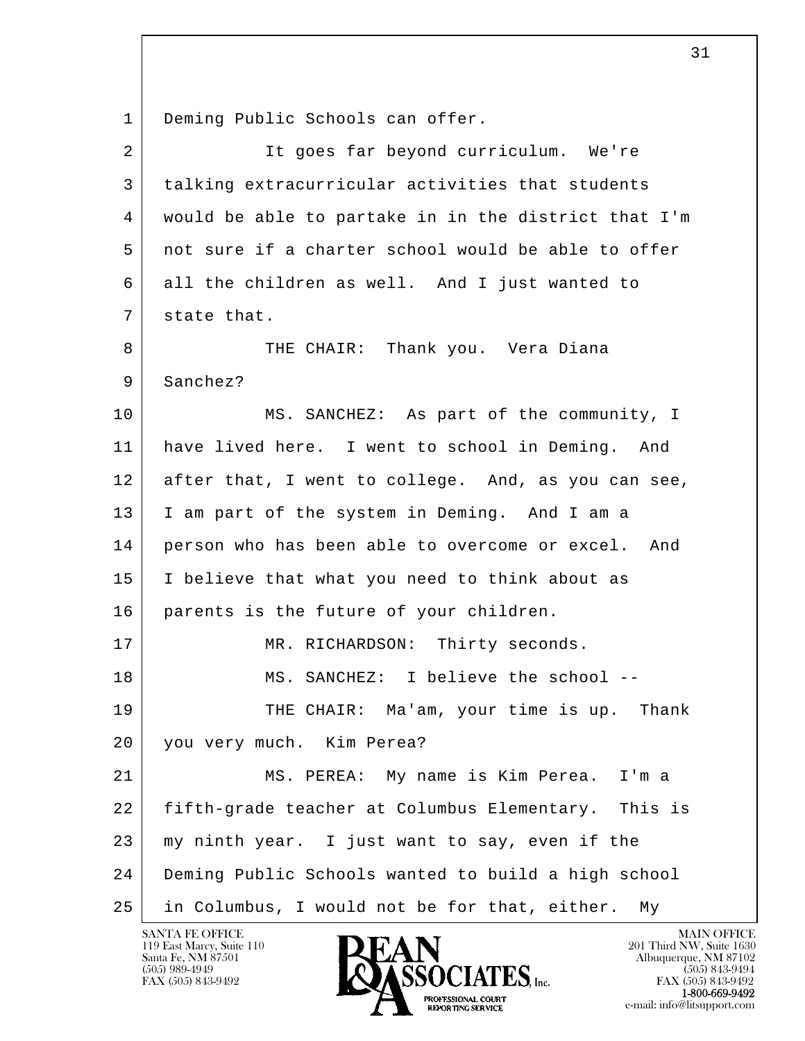Deming Public Schools can offer.

It goes far beyond curriculum. We're talking extracurricular activities that students would be able to partake in in the district that I'm not sure if a charter school would be able to offer all the children as well. And I just wanted to state that.

THE CHAIR: Thank you. Vera Diana Sanchez?

MS. SANCHEZ: As part of the community, I have lived here. I went to school in Deming. And after that, I went to college. And, as you can see, I am part of the system in Deming. And I am a person who has been able to overcome or excel. And I believe that what you need to think about as parents is the future of your children.

MR. RICHARDSON: Thirty seconds.

MS. SANCHEZ: I believe the school --

THE CHAIR: Ma'am, your time is up. Thank you very much. Kim Perea?

MS. PEREA: My name is Kim Perea. I'm a fifth-grade teacher at Columbus Elementary. This is my ninth year. I just want to say, even if the Deming Public Schools wanted to build a high school in Columbus, I would not be for that, either. My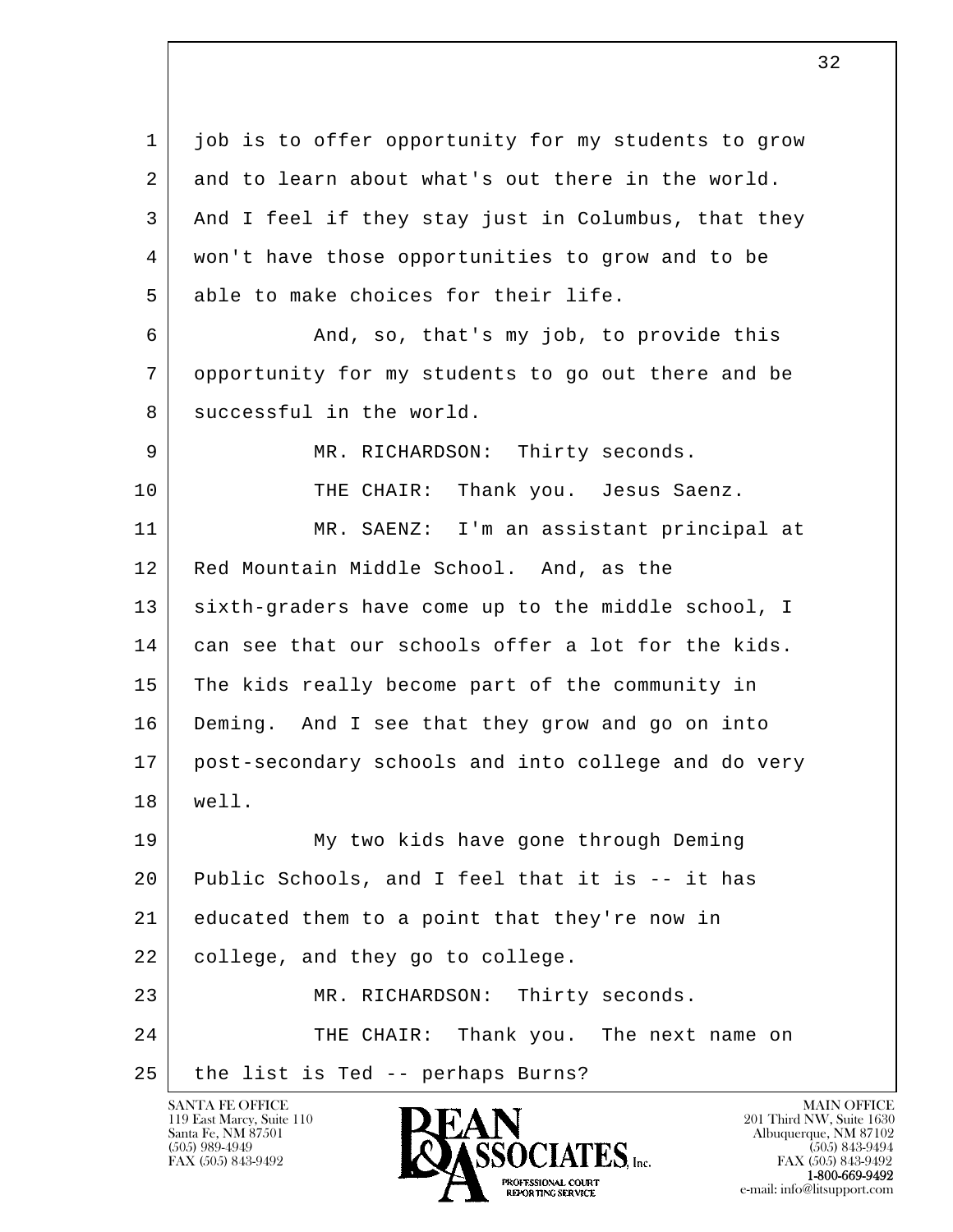job is to offer opportunity for my students to grow and to learn about what's out there in the world. And I feel if they stay just in Columbus, that they won't have those opportunities to grow and to be able to make choices for their life.

And, so, that's my job, to provide this opportunity for my students to go out there and be successful in the world.

MR. RICHARDSON: Thirty seconds.

THE CHAIR: Thank you. Jesus Saenz.

MR. SAENZ: I'm an assistant principal at Red Mountain Middle School. And, as the sixth-graders have come up to the middle school, I can see that our schools offer a lot for the kids. The kids really become part of the community in Deming. And I see that they grow and go on into post-secondary schools and into college and do very well.

My two kids have gone through Deming Public Schools, and I feel that it is -- it has educated them to a point that they're now in college, and they go to college.

MR. RICHARDSON: Thirty seconds.

THE CHAIR: Thank you. The next name on the list is Ted -- perhaps Burns?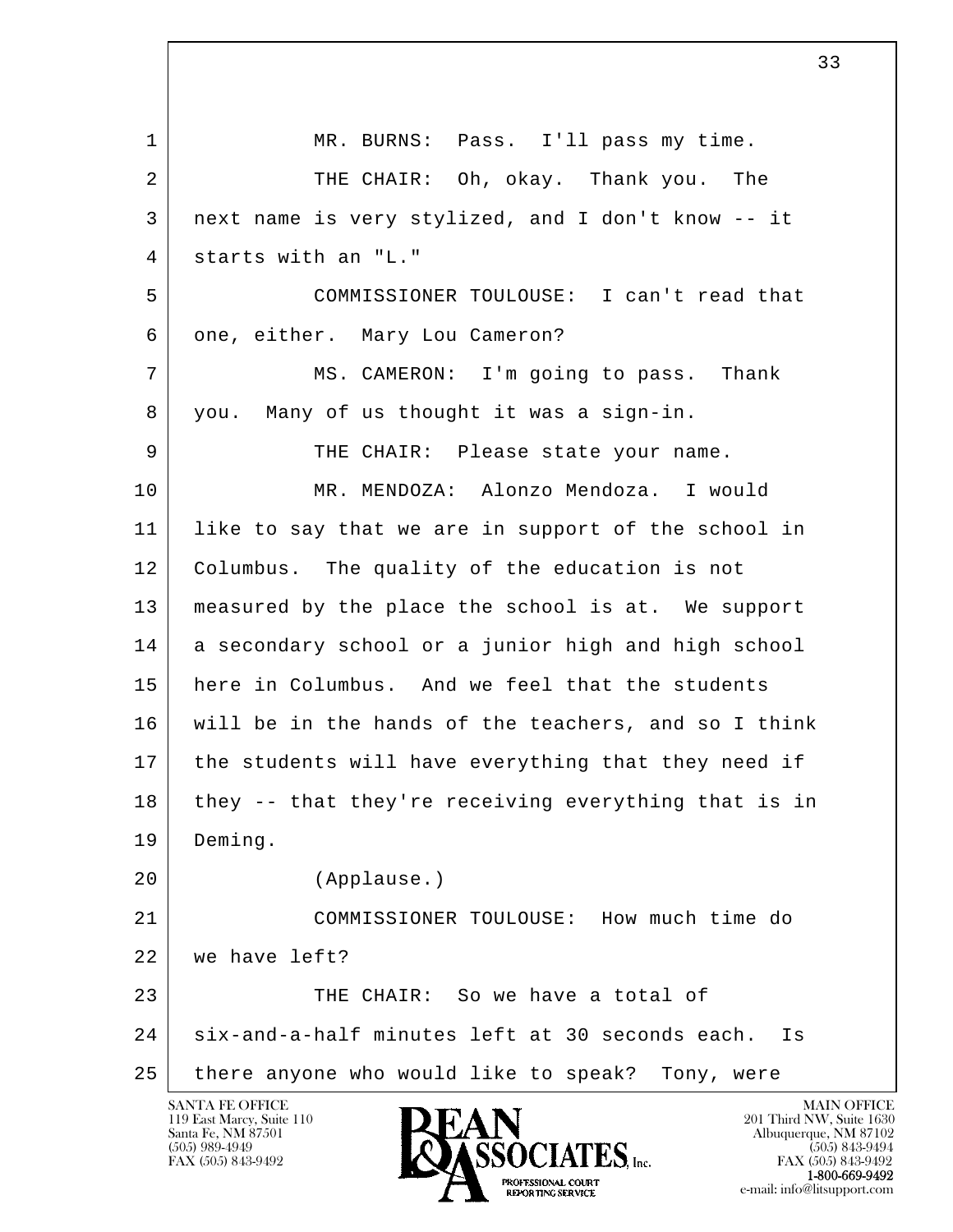MR. BURNS: Pass. I'll pass my time.

THE CHAIR: Oh, okay. Thank you. The next name is very stylized, and I don't know -- it starts with an "L."

COMMISSIONER TOULOUSE: I can't read that one, either. Mary Lou Cameron?

MS. CAMERON: I'm going to pass. Thank you. Many of us thought it was a sign-in.

THE CHAIR: Please state your name.

MR. MENDOZA: Alonzo Mendoza. I would like to say that we are in support of the school in Columbus. The quality of the education is not measured by the place the school is at. We support a secondary school or a junior high and high school here in Columbus. And we feel that the students will be in the hands of the teachers, and so I think the students will have everything that they need if they -- that they're receiving everything that is in Deming.

(Applause.)

COMMISSIONER TOULOUSE: How much time do we have left?

THE CHAIR: So we have a total of six-and-a-half minutes left at 30 seconds each. Is there anyone who would like to speak? Tony, were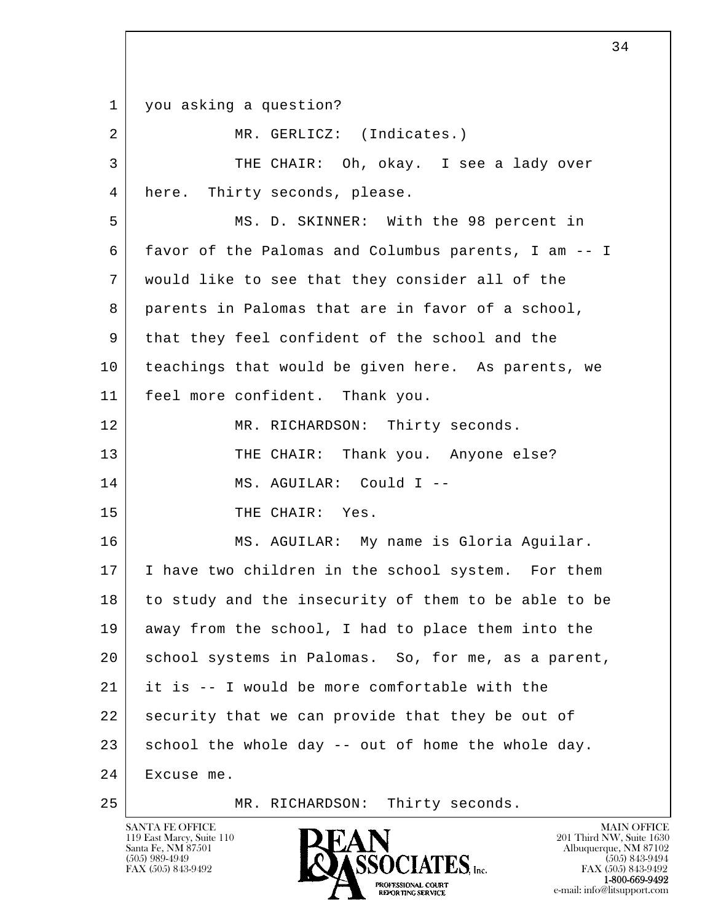you asking a question?

MR. GERLICZ: (Indicates.)

THE CHAIR: Oh, okay. I see a lady over here. Thirty seconds, please.

MS. D. SKINNER: With the 98 percent in favor of the Palomas and Columbus parents, I am -- I would like to see that they consider all of the parents in Palomas that are in favor of a school, that they feel confident of the school and the teachings that would be given here. As parents, we feel more confident. Thank you.

MR. RICHARDSON: Thirty seconds.

THE CHAIR: Thank you. Anyone else?

MS. AGUILAR: Could I --

THE CHAIR: Yes.

MS. AGUILAR: My name is Gloria Aguilar. I have two children in the school system. For them to study and the insecurity of them to be able to be away from the school, I had to place them into the school systems in Palomas. So, for me, as a parent, it is -- I would be more comfortable with the security that we can provide that they be out of school the whole day -- out of home the whole day. Excuse me.

MR. RICHARDSON: Thirty seconds.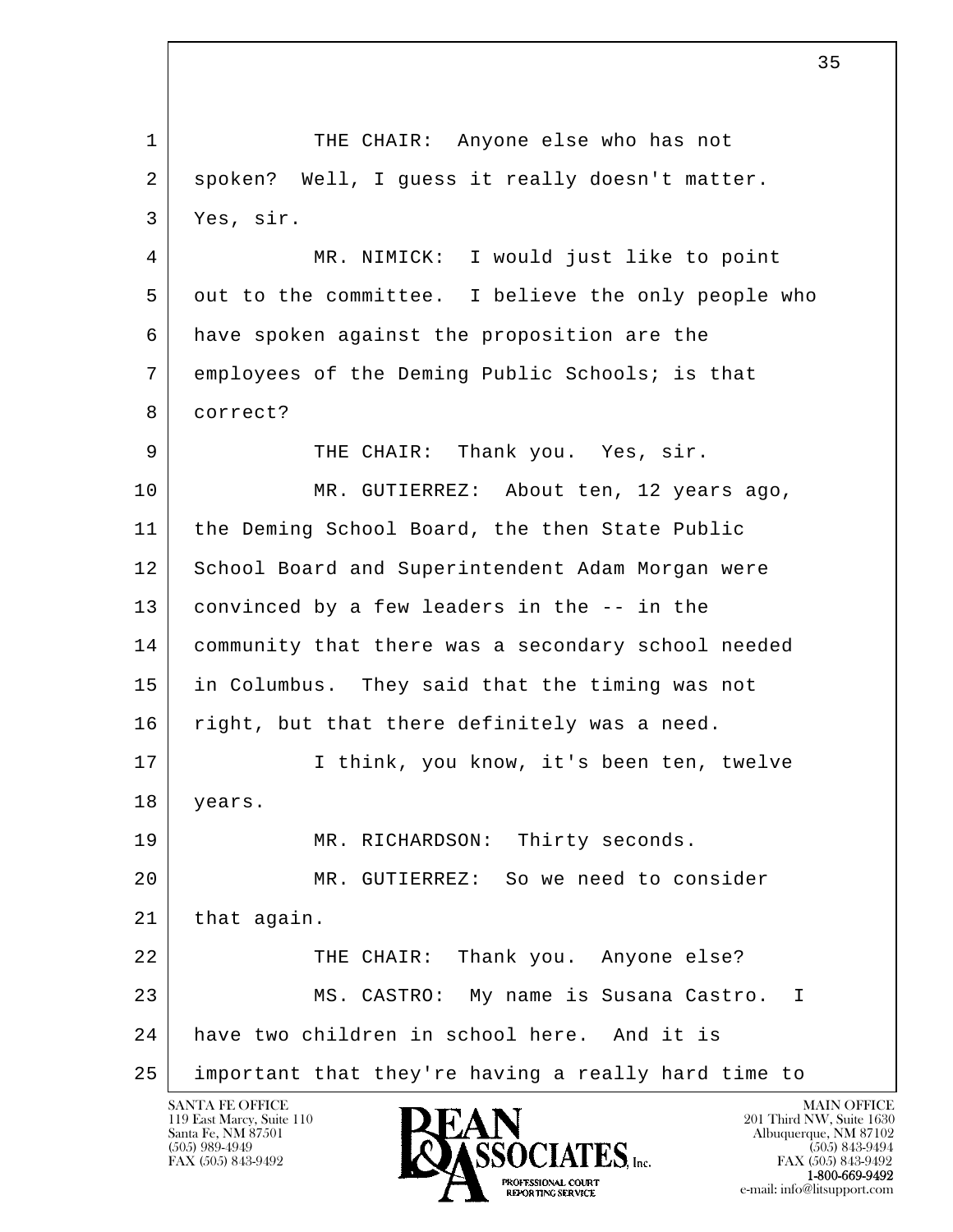THE CHAIR: Anyone else who has not spoken? Well, I guess it really doesn't matter. Yes, sir.

MR. NIMICK: I would just like to point out to the committee. I believe the only people who have spoken against the proposition are the employees of the Deming Public Schools; is that correct?

THE CHAIR: Thank you. Yes, sir.

MR. GUTIERREZ: About ten, 12 years ago, the Deming School Board, the then State Public School Board and Superintendent Adam Morgan were convinced by a few leaders in the -- in the community that there was a secondary school needed in Columbus. They said that the timing was not right, but that there definitely was a need.

I think, you know, it's been ten, twelve years.

MR. RICHARDSON: Thirty seconds.

MR. GUTIERREZ: So we need to consider that again.

THE CHAIR: Thank you. Anyone else?

MS. CASTRO: My name is Susana Castro. I have two children in school here. And it is important that they're having a really hard time to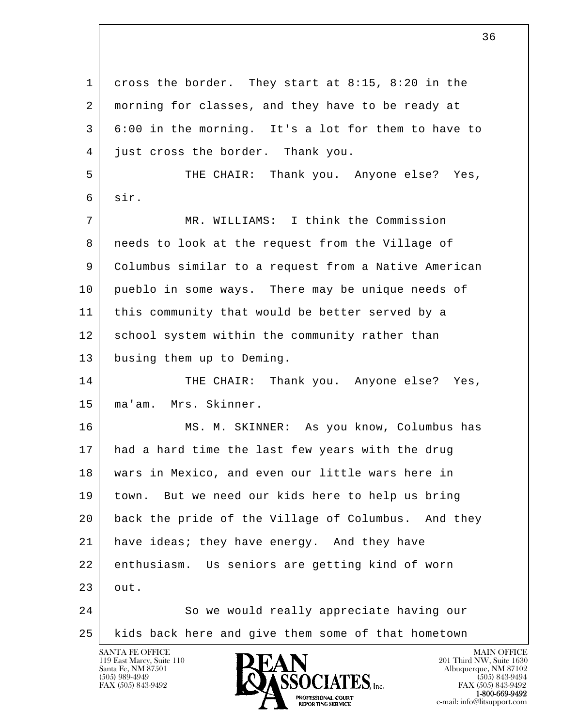cross the border. They start at 8:15, 8:20 in the morning for classes, and they have to be ready at 6:00 in the morning. It's a lot for them to have to just cross the border. Thank you.

THE CHAIR: Thank you. Anyone else? Yes, sir.

MR. WILLIAMS: I think the Commission needs to look at the request from the Village of Columbus similar to a request from a Native American pueblo in some ways. There may be unique needs of this community that would be better served by a school system within the community rather than busing them up to Deming.

THE CHAIR: Thank you. Anyone else? Yes, ma'am. Mrs. Skinner.

MS. M. SKINNER: As you know, Columbus has had a hard time the last few years with the drug wars in Mexico, and even our little wars here in town. But we need our kids here to help us bring back the pride of the Village of Columbus. And they have ideas; they have energy. And they have enthusiasm. Us seniors are getting kind of worn out.

So we would really appreciate having our kids back here and give them some of that hometown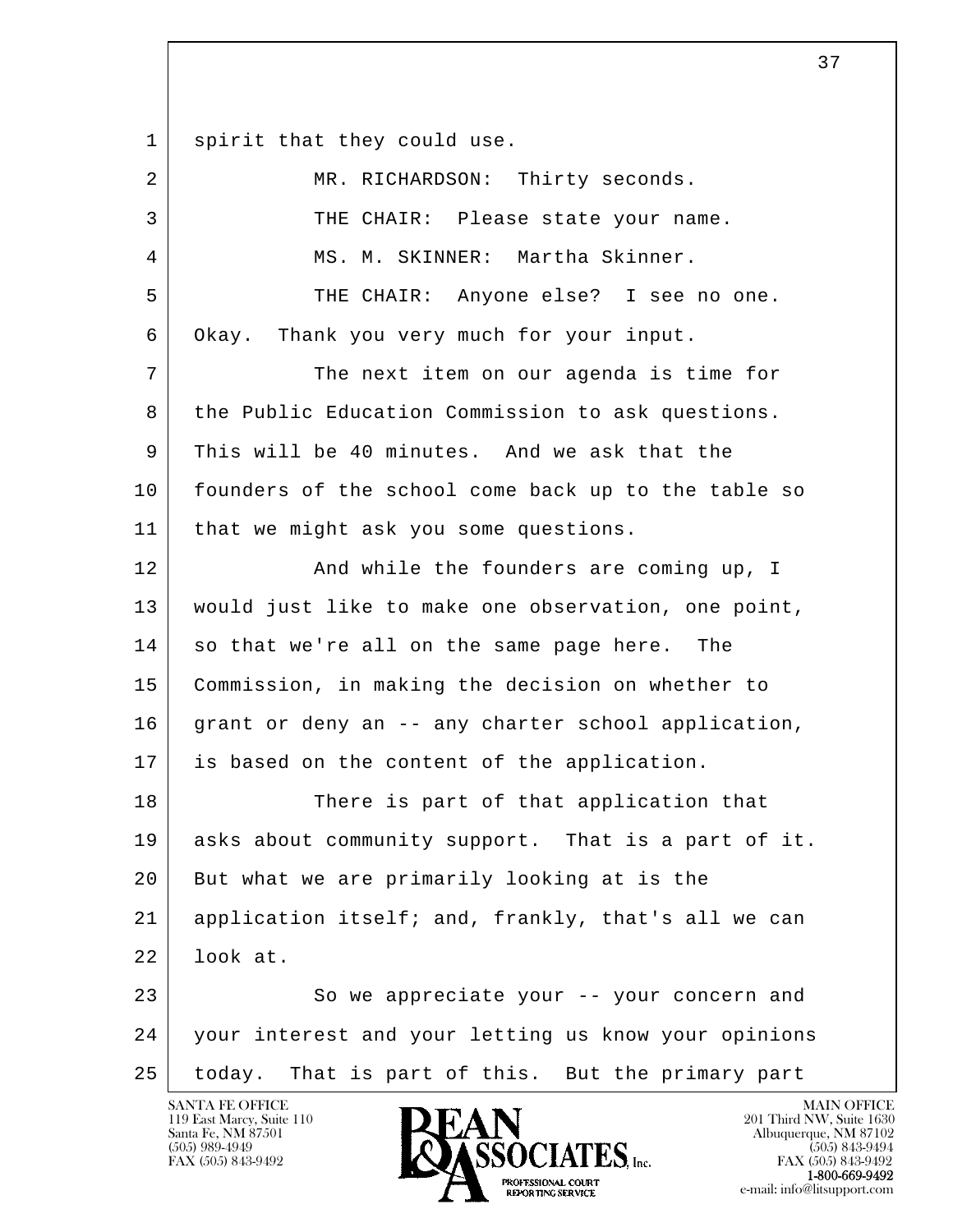1 spirit that they could use.

2 MR. RICHARDSON: Thirty seconds.

3 THE CHAIR: Please state your name.

4 MS. M. SKINNER: Martha Skinner.

5 THE CHAIR: Anyone else? I see no one.

6 Okay. Thank you very much for your input.

7 The next item on our agenda is time for

8 the Public Education Commission to ask questions.

9 This will be 40 minutes. And we ask that the

10 founders of the school come back up to the table so

11 that we might ask you some questions.

12 And while the founders are coming up, I

13 would just like to make one observation, one point,

14 so that we're all on the same page here. The

15 Commission, in making the decision on whether to

16 grant or deny an -- any charter school application,

17 is based on the content of the application.

18 There is part of that application that

19 asks about community support. That is a part of it.

20 But what we are primarily looking at is the

21 application itself; and, frankly, that's all we can

22 look at.

23 So we appreciate your -- your concern and

24 your interest and your letting us know your opinions

25 today. That is part of this. But the primary part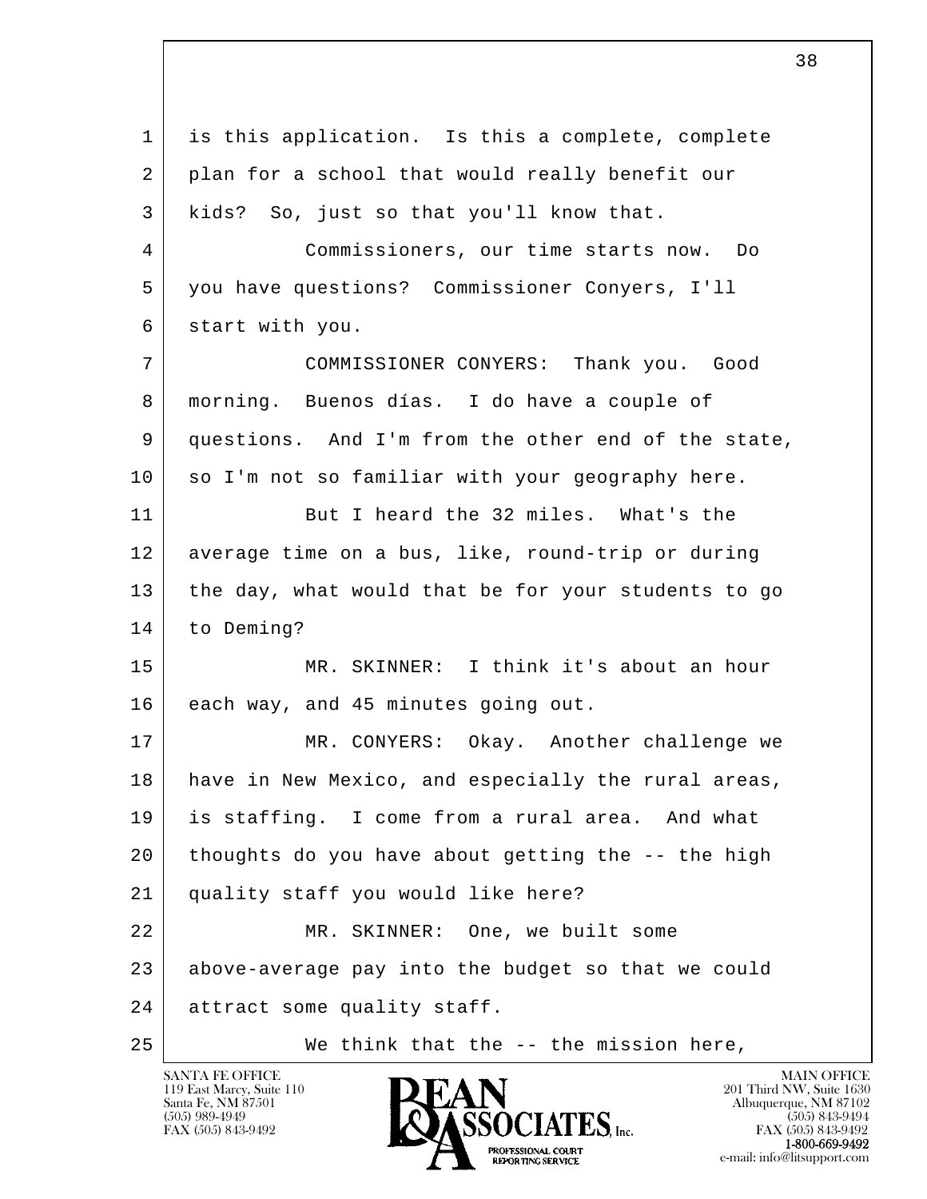is this application. Is this a complete, complete plan for a school that would really benefit our kids? So, just so that you'll know that.

Commissioners, our time starts now. Do you have questions? Commissioner Conyers, I'll start with you.

COMMISSIONER CONYERS: Thank you. Good morning. Buenos días. I do have a couple of questions. And I'm from the other end of the state, so I'm not so familiar with your geography here.

But I heard the 32 miles. What's the average time on a bus, like, round-trip or during the day, what would that be for your students to go to Deming?

MR. SKINNER: I think it's about an hour each way, and 45 minutes going out.

MR. CONYERS: Okay. Another challenge we have in New Mexico, and especially the rural areas, is staffing. I come from a rural area. And what thoughts do you have about getting the -- the high quality staff you would like here?

MR. SKINNER: One, we built some above-average pay into the budget so that we could attract some quality staff.

We think that the -- the mission here,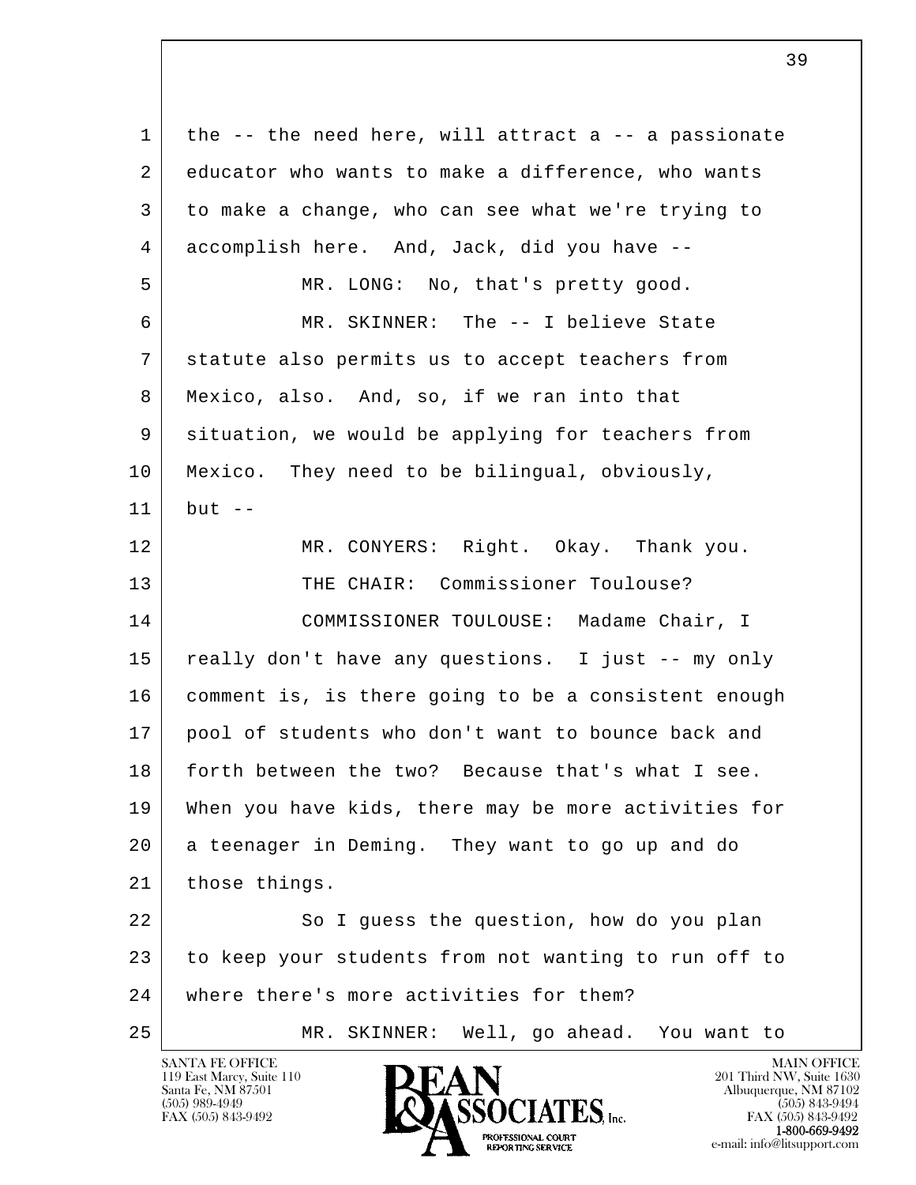1 the -- the need here, will attract a -- a passionate
2 educator who wants to make a difference, who wants
3 to make a change, who can see what we're trying to
4 accomplish here. And, Jack, did you have --
5 MR. LONG: No, that's pretty good.
6 MR. SKINNER: The -- I believe State
7 statute also permits us to accept teachers from
8 Mexico, also. And, so, if we ran into that
9 situation, we would be applying for teachers from
10 Mexico. They need to be bilingual, obviously,
11 but --
12 MR. CONYERS: Right. Okay. Thank you.
13 THE CHAIR: Commissioner Toulouse?
14 COMMISSIONER TOULOUSE: Madame Chair, I
15 really don't have any questions. I just -- my only
16 comment is, is there going to be a consistent enough
17 pool of students who don't want to bounce back and
18 forth between the two? Because that's what I see.
19 When you have kids, there may be more activities for
20 a teenager in Deming. They want to go up and do
21 those things.
22 So I guess the question, how do you plan
23 to keep your students from not wanting to run off to
24 where there's more activities for them?
25 MR. SKINNER: Well, go ahead. You want to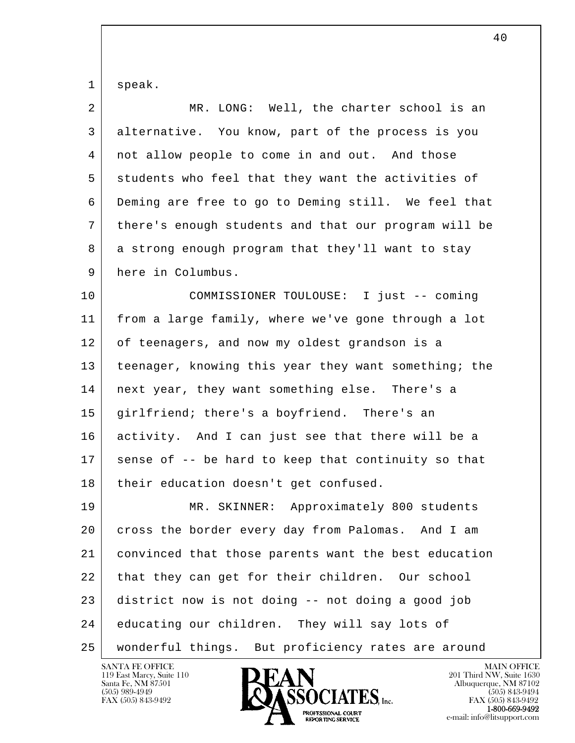speak.

MR. LONG: Well, the charter school is an alternative. You know, part of the process is you not allow people to come in and out. And those students who feel that they want the activities of Deming are free to go to Deming still. We feel that there's enough students and that our program will be a strong enough program that they'll want to stay here in Columbus.

COMMISSIONER TOULOUSE: I just -- coming from a large family, where we've gone through a lot of teenagers, and now my oldest grandson is a teenager, knowing this year they want something; the next year, they want something else. There's a girlfriend; there's a boyfriend. There's an activity. And I can just see that there will be a sense of -- be hard to keep that continuity so that their education doesn't get confused.

MR. SKINNER: Approximately 800 students cross the border every day from Palomas. And I am convinced that those parents want the best education that they can get for their children. Our school district now is not doing -- not doing a good job educating our children. They will say lots of wonderful things. But proficiency rates are around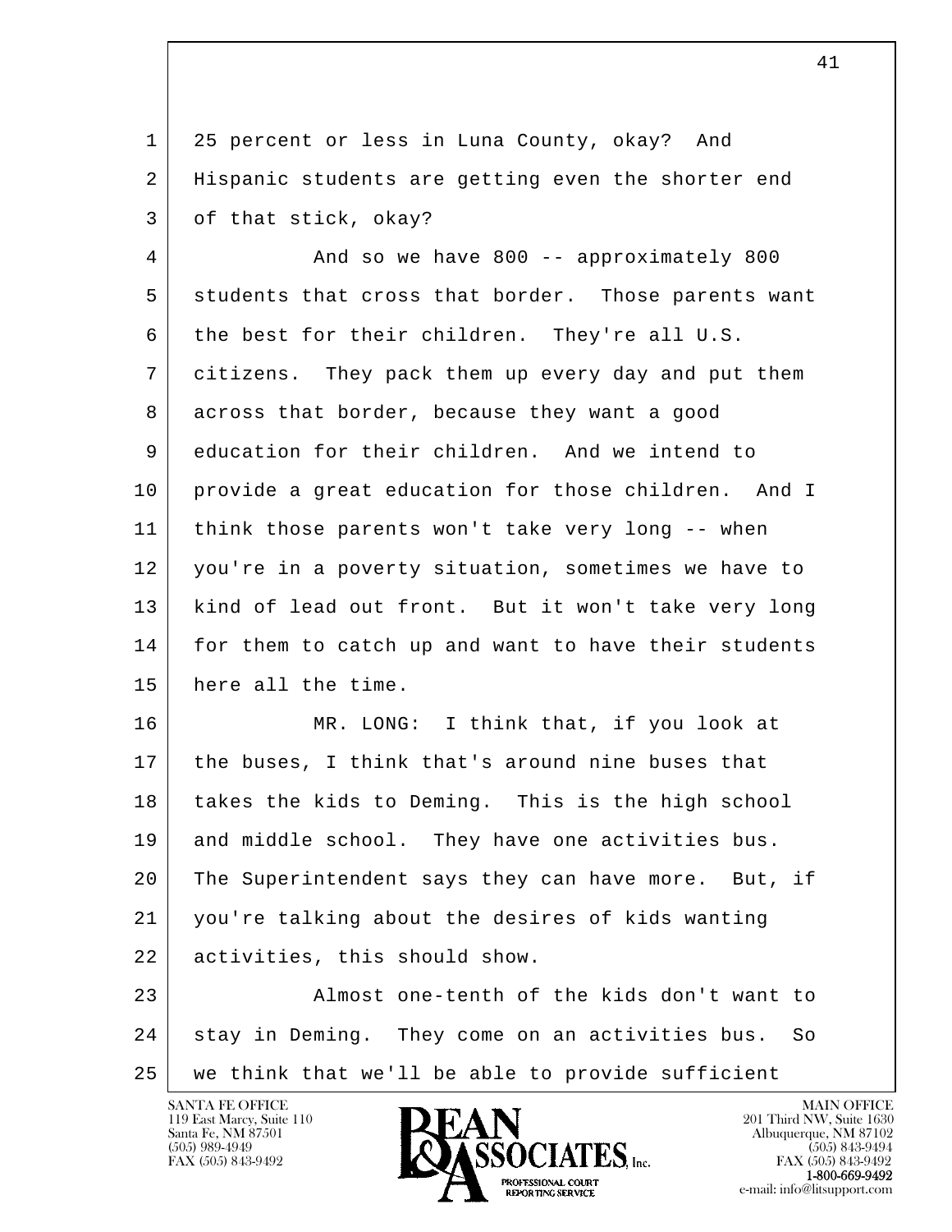25 percent or less in Luna County, okay? And Hispanic students are getting even the shorter end of that stick, okay?

And so we have 800 -- approximately 800 students that cross that border. Those parents want the best for their children. They're all U.S. citizens. They pack them up every day and put them across that border, because they want a good education for their children. And we intend to provide a great education for those children. And I think those parents won't take very long -- when you're in a poverty situation, sometimes we have to kind of lead out front. But it won't take very long for them to catch up and want to have their students here all the time.

MR. LONG: I think that, if you look at the buses, I think that's around nine buses that takes the kids to Deming. This is the high school and middle school. They have one activities bus. The Superintendent says they can have more. But, if you're talking about the desires of kids wanting activities, this should show.

Almost one-tenth of the kids don't want to stay in Deming. They come on an activities bus. So we think that we'll be able to provide sufficient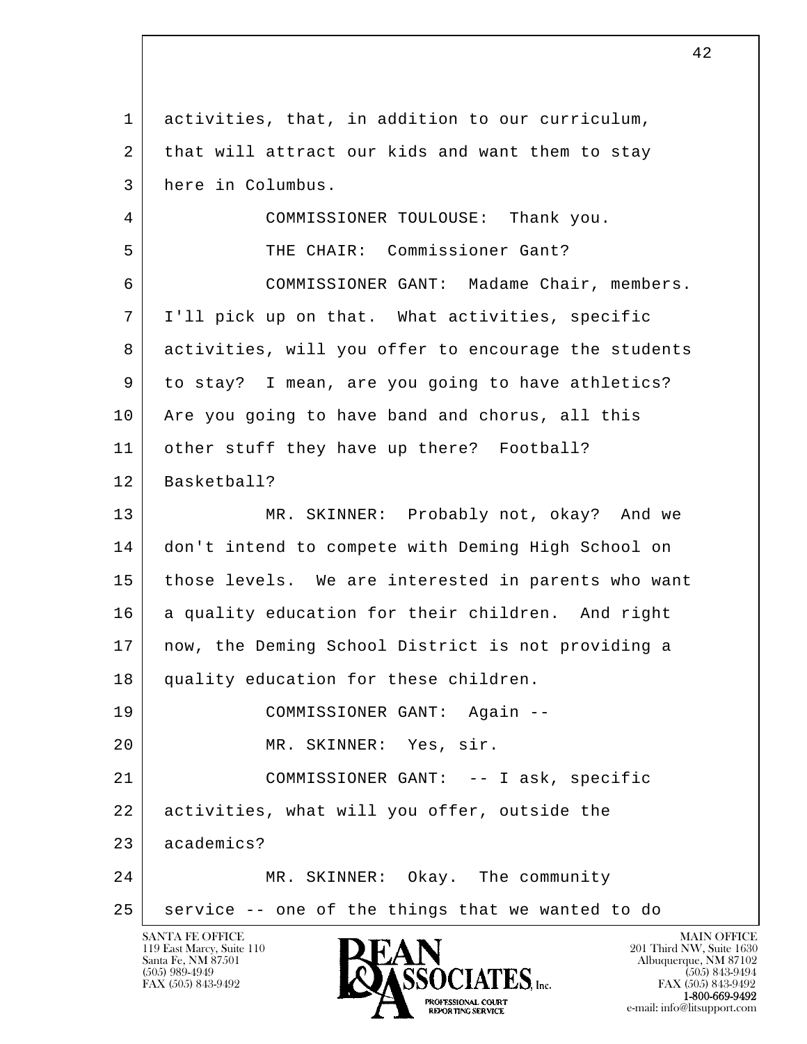activities, that, in addition to our curriculum, that will attract our kids and want them to stay here in Columbus.

COMMISSIONER TOULOUSE: Thank you.

THE CHAIR: Commissioner Gant?

COMMISSIONER GANT: Madame Chair, members. I'll pick up on that. What activities, specific activities, will you offer to encourage the students to stay? I mean, are you going to have athletics? Are you going to have band and chorus, all this other stuff they have up there? Football? Basketball?

MR. SKINNER: Probably not, okay? And we don't intend to compete with Deming High School on those levels. We are interested in parents who want a quality education for their children. And right now, the Deming School District is not providing a quality education for these children.

COMMISSIONER GANT: Again --

MR. SKINNER: Yes, sir.

COMMISSIONER GANT: -- I ask, specific activities, what will you offer, outside the academics?

MR. SKINNER: Okay. The community service -- one of the things that we wanted to do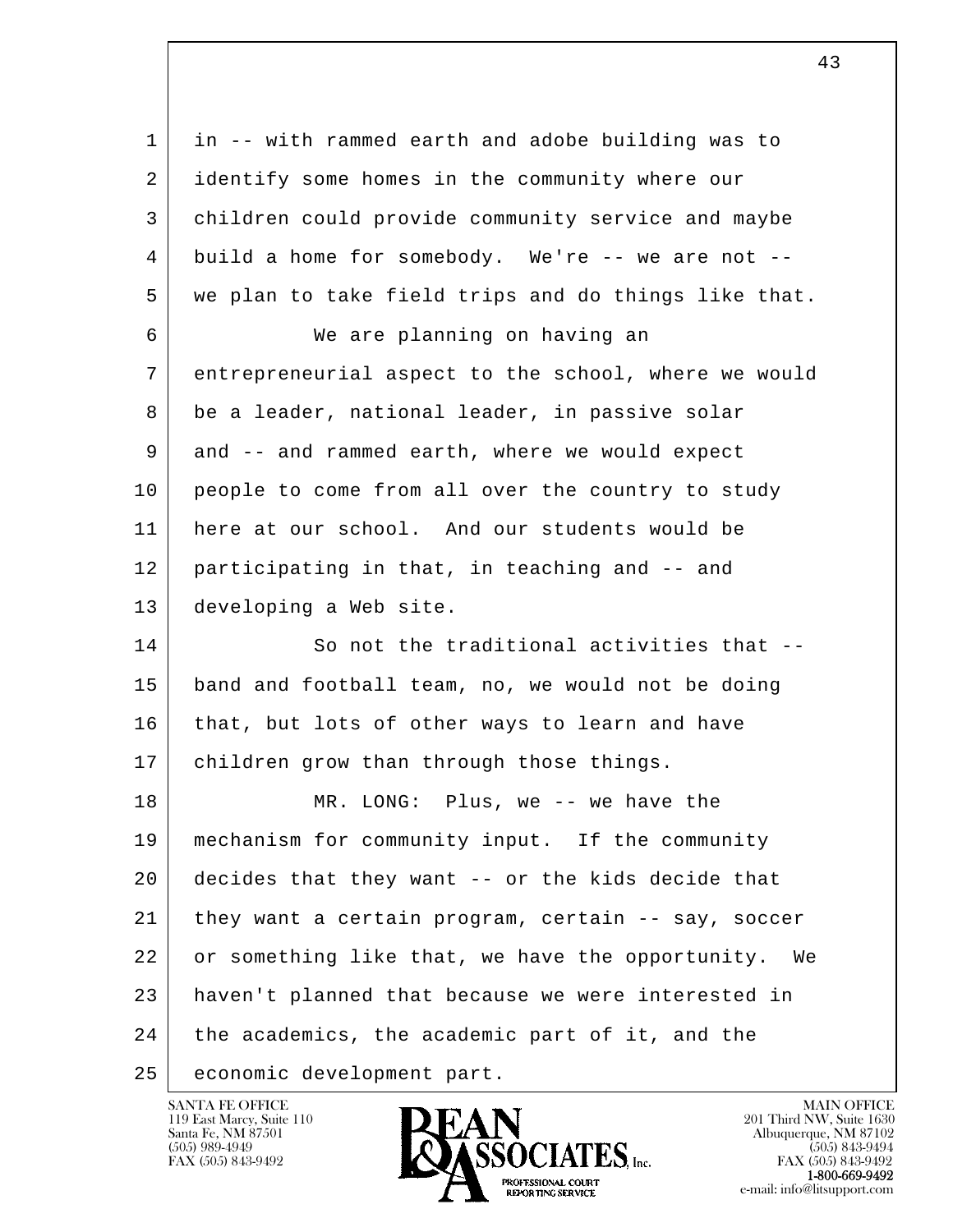in -- with rammed earth and adobe building was to identify some homes in the community where our children could provide community service and maybe build a home for somebody. We're -- we are not -- we plan to take field trips and do things like that.

We are planning on having an entrepreneurial aspect to the school, where we would be a leader, national leader, in passive solar and -- and rammed earth, where we would expect people to come from all over the country to study here at our school. And our students would be participating in that, in teaching and -- and developing a Web site.

So not the traditional activities that -- band and football team, no, we would not be doing that, but lots of other ways to learn and have children grow than through those things.

MR. LONG: Plus, we -- we have the mechanism for community input. If the community decides that they want -- or the kids decide that they want a certain program, certain -- say, soccer or something like that, we have the opportunity. We haven't planned that because we were interested in the academics, the academic part of it, and the economic development part.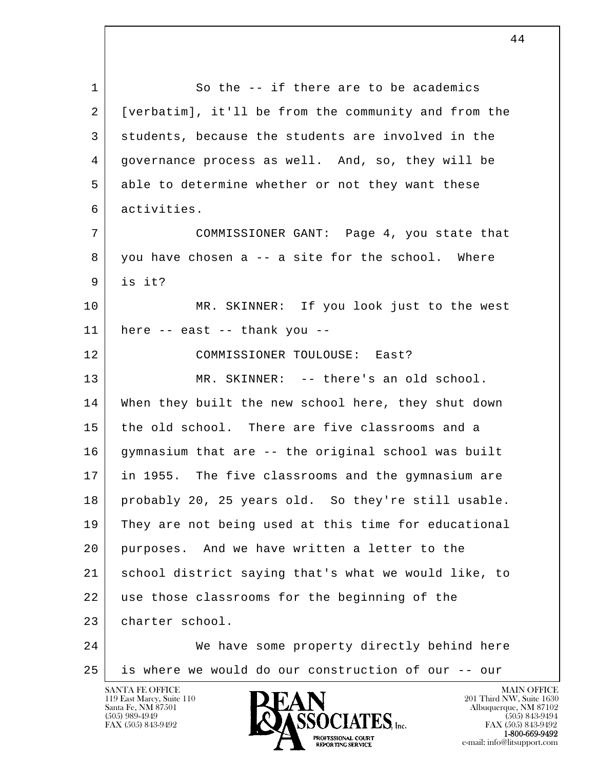1 So the -- if there are to be academics
2 [verbatim], it'll be from the community and from the
3 students, because the students are involved in the
4 governance process as well. And, so, they will be
5 able to determine whether or not they want these
6 activities.

7 COMMISSIONER GANT: Page 4, you state that
8 you have chosen a -- a site for the school. Where
9 is it?

10 MR. SKINNER: If you look just to the west
11 here -- east -- thank you --

12 COMMISSIONER TOULOUSE: East?

13 MR. SKINNER: -- there's an old school.
14 When they built the new school here, they shut down
15 the old school. There are five classrooms and a
16 gymnasium that are -- the original school was built
17 in 1955. The five classrooms and the gymnasium are
18 probably 20, 25 years old. So they're still usable.
19 They are not being used at this time for educational
20 purposes. And we have written a letter to the
21 school district saying that's what we would like, to
22 use those classrooms for the beginning of the
23 charter school.

24 We have some property directly behind here
25 is where we would do our construction of our -- our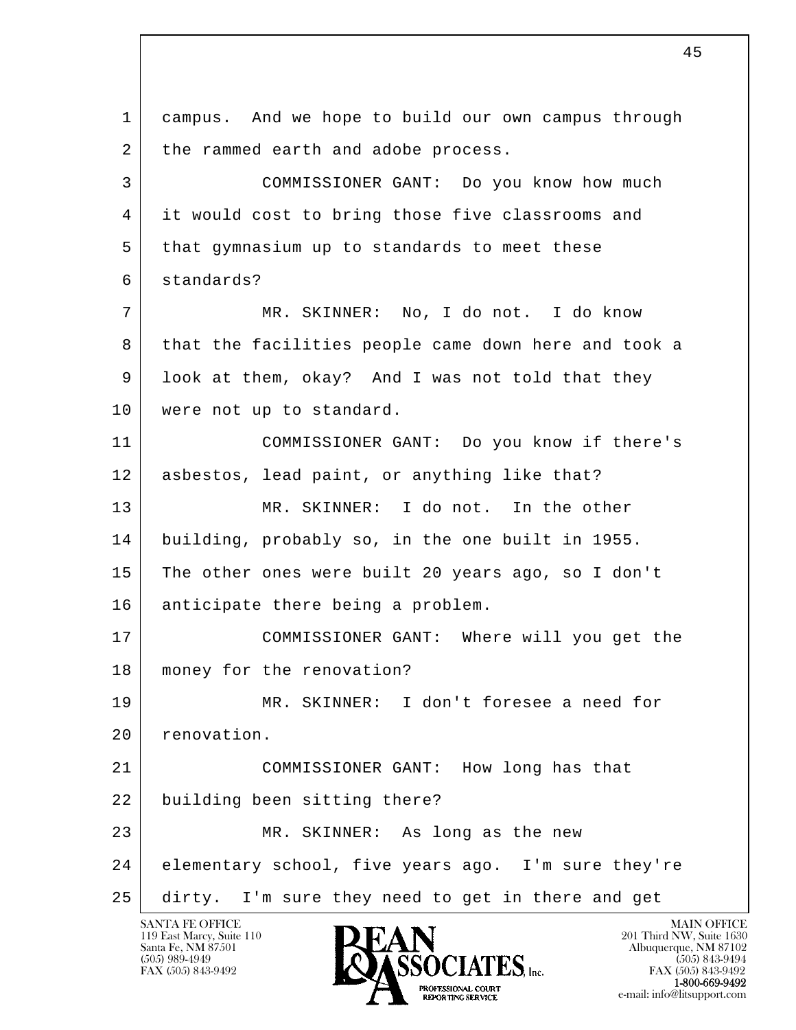1 campus. And we hope to build our own campus through
2 the rammed earth and adobe process.
3 COMMISSIONER GANT: Do you know how much
4 it would cost to bring those five classrooms and
5 that gymnasium up to standards to meet these
6 standards?
7 MR. SKINNER: No, I do not. I do know
8 that the facilities people came down here and took a
9 look at them, okay? And I was not told that they
10 were not up to standard.
11 COMMISSIONER GANT: Do you know if there's
12 asbestos, lead paint, or anything like that?
13 MR. SKINNER: I do not. In the other
14 building, probably so, in the one built in 1955.
15 The other ones were built 20 years ago, so I don't
16 anticipate there being a problem.
17 COMMISSIONER GANT: Where will you get the
18 money for the renovation?
19 MR. SKINNER: I don't foresee a need for
20 renovation.
21 COMMISSIONER GANT: How long has that
22 building been sitting there?
23 MR. SKINNER: As long as the new
24 elementary school, five years ago. I'm sure they're
25 dirty. I'm sure they need to get in there and get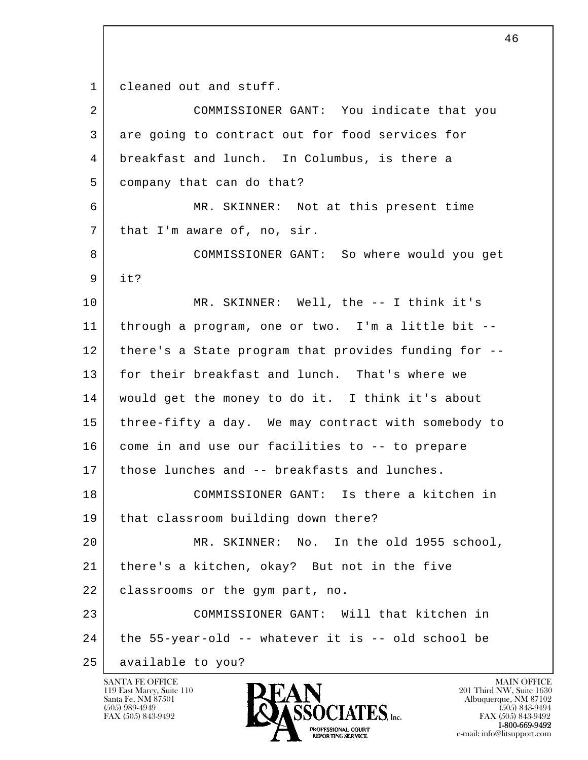1 cleaned out and stuff.

2 COMMISSIONER GANT: You indicate that you

3 are going to contract out for food services for

4 breakfast and lunch. In Columbus, is there a

5 company that can do that?

6 MR. SKINNER: Not at this present time

7 that I'm aware of, no, sir.

8 COMMISSIONER GANT: So where would you get

9 it?

10 MR. SKINNER: Well, the -- I think it's

11 through a program, one or two. I'm a little bit --

12 there's a State program that provides funding for --

13 for their breakfast and lunch. That's where we

14 would get the money to do it. I think it's about

15 three-fifty a day. We may contract with somebody to

16 come in and use our facilities to -- to prepare

17 those lunches and -- breakfasts and lunches.

18 COMMISSIONER GANT: Is there a kitchen in

19 that classroom building down there?

20 MR. SKINNER: No. In the old 1955 school,

21 there's a kitchen, okay? But not in the five

22 classrooms or the gym part, no.

23 COMMISSIONER GANT: Will that kitchen in

24 the 55-year-old -- whatever it is -- old school be

25 available to you?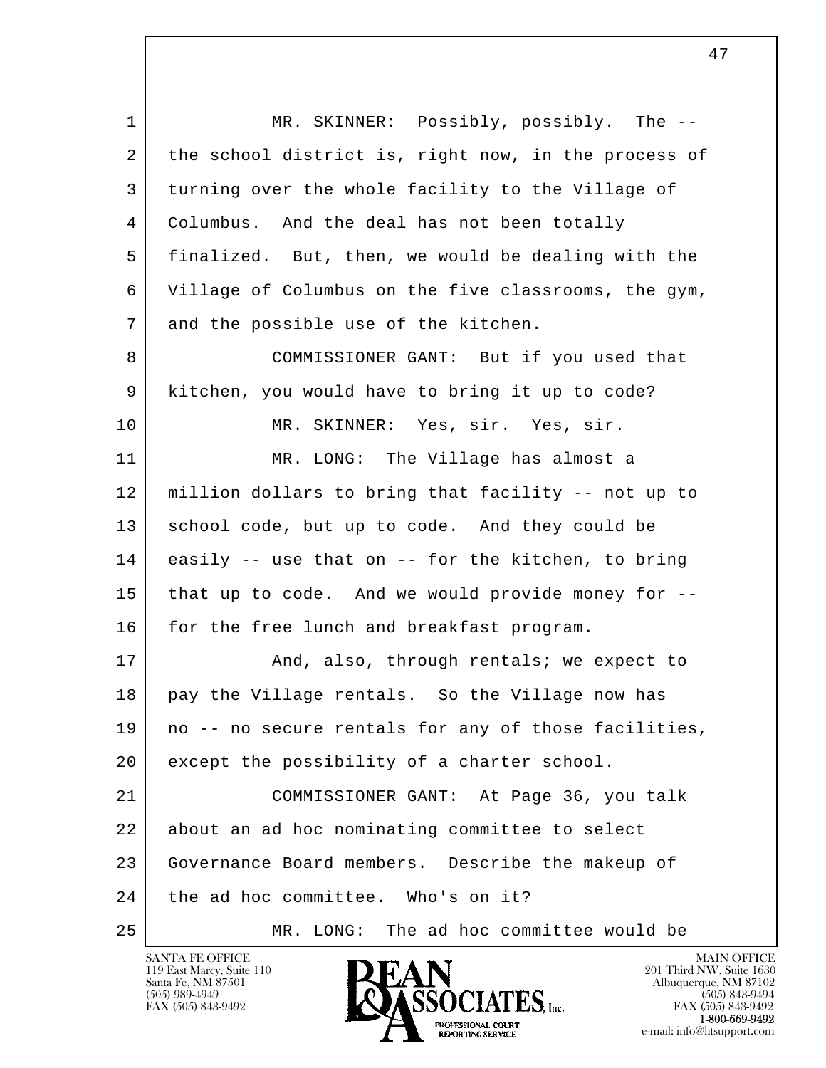MR. SKINNER: Possibly, possibly. The -- the school district is, right now, in the process of turning over the whole facility to the Village of Columbus. And the deal has not been totally finalized. But, then, we would be dealing with the Village of Columbus on the five classrooms, the gym, and the possible use of the kitchen.

COMMISSIONER GANT: But if you used that kitchen, you would have to bring it up to code?

MR. SKINNER: Yes, sir. Yes, sir.

MR. LONG: The Village has almost a million dollars to bring that facility -- not up to school code, but up to code. And they could be easily -- use that on -- for the kitchen, to bring that up to code. And we would provide money for -- for the free lunch and breakfast program.

And, also, through rentals; we expect to pay the Village rentals. So the Village now has no -- no secure rentals for any of those facilities, except the possibility of a charter school.

COMMISSIONER GANT: At Page 36, you talk about an ad hoc nominating committee to select Governance Board members. Describe the makeup of the ad hoc committee. Who's on it?

MR. LONG: The ad hoc committee would be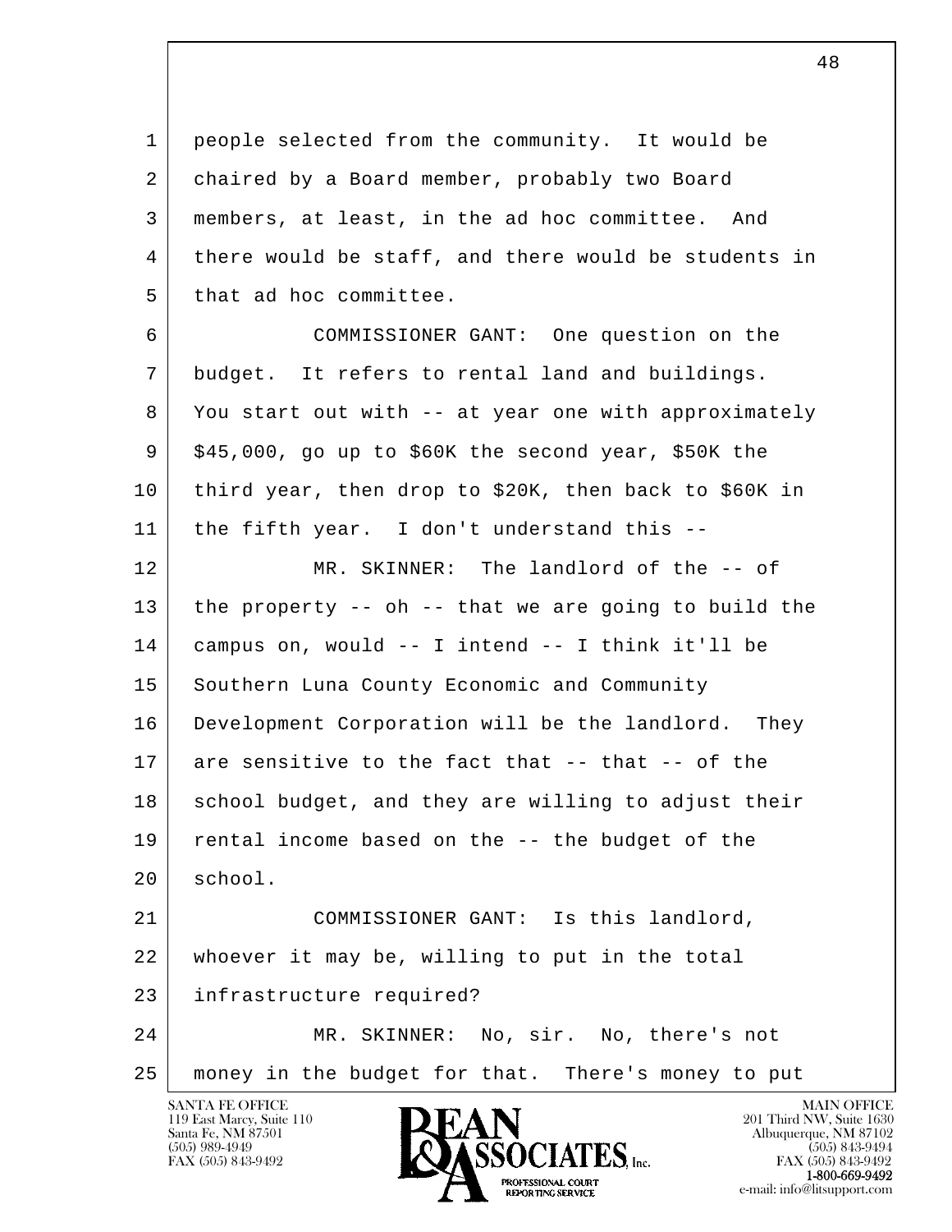people selected from the community. It would be chaired by a Board member, probably two Board members, at least, in the ad hoc committee. And there would be staff, and there would be students in that ad hoc committee.

COMMISSIONER GANT: One question on the budget. It refers to rental land and buildings. You start out with -- at year one with approximately $45,000, go up to $60K the second year, $50K the third year, then drop to $20K, then back to $60K in the fifth year. I don't understand this --

MR. SKINNER: The landlord of the -- of the property -- oh -- that we are going to build the campus on, would -- I intend -- I think it'll be Southern Luna County Economic and Community Development Corporation will be the landlord. They are sensitive to the fact that -- that -- of the school budget, and they are willing to adjust their rental income based on the -- the budget of the school.

COMMISSIONER GANT: Is this landlord, whoever it may be, willing to put in the total infrastructure required?

MR. SKINNER: No, sir. No, there's not money in the budget for that. There's money to put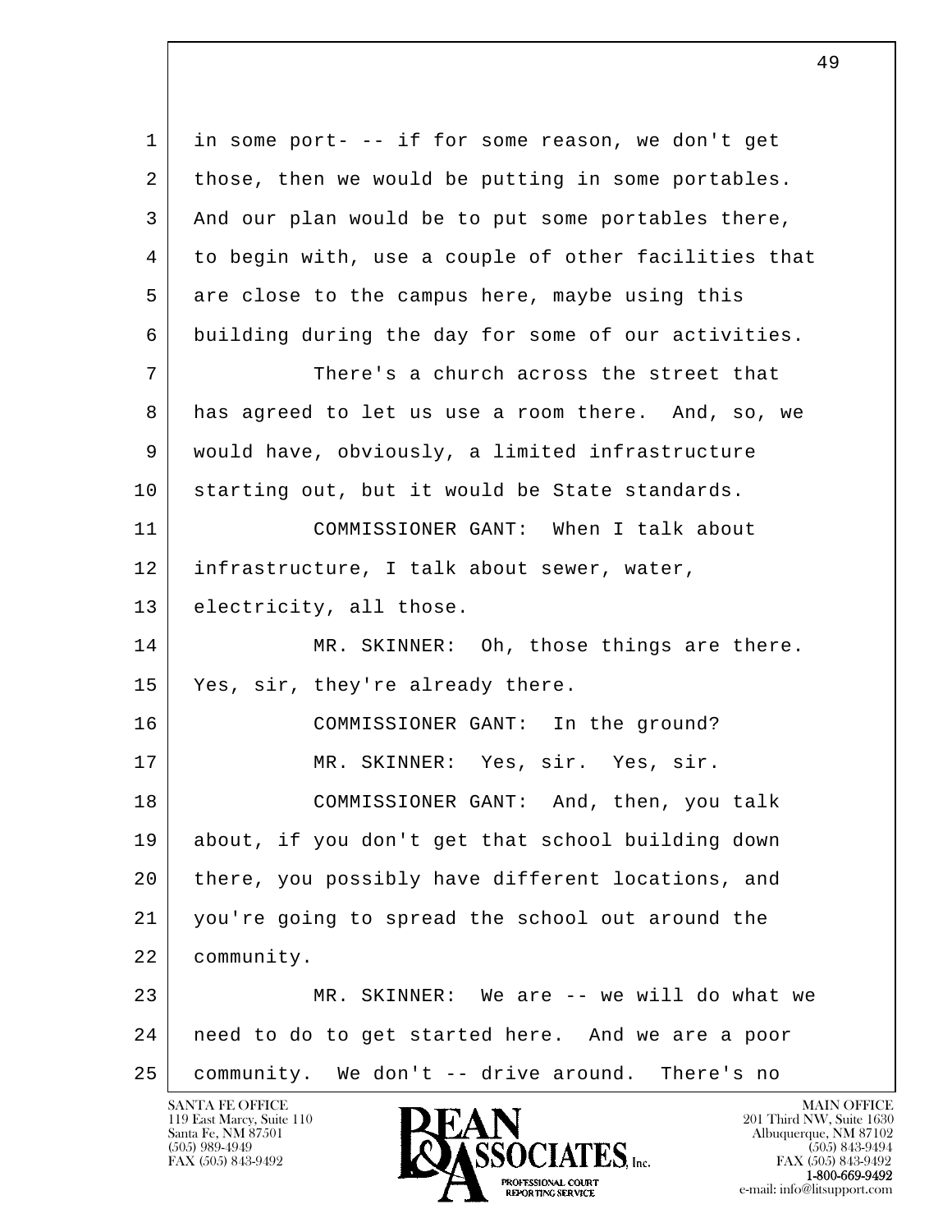in some port- -- if for some reason, we don't get those, then we would be putting in some portables. And our plan would be to put some portables there, to begin with, use a couple of other facilities that are close to the campus here, maybe using this building during the day for some of our activities.

There's a church across the street that has agreed to let us use a room there. And, so, we would have, obviously, a limited infrastructure starting out, but it would be State standards.

COMMISSIONER GANT: When I talk about infrastructure, I talk about sewer, water, electricity, all those.

MR. SKINNER: Oh, those things are there. Yes, sir, they're already there.

COMMISSIONER GANT: In the ground?

MR. SKINNER: Yes, sir. Yes, sir.

COMMISSIONER GANT: And, then, you talk about, if you don't get that school building down there, you possibly have different locations, and you're going to spread the school out around the community.

MR. SKINNER: We are -- we will do what we need to do to get started here. And we are a poor community. We don't -- drive around. There's no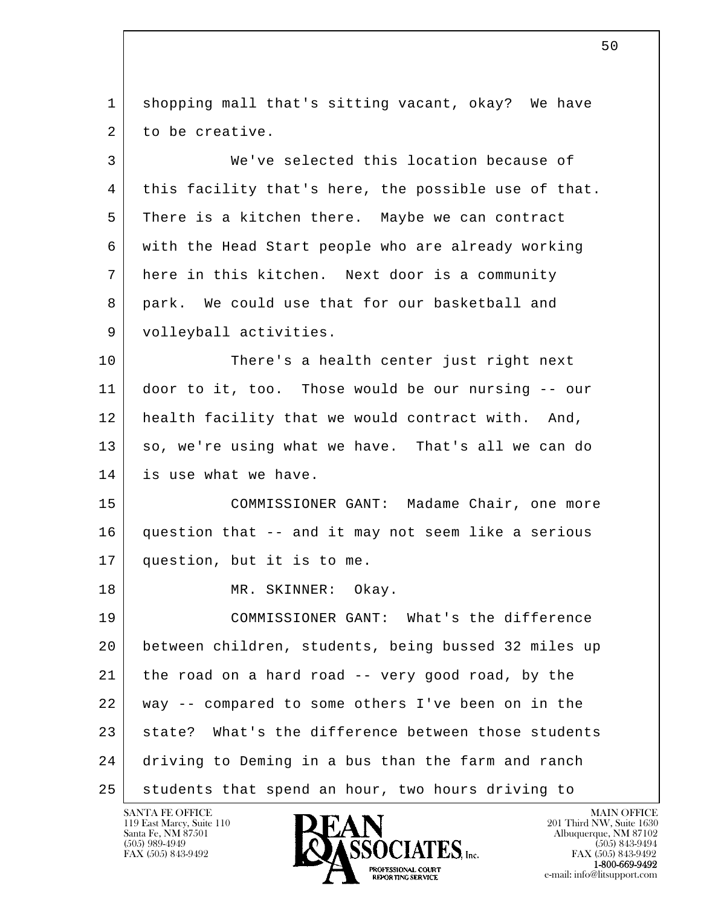shopping mall that's sitting vacant, okay? We have to be creative.

We've selected this location because of this facility that's here, the possible use of that. There is a kitchen there. Maybe we can contract with the Head Start people who are already working here in this kitchen. Next door is a community park. We could use that for our basketball and volleyball activities.

There's a health center just right next door to it, too. Those would be our nursing -- our health facility that we would contract with. And, so, we're using what we have. That's all we can do is use what we have.

COMMISSIONER GANT: Madame Chair, one more question that -- and it may not seem like a serious question, but it is to me.

MR. SKINNER: Okay.

COMMISSIONER GANT: What's the difference between children, students, being bussed 32 miles up the road on a hard road -- very good road, by the way -- compared to some others I've been on in the state? What's the difference between those students driving to Deming in a bus than the farm and ranch students that spend an hour, two hours driving to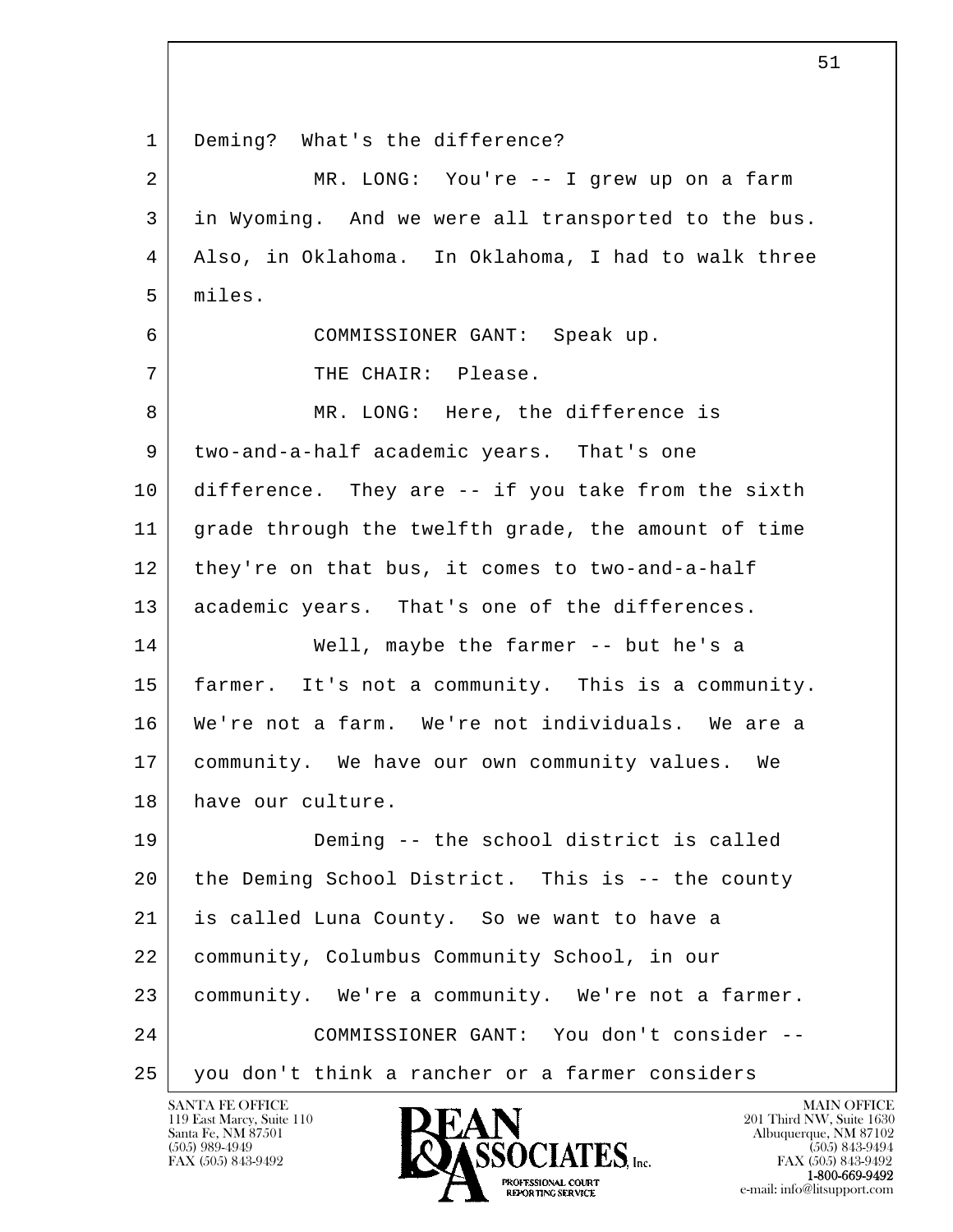1 Deming? What's the difference?

2 MR. LONG: You're -- I grew up on a farm

3 in Wyoming. And we were all transported to the bus.

4 Also, in Oklahoma. In Oklahoma, I had to walk three

5 miles.

6 COMMISSIONER GANT: Speak up.

7 THE CHAIR: Please.

8 MR. LONG: Here, the difference is

9 two-and-a-half academic years. That's one

10 difference. They are -- if you take from the sixth

11 grade through the twelfth grade, the amount of time

12 they're on that bus, it comes to two-and-a-half

13 academic years. That's one of the differences.

14 Well, maybe the farmer -- but he's a

15 farmer. It's not a community. This is a community.

16 We're not a farm. We're not individuals. We are a

17 community. We have our own community values. We

18 have our culture.

19 Deming -- the school district is called

20 the Deming School District. This is -- the county

21 is called Luna County. So we want to have a

22 community, Columbus Community School, in our

23 community. We're a community. We're not a farmer.

24 COMMISSIONER GANT: You don't consider --

25 you don't think a rancher or a farmer considers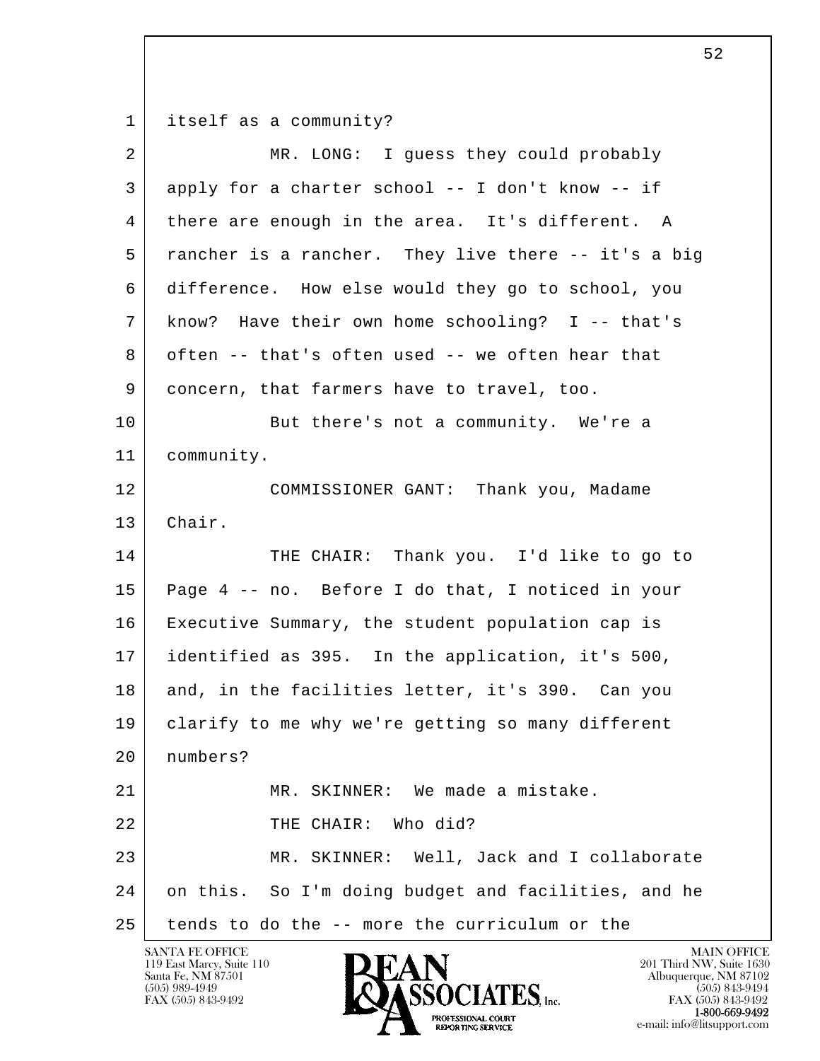itself as a community?

MR. LONG: I guess they could probably apply for a charter school -- I don't know -- if there are enough in the area. It's different. A rancher is a rancher. They live there -- it's a big difference. How else would they go to school, you know? Have their own home schooling? I -- that's often -- that's often used -- we often hear that concern, that farmers have to travel, too.

But there's not a community. We're a community.

COMMISSIONER GANT: Thank you, Madame Chair.

THE CHAIR: Thank you. I'd like to go to Page 4 -- no. Before I do that, I noticed in your Executive Summary, the student population cap is identified as 395. In the application, it's 500, and, in the facilities letter, it's 390. Can you clarify to me why we're getting so many different numbers?

MR. SKINNER: We made a mistake.

THE CHAIR: Who did?

MR. SKINNER: Well, Jack and I collaborate on this. So I'm doing budget and facilities, and he tends to do the -- more the curriculum or the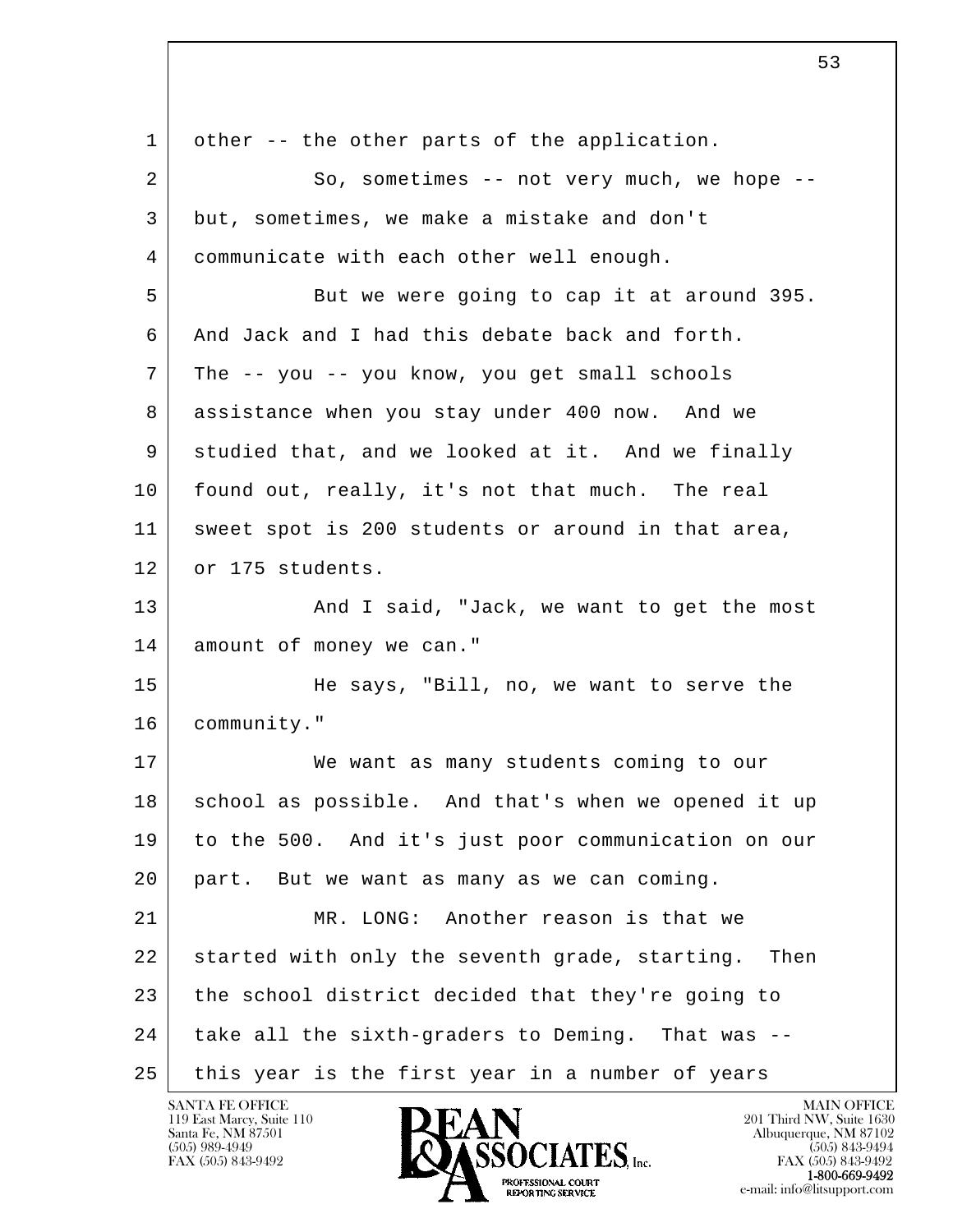other -- the other parts of the application.

So, sometimes -- not very much, we hope -- but, sometimes, we make a mistake and don't communicate with each other well enough.

But we were going to cap it at around 395. And Jack and I had this debate back and forth. The -- you -- you know, you get small schools assistance when you stay under 400 now. And we studied that, and we looked at it. And we finally found out, really, it's not that much. The real sweet spot is 200 students or around in that area, or 175 students.

And I said, "Jack, we want to get the most amount of money we can."

He says, "Bill, no, we want to serve the community."

We want as many students coming to our school as possible. And that's when we opened it up to the 500. And it's just poor communication on our part. But we want as many as we can coming.

MR. LONG: Another reason is that we started with only the seventh grade, starting. Then the school district decided that they're going to take all the sixth-graders to Deming. That was -- this year is the first year in a number of years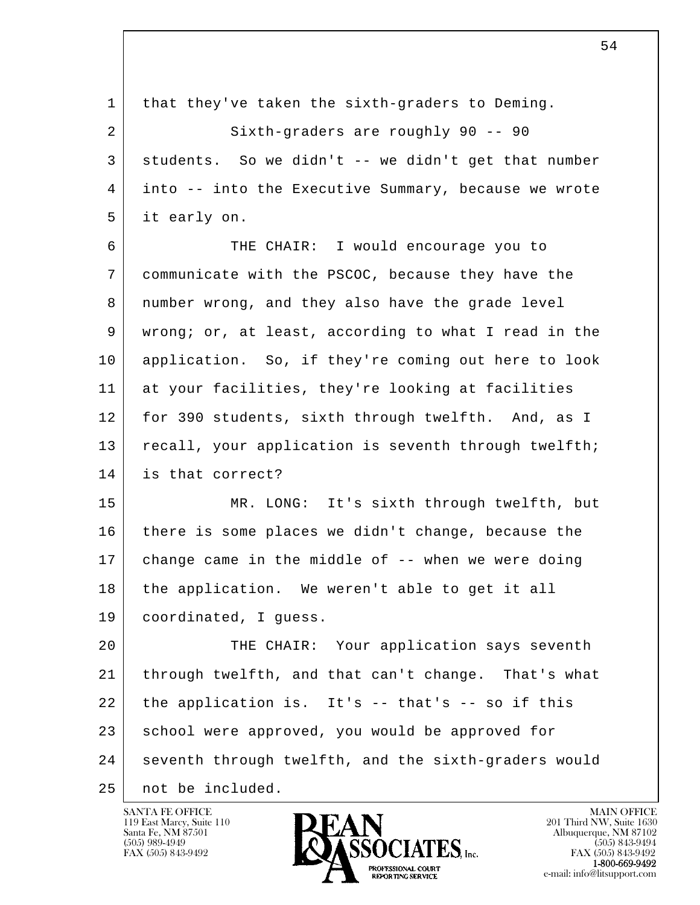that they've taken the sixth-graders to Deming.

Sixth-graders are roughly 90 -- 90 students. So we didn't -- we didn't get that number into -- into the Executive Summary, because we wrote it early on.

THE CHAIR: I would encourage you to communicate with the PSCOC, because they have the number wrong, and they also have the grade level wrong; or, at least, according to what I read in the application. So, if they're coming out here to look at your facilities, they're looking at facilities for 390 students, sixth through twelfth. And, as I recall, your application is seventh through twelfth; is that correct?

MR. LONG: It's sixth through twelfth, but there is some places we didn't change, because the change came in the middle of -- when we were doing the application. We weren't able to get it all coordinated, I guess.

THE CHAIR: Your application says seventh through twelfth, and that can't change. That's what the application is. It's -- that's -- so if this school were approved, you would be approved for seventh through twelfth, and the sixth-graders would not be included.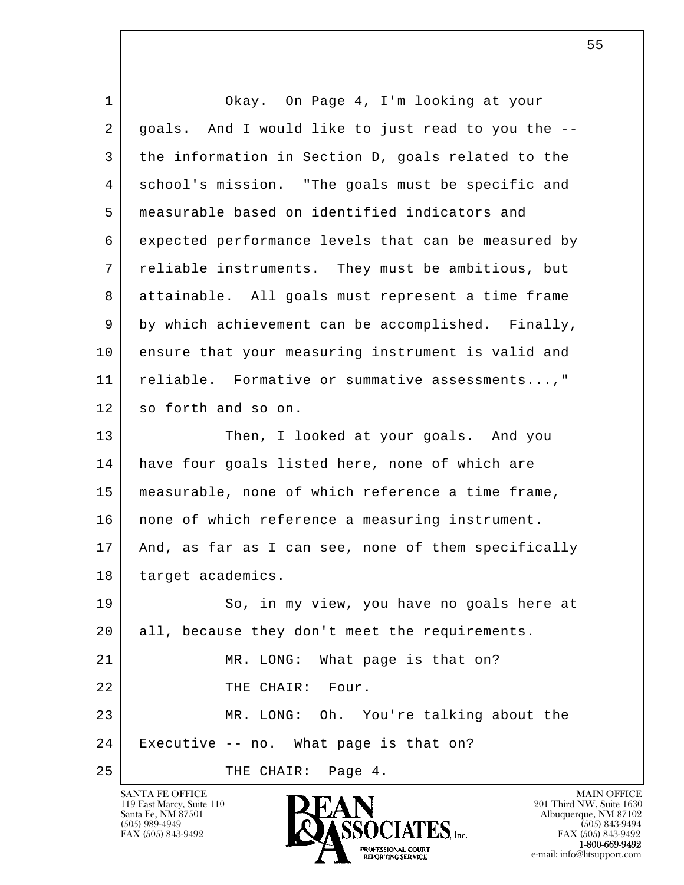Okay. On Page 4, I'm looking at your goals. And I would like to just read to you the -- the information in Section D, goals related to the school's mission. "The goals must be specific and measurable based on identified indicators and expected performance levels that can be measured by reliable instruments. They must be ambitious, but attainable. All goals must represent a time frame by which achievement can be accomplished. Finally, ensure that your measuring instrument is valid and reliable. Formative or summative assessments...," so forth and so on.

Then, I looked at your goals. And you have four goals listed here, none of which are measurable, none of which reference a time frame, none of which reference a measuring instrument. And, as far as I can see, none of them specifically target academics.

So, in my view, you have no goals here at all, because they don't meet the requirements.

MR. LONG: What page is that on?

THE CHAIR: Four.

MR. LONG: Oh. You're talking about the Executive -- no. What page is that on?

THE CHAIR: Page 4.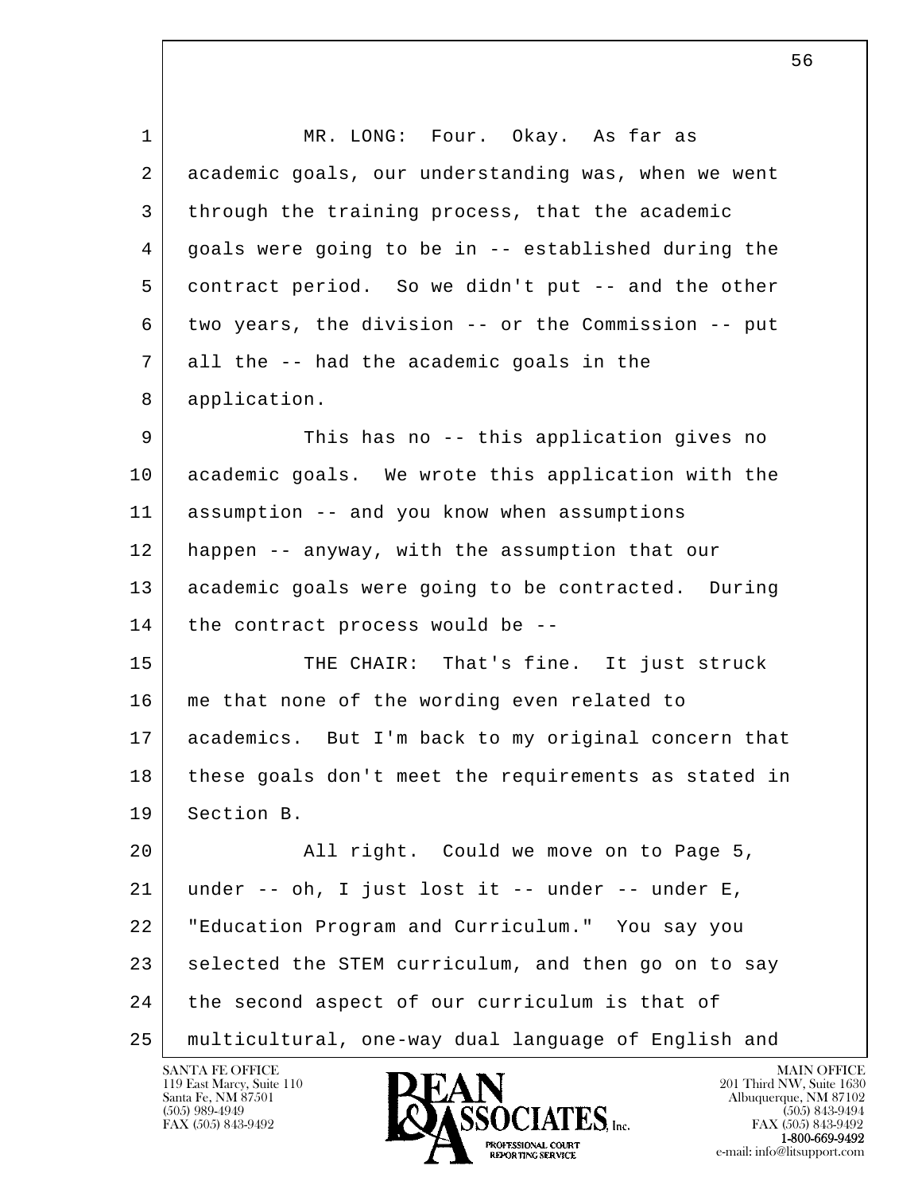MR. LONG: Four. Okay. As far as academic goals, our understanding was, when we went through the training process, that the academic goals were going to be in -- established during the contract period. So we didn't put -- and the other two years, the division -- or the Commission -- put all the -- had the academic goals in the application.

This has no -- this application gives no academic goals. We wrote this application with the assumption -- and you know when assumptions happen -- anyway, with the assumption that our academic goals were going to be contracted. During the contract process would be --

THE CHAIR: That's fine. It just struck me that none of the wording even related to academics. But I'm back to my original concern that these goals don't meet the requirements as stated in Section B.

All right. Could we move on to Page 5, under -- oh, I just lost it -- under -- under E, "Education Program and Curriculum." You say you selected the STEM curriculum, and then go on to say the second aspect of our curriculum is that of multicultural, one-way dual language of English and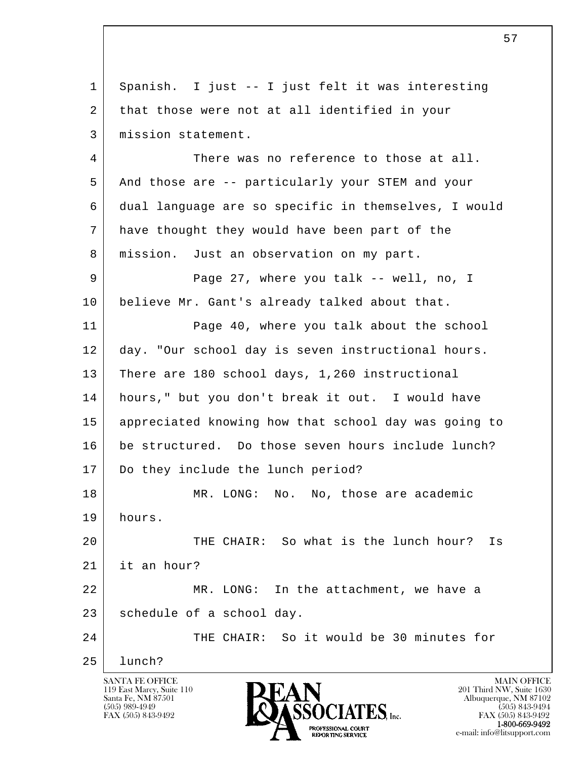Spanish. I just -- I just felt it was interesting that those were not at all identified in your mission statement.

There was no reference to those at all. And those are -- particularly your STEM and your dual language are so specific in themselves, I would have thought they would have been part of the mission. Just an observation on my part.

Page 27, where you talk -- well, no, I believe Mr. Gant's already talked about that.

Page 40, where you talk about the school day. "Our school day is seven instructional hours. There are 180 school days, 1,260 instructional hours," but you don't break it out. I would have appreciated knowing how that school day was going to be structured. Do those seven hours include lunch? Do they include the lunch period?

MR. LONG: No. No, those are academic hours.

THE CHAIR: So what is the lunch hour? Is it an hour?

MR. LONG: In the attachment, we have a schedule of a school day.

THE CHAIR: So it would be 30 minutes for lunch?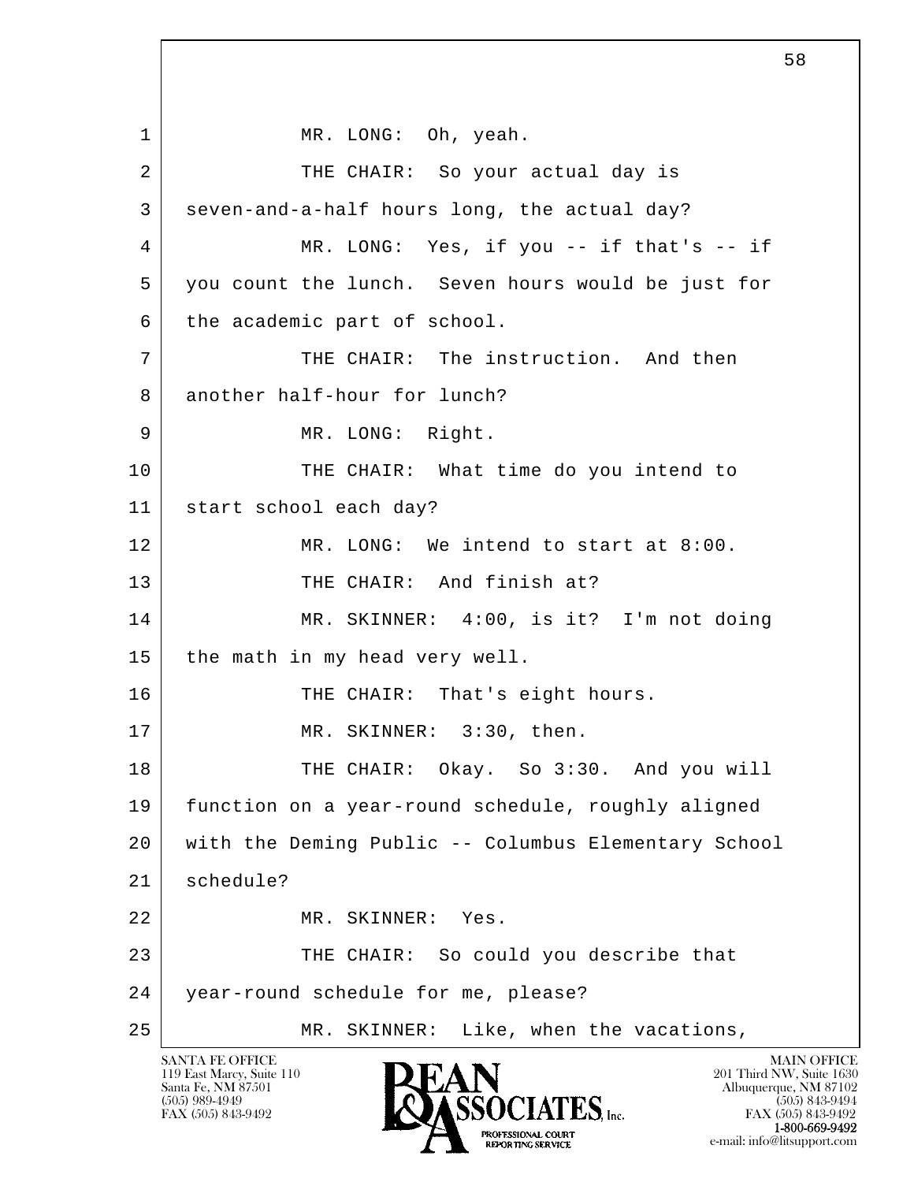MR. LONG: Oh, yeah.

THE CHAIR: So your actual day is seven-and-a-half hours long, the actual day?

MR. LONG: Yes, if you -- if that's -- if you count the lunch. Seven hours would be just for the academic part of school.

THE CHAIR: The instruction. And then another half-hour for lunch?

MR. LONG: Right.

THE CHAIR: What time do you intend to start school each day?

MR. LONG: We intend to start at 8:00.

THE CHAIR: And finish at?

MR. SKINNER: 4:00, is it? I'm not doing the math in my head very well.

THE CHAIR: That's eight hours.

MR. SKINNER: 3:30, then.

THE CHAIR: Okay. So 3:30. And you will function on a year-round schedule, roughly aligned with the Deming Public -- Columbus Elementary School schedule?

MR. SKINNER: Yes.

THE CHAIR: So could you describe that year-round schedule for me, please?

MR. SKINNER: Like, when the vacations,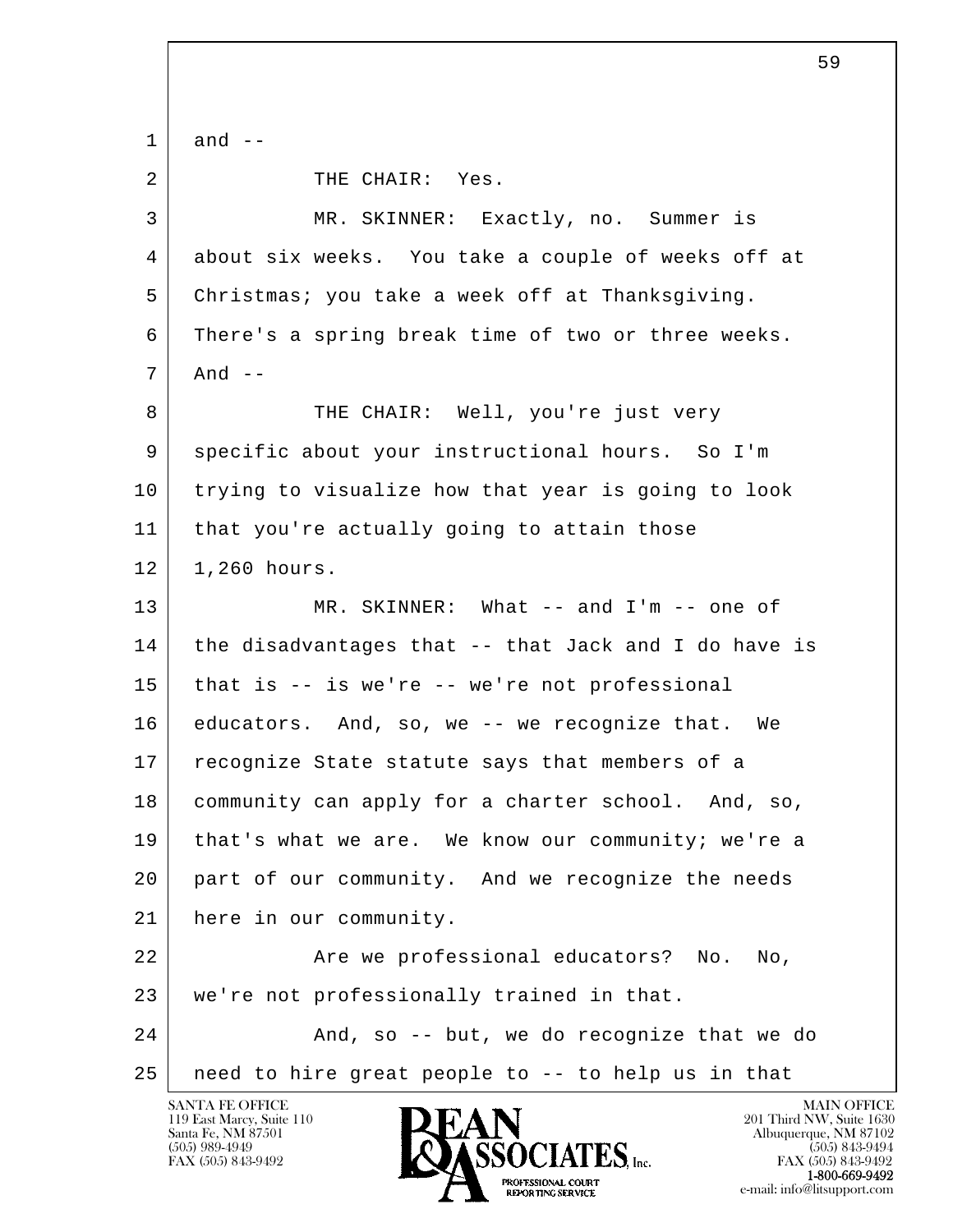1 and --

2 THE CHAIR: Yes.

3 MR. SKINNER: Exactly, no. Summer is
4 about six weeks. You take a couple of weeks off at
5 Christmas; you take a week off at Thanksgiving.
6 There's a spring break time of two or three weeks.
7 And --

8 THE CHAIR: Well, you're just very
9 specific about your instructional hours. So I'm
10 trying to visualize how that year is going to look
11 that you're actually going to attain those
12 1,260 hours.

13 MR. SKINNER: What -- and I'm -- one of
14 the disadvantages that -- that Jack and I do have is
15 that is -- is we're -- we're not professional
16 educators. And, so, we -- we recognize that. We
17 recognize State statute says that members of a
18 community can apply for a charter school. And, so,
19 that's what we are. We know our community; we're a
20 part of our community. And we recognize the needs
21 here in our community.

22 Are we professional educators? No. No,
23 we're not professionally trained in that.

24 And, so -- but, we do recognize that we do
25 need to hire great people to -- to help us in that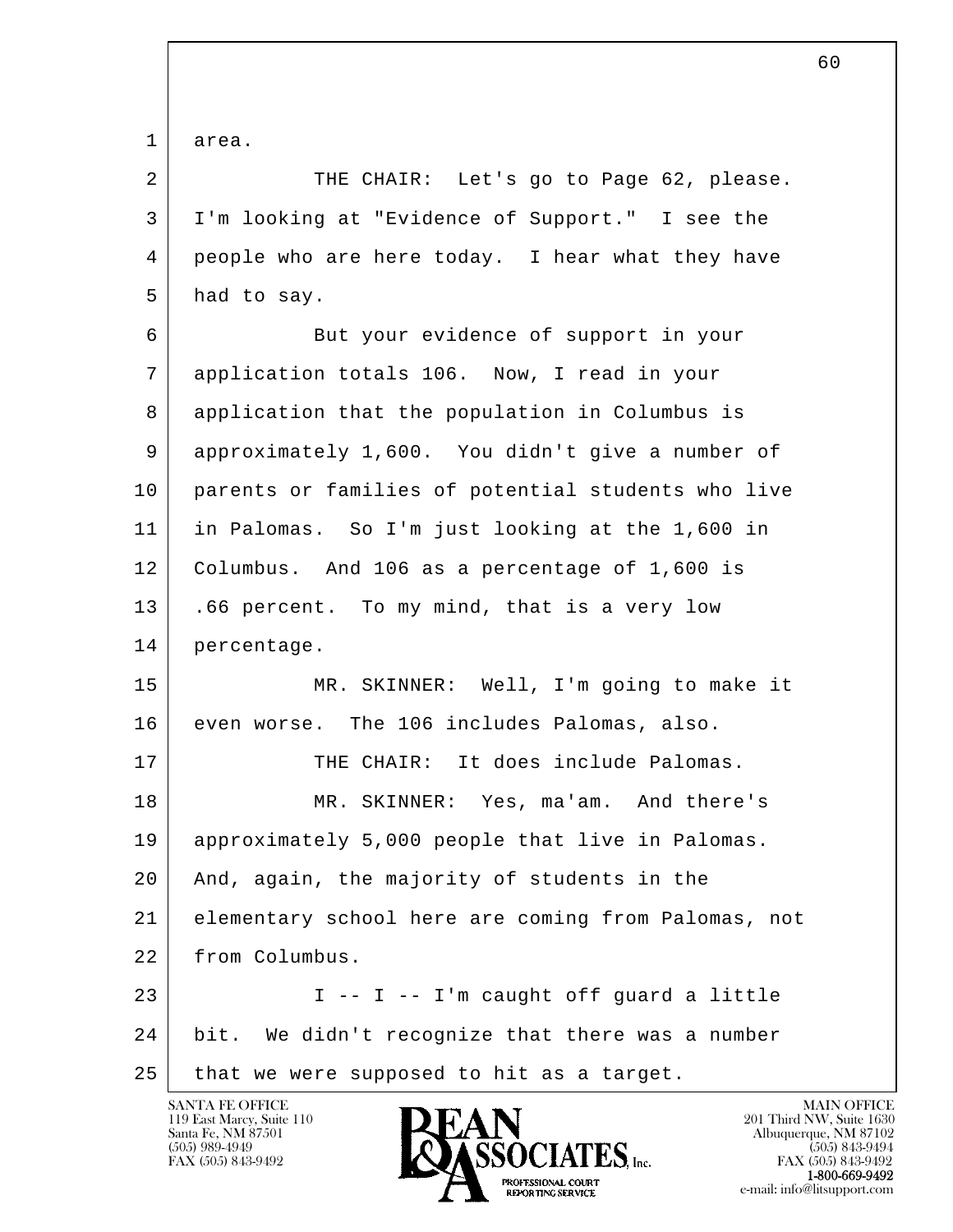1 area.

2 THE CHAIR: Let's go to Page 62, please.
3 I'm looking at "Evidence of Support." I see the
4 people who are here today. I hear what they have
5 had to say.

6 But your evidence of support in your
7 application totals 106. Now, I read in your
8 application that the population in Columbus is
9 approximately 1,600. You didn't give a number of
10 parents or families of potential students who live
11 in Palomas. So I'm just looking at the 1,600 in
12 Columbus. And 106 as a percentage of 1,600 is
13 .66 percent. To my mind, that is a very low
14 percentage.

15 MR. SKINNER: Well, I'm going to make it
16 even worse. The 106 includes Palomas, also.

17 THE CHAIR: It does include Palomas.

18 MR. SKINNER: Yes, ma'am. And there's
19 approximately 5,000 people that live in Palomas.
20 And, again, the majority of students in the
21 elementary school here are coming from Palomas, not
22 from Columbus.

23 I -- I -- I'm caught off guard a little
24 bit. We didn't recognize that there was a number
25 that we were supposed to hit as a target.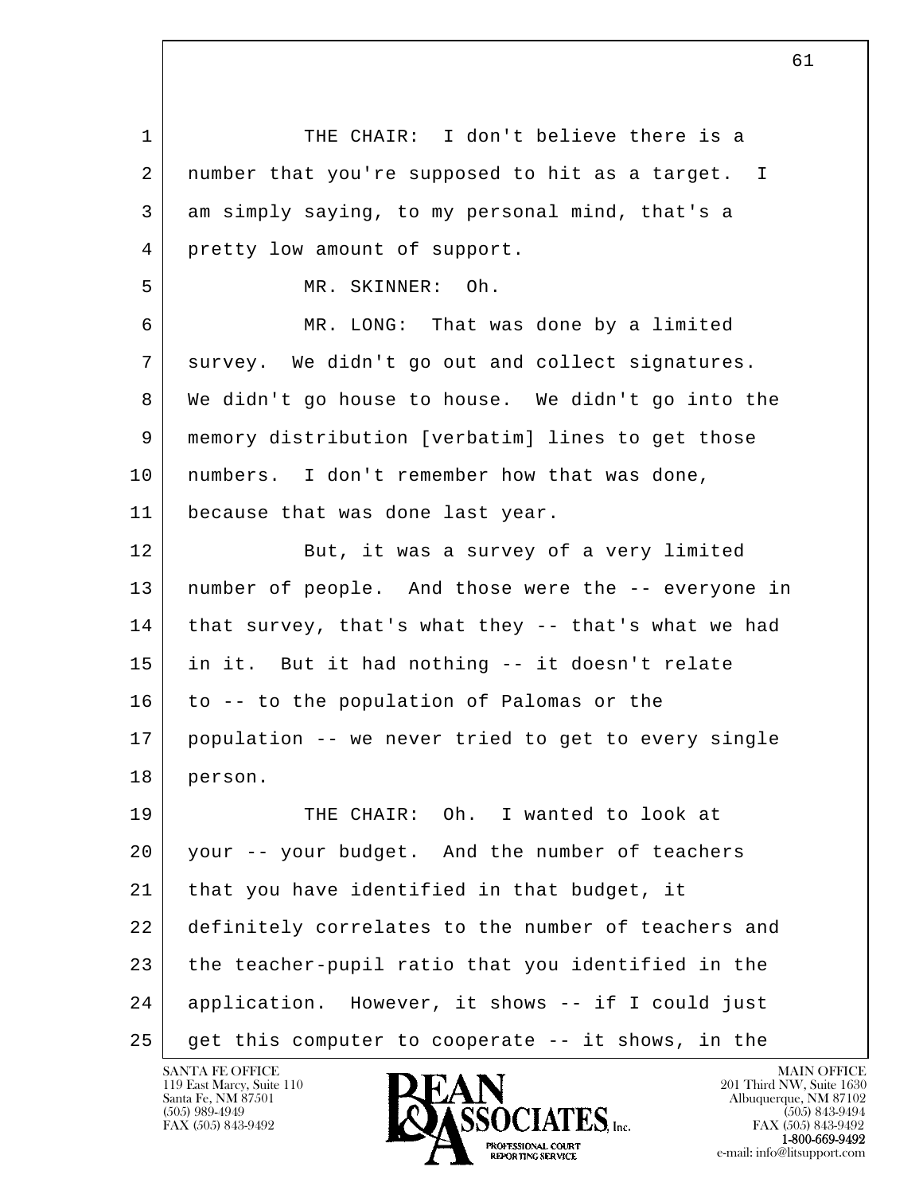1 THE CHAIR: I don't believe there is a
2 number that you're supposed to hit as a target. I
3 am simply saying, to my personal mind, that's a
4 pretty low amount of support.
5 MR. SKINNER: Oh.
6 MR. LONG: That was done by a limited
7 survey. We didn't go out and collect signatures.
8 We didn't go house to house. We didn't go into the
9 memory distribution [verbatim] lines to get those
10 numbers. I don't remember how that was done,
11 because that was done last year.
12 But, it was a survey of a very limited
13 number of people. And those were the -- everyone in
14 that survey, that's what they -- that's what we had
15 in it. But it had nothing -- it doesn't relate
16 to -- to the population of Palomas or the
17 population -- we never tried to get to every single
18 person.
19 THE CHAIR: Oh. I wanted to look at
20 your -- your budget. And the number of teachers
21 that you have identified in that budget, it
22 definitely correlates to the number of teachers and
23 the teacher-pupil ratio that you identified in the
24 application. However, it shows -- if I could just
25 get this computer to cooperate -- it shows, in the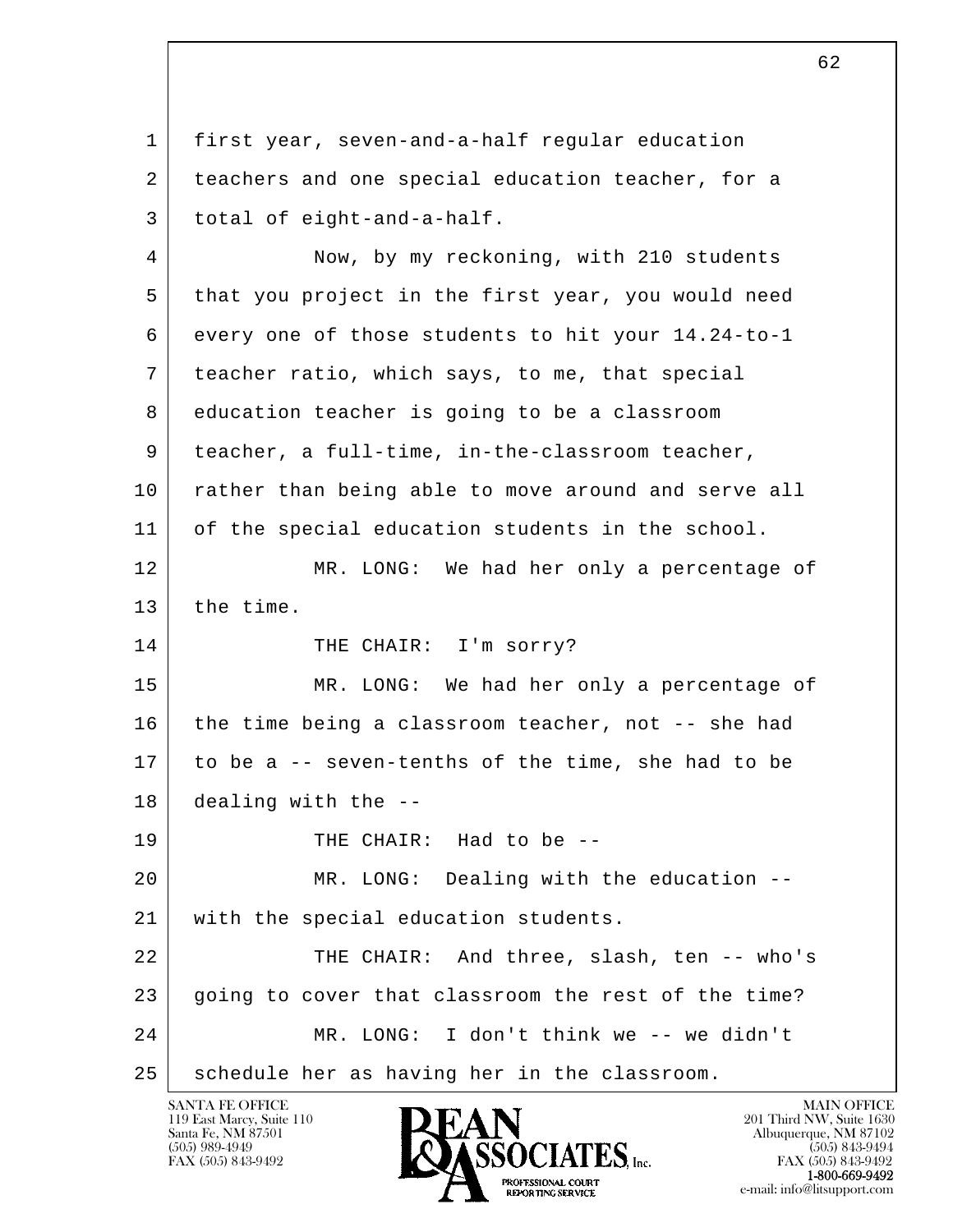first year, seven-and-a-half regular education teachers and one special education teacher, for a total of eight-and-a-half.

Now, by my reckoning, with 210 students that you project in the first year, you would need every one of those students to hit your 14.24-to-1 teacher ratio, which says, to me, that special education teacher is going to be a classroom teacher, a full-time, in-the-classroom teacher, rather than being able to move around and serve all of the special education students in the school.

MR. LONG: We had her only a percentage of the time.

THE CHAIR: I'm sorry?

MR. LONG: We had her only a percentage of the time being a classroom teacher, not -- she had to be a -- seven-tenths of the time, she had to be dealing with the --

THE CHAIR: Had to be --

MR. LONG: Dealing with the education -- with the special education students.

THE CHAIR: And three, slash, ten -- who's going to cover that classroom the rest of the time?

MR. LONG: I don't think we -- we didn't schedule her as having her in the classroom.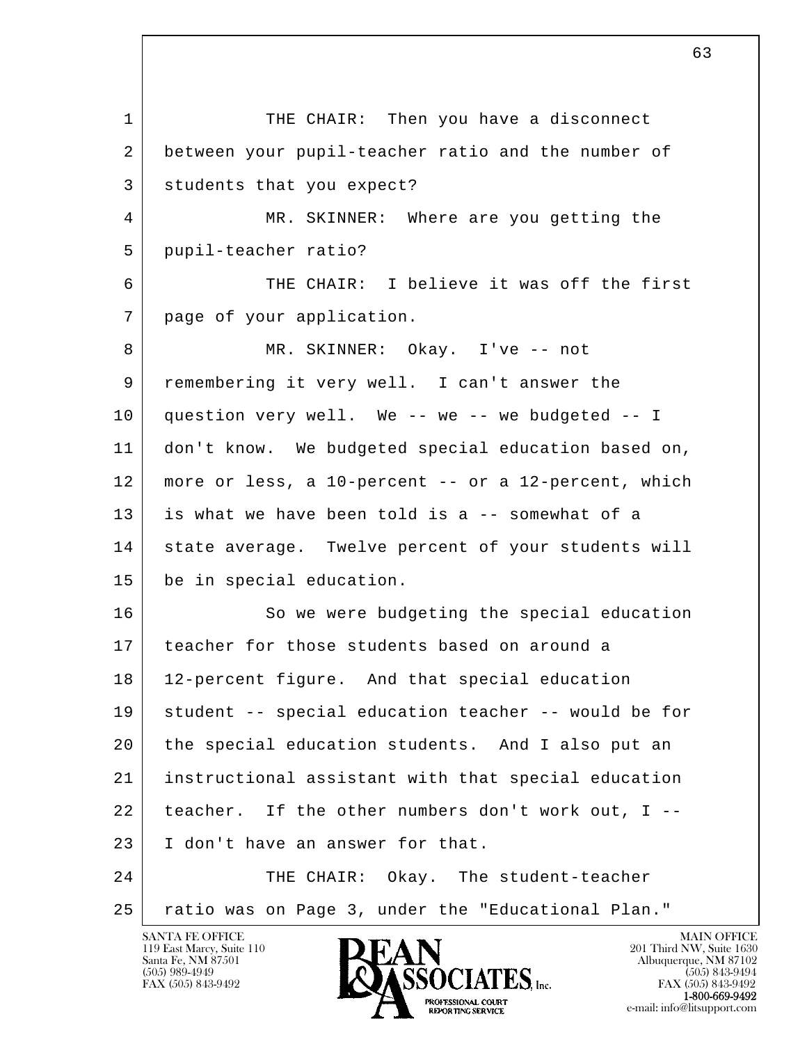THE CHAIR: Then you have a disconnect between your pupil-teacher ratio and the number of students that you expect?

MR. SKINNER: Where are you getting the pupil-teacher ratio?

THE CHAIR: I believe it was off the first page of your application.

MR. SKINNER: Okay. I've -- not remembering it very well. I can't answer the question very well. We -- we -- we budgeted -- I don't know. We budgeted special education based on, more or less, a 10-percent -- or a 12-percent, which is what we have been told is a -- somewhat of a state average. Twelve percent of your students will be in special education.

So we were budgeting the special education teacher for those students based on around a 12-percent figure. And that special education student -- special education teacher -- would be for the special education students. And I also put an instructional assistant with that special education teacher. If the other numbers don't work out, I -- I don't have an answer for that.

THE CHAIR: Okay. The student-teacher ratio was on Page 3, under the "Educational Plan."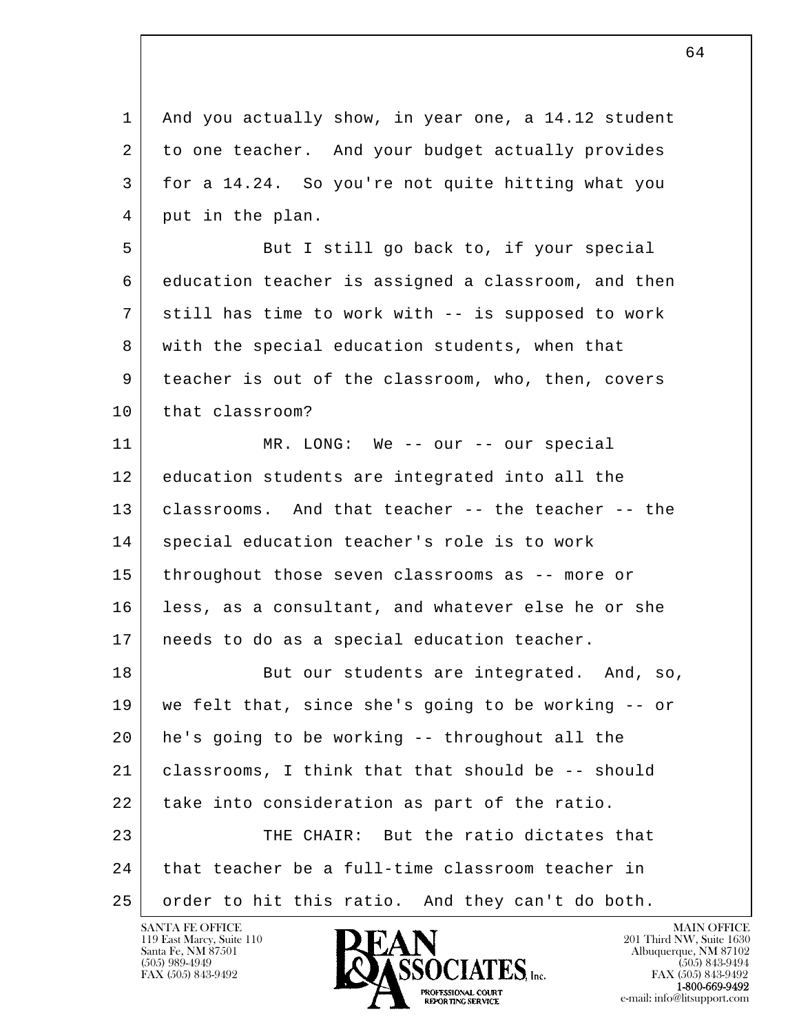And you actually show, in year one, a 14.12 student to one teacher. And your budget actually provides for a 14.24. So you're not quite hitting what you put in the plan.

But I still go back to, if your special education teacher is assigned a classroom, and then still has time to work with -- is supposed to work with the special education students, when that teacher is out of the classroom, who, then, covers that classroom?

MR. LONG: We -- our -- our special education students are integrated into all the classrooms. And that teacher -- the teacher -- the special education teacher's role is to work throughout those seven classrooms as -- more or less, as a consultant, and whatever else he or she needs to do as a special education teacher.

But our students are integrated. And, so, we felt that, since she's going to be working -- or he's going to be working -- throughout all the classrooms, I think that that should be -- should take into consideration as part of the ratio.

THE CHAIR: But the ratio dictates that that teacher be a full-time classroom teacher in order to hit this ratio. And they can't do both.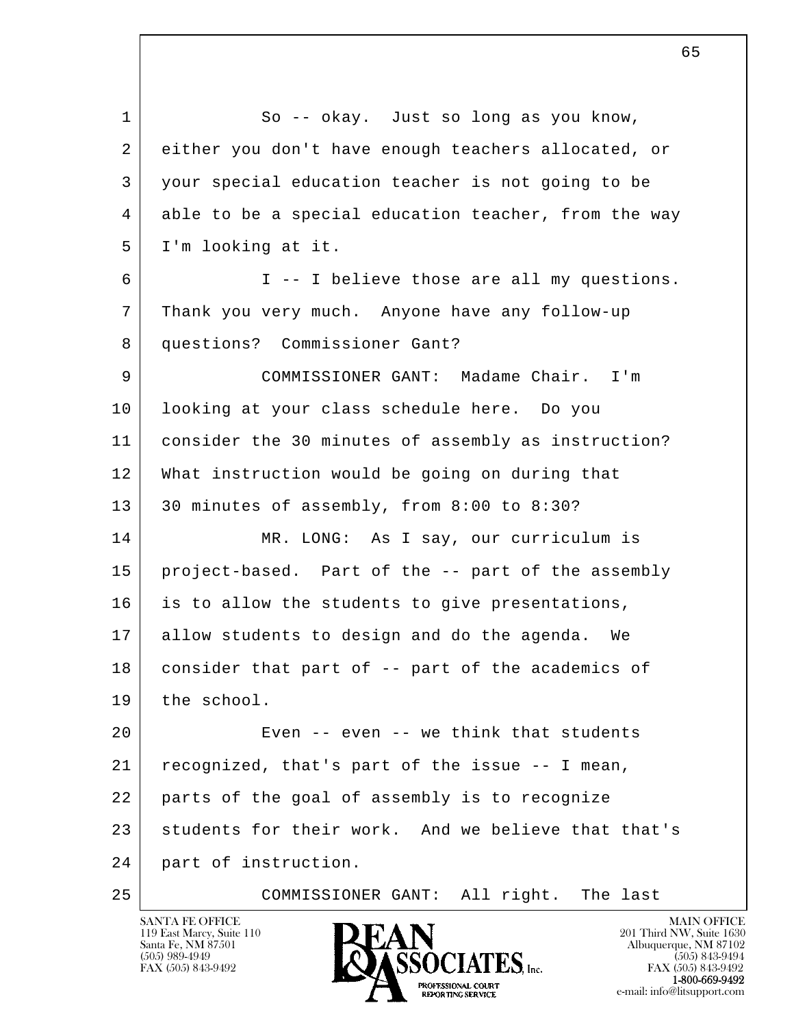So -- okay. Just so long as you know, either you don't have enough teachers allocated, or your special education teacher is not going to be able to be a special education teacher, from the way I'm looking at it.

I -- I believe those are all my questions. Thank you very much. Anyone have any follow-up questions? Commissioner Gant?

COMMISSIONER GANT: Madame Chair. I'm looking at your class schedule here. Do you consider the 30 minutes of assembly as instruction? What instruction would be going on during that 30 minutes of assembly, from 8:00 to 8:30?

MR. LONG: As I say, our curriculum is project-based. Part of the -- part of the assembly is to allow the students to give presentations, allow students to design and do the agenda. We consider that part of -- part of the academics of the school.

Even -- even -- we think that students recognized, that's part of the issue -- I mean, parts of the goal of assembly is to recognize students for their work. And we believe that that's part of instruction.

COMMISSIONER GANT: All right. The last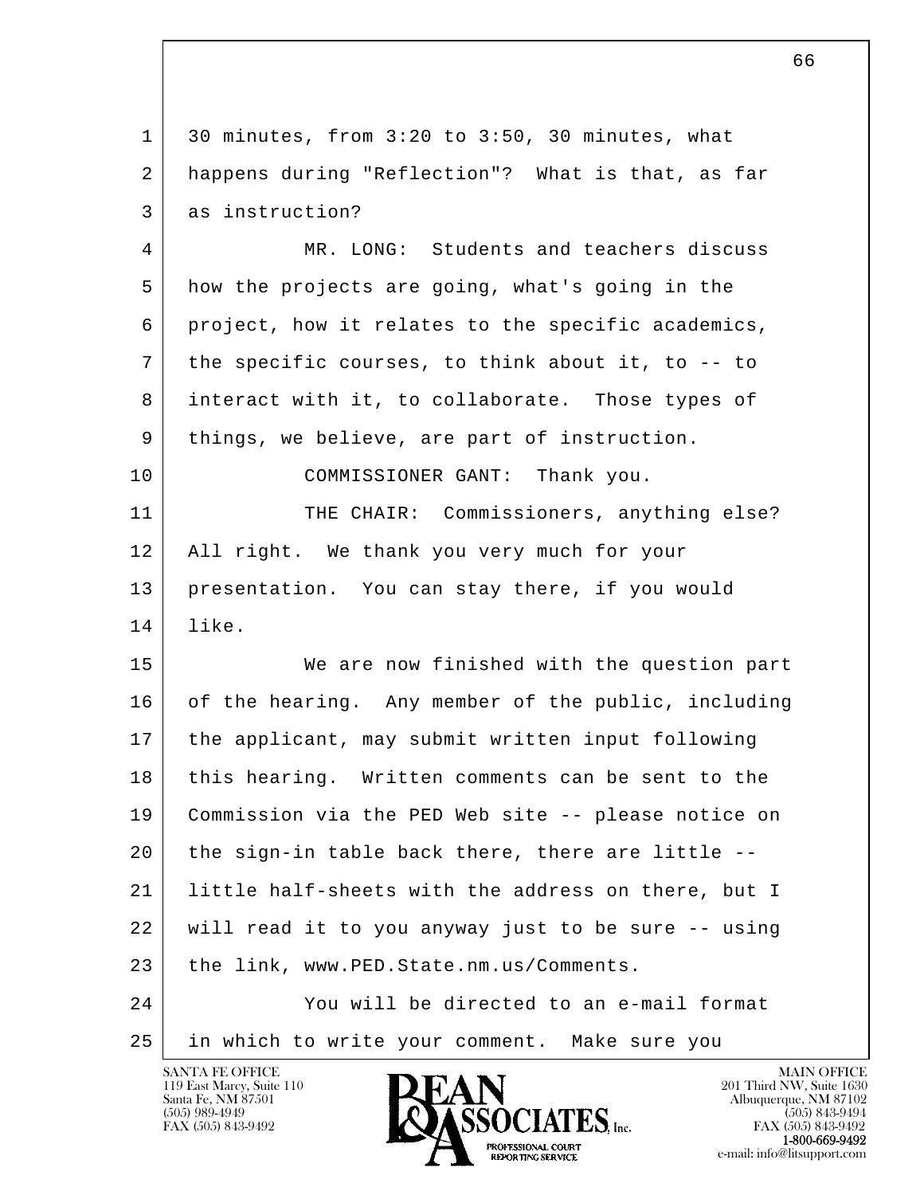30 minutes, from 3:20 to 3:50, 30 minutes, what happens during "Reflection"? What is that, as far as instruction?

MR. LONG: Students and teachers discuss how the projects are going, what's going in the project, how it relates to the specific academics, the specific courses, to think about it, to -- to interact with it, to collaborate. Those types of things, we believe, are part of instruction.

COMMISSIONER GANT: Thank you.

THE CHAIR: Commissioners, anything else? All right. We thank you very much for your presentation. You can stay there, if you would like.

We are now finished with the question part of the hearing. Any member of the public, including the applicant, may submit written input following this hearing. Written comments can be sent to the Commission via the PED Web site -- please notice on the sign-in table back there, there are little -- little half-sheets with the address on there, but I will read it to you anyway just to be sure -- using the link, www.PED.State.nm.us/Comments.

You will be directed to an e-mail format in which to write your comment. Make sure you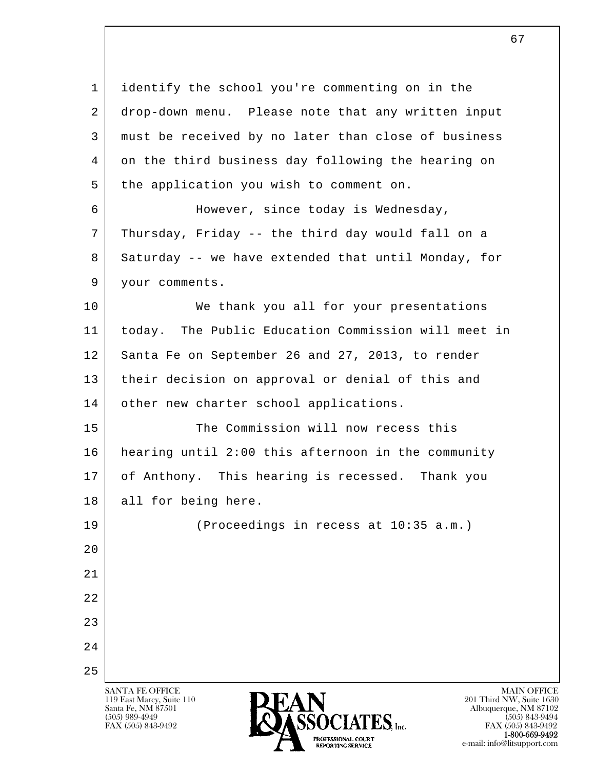identify the school you're commenting on in the drop-down menu. Please note that any written input must be received by no later than close of business on the third business day following the hearing on the application you wish to comment on.

However, since today is Wednesday, Thursday, Friday -- the third day would fall on a Saturday -- we have extended that until Monday, for your comments.

We thank you all for your presentations today. The Public Education Commission will meet in Santa Fe on September 26 and 27, 2013, to render their decision on approval or denial of this and other new charter school applications.

The Commission will now recess this hearing until 2:00 this afternoon in the community of Anthony. This hearing is recessed. Thank you all for being here.

(Proceedings in recess at 10:35 a.m.)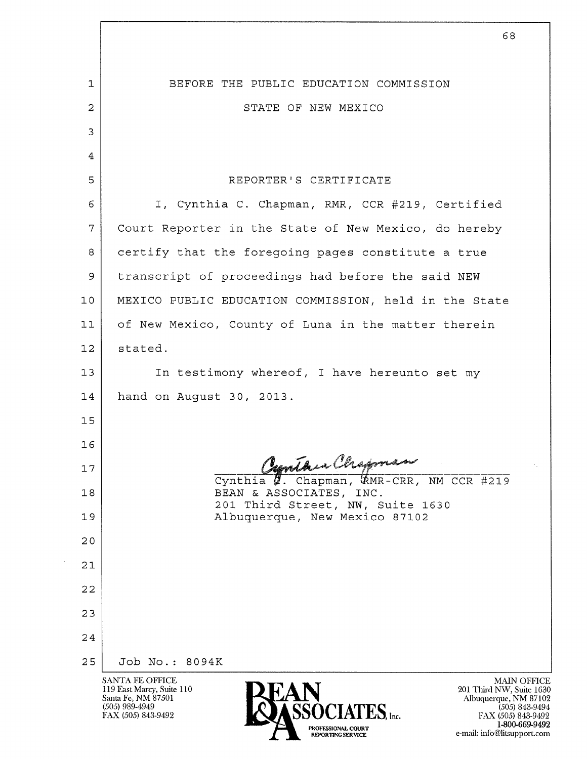BEFORE THE PUBLIC EDUCATION COMMISSION

STATE OF NEW MEXICO

REPORTER'S CERTIFICATE

I, Cynthia C. Chapman, RMR, CCR #219, Certified Court Reporter in the State of New Mexico, do hereby certify that the foregoing pages constitute a true transcript of proceedings had before the said NEW MEXICO PUBLIC EDUCATION COMMISSION, held in the State of New Mexico, County of Luna in the matter therein stated.

In testimony whereof, I have hereunto set my hand on August 30, 2013.

Cynthia C. Chapman, RMR-CRR, NM CCR #219
BEAN & ASSOCIATES, INC.
201 Third Street, NW, Suite 1630
Albuquerque, New Mexico 87102

Job No.: 8094K

SANTA FE OFFICE
119 East Marcy, Suite 110
Santa Fe, NM 87501
(505) 989-4949
FAX (505) 843-9492

BEAN & ASSOCIATES, Inc.
PROFESSIONAL COURT REPORTING SERVICE

MAIN OFFICE
201 Third NW, Suite 1630
Albuquerque, NM 87102
(505) 843-9494
FAX (505) 843-9492
1-800-669-9492
e-mail: info@litsupport.com